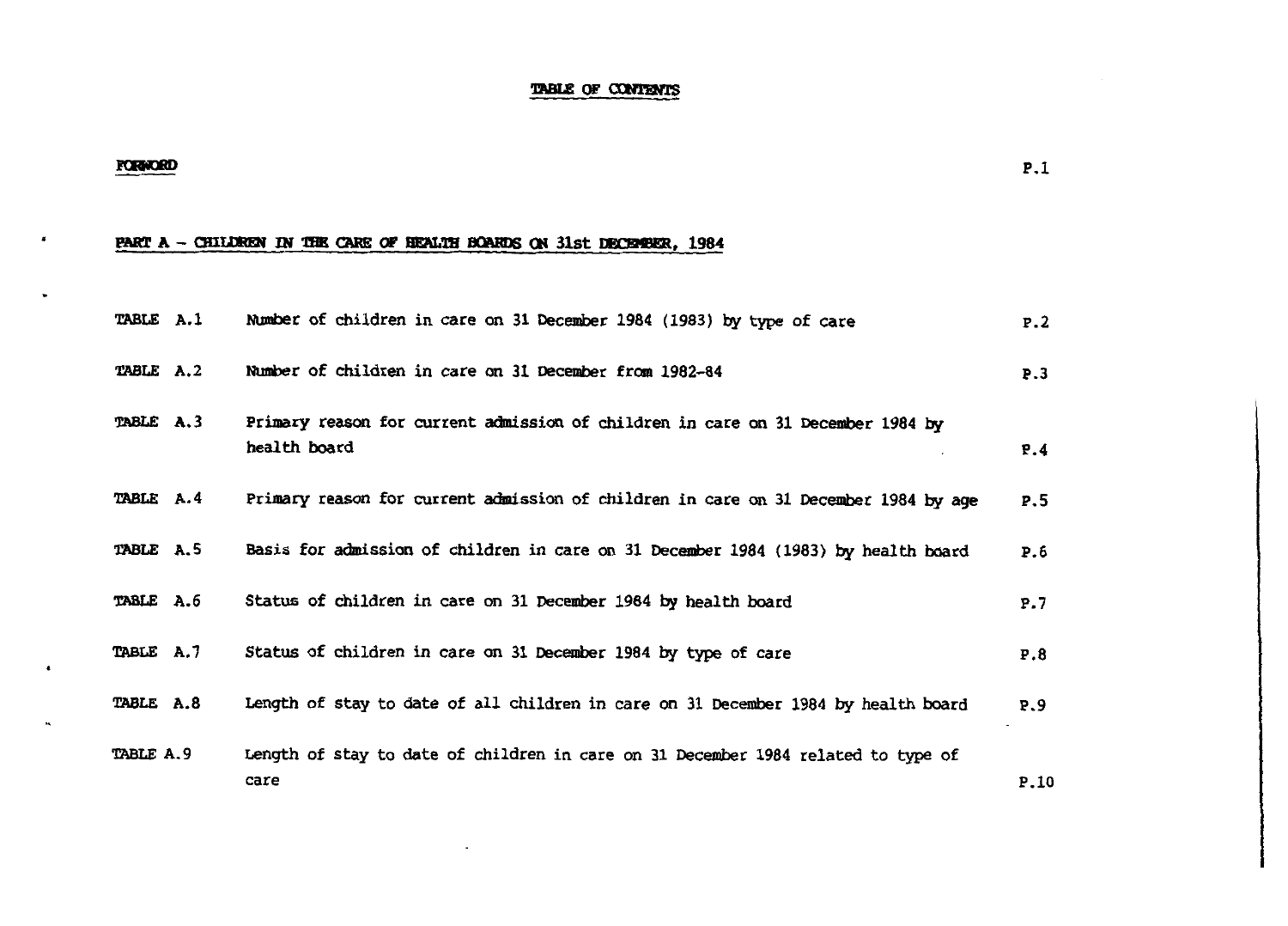# TABLE OF CONTENTS

**FORWORD** P.1

## PART A – CHILDREN IN THE CARE OF HEALTH BOARDS ON 31st DECEMBER, 1984

| | | |
|---|---|---|
| TABLE A.1 | Number of children in care on 31 December 1984 (1983) by type of care | P.2 |
| TABLE A.2 | Number of children in care on 31 December from 1982-84 | P.3 |
| TABLE A.3 | Primary reason for current admission of children in care on 31 December 1984 by health board | P.4 |
| TABLE A.4 | Primary reason for current admission of children in care on 31 December 1984 by age | P.5 |
| TABLE A.5 | Basis for admission of children in care on 31 December 1984 (1983) by health board | P.6 |
| TABLE A.6 | Status of children in care on 31 December 1984 by health board | P.7 |
| TABLE A.7 | Status of children in care on 31 December 1984 by type of care | P.8 |
| TABLE A.8 | Length of stay to date of all children in care on 31 December 1984 by health board | P.9 |
| TABLE A.9 | Length of stay to date of children in care on 31 December 1984 related to type of care | P.10 |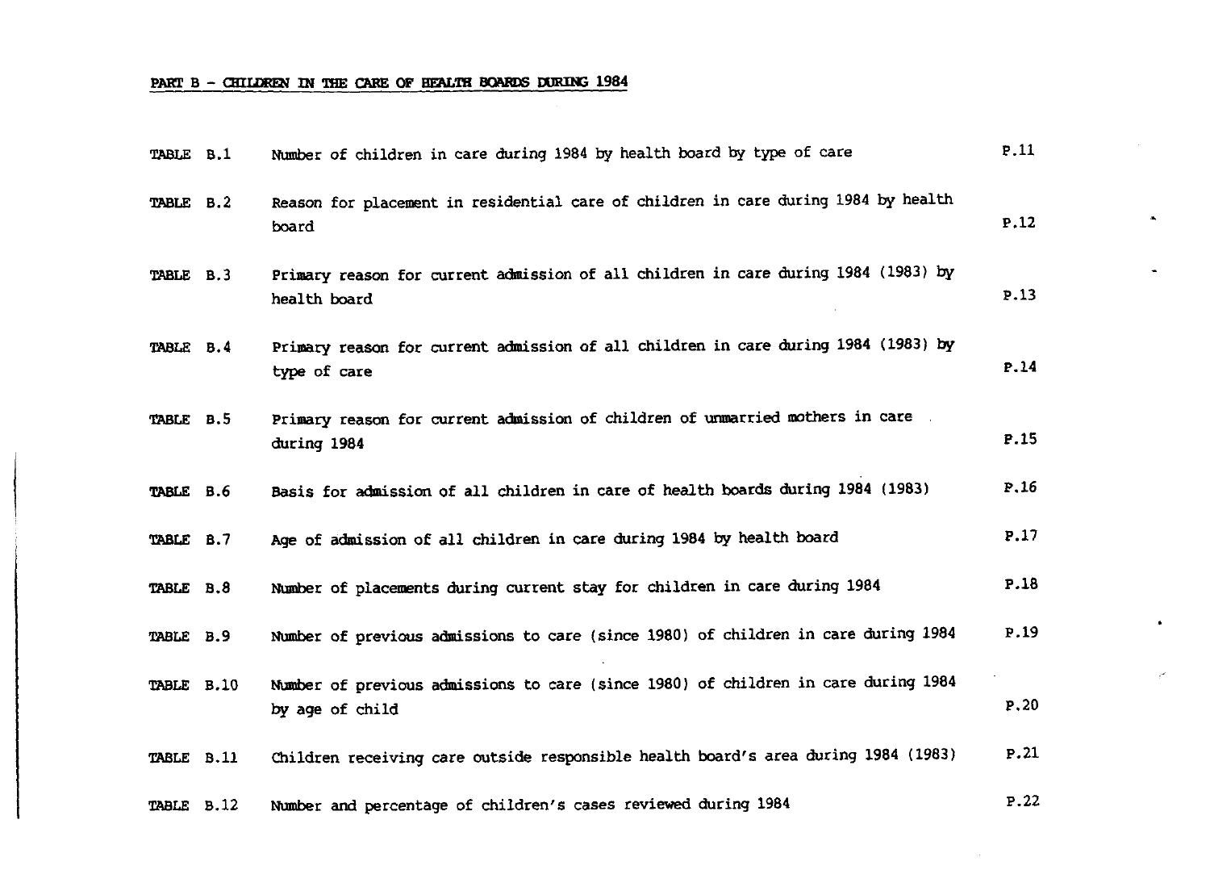## PART B - CHILDREN IN THE CARE OF HEALTH BOARDS DURING 1984

| | | |
|---|---|---|
| TABLE B.1 | Number of children in care during 1984 by health board by type of care | P.11 |
| TABLE B.2 | Reason for placement in residential care of children in care during 1984 by health board | P.12 |
| TABLE B.3 | Primary reason for current admission of all children in care during 1984 (1983) by health board | P.13 |
| TABLE B.4 | Primary reason for current admission of all children in care during 1984 (1983) by type of care | P.14 |
| TABLE B.5 | Primary reason for current admission of children of unmarried mothers in care during 1984 | P.15 |
| TABLE B.6 | Basis for admission of all children in care of health boards during 1984 (1983) | P.16 |
| TABLE B.7 | Age of admission of all children in care during 1984 by health board | P.17 |
| TABLE B.8 | Number of placements during current stay for children in care during 1984 | P.18 |
| TABLE B.9 | Number of previous admissions to care (since 1980) of children in care during 1984 | P.19 |
| TABLE B.10 | Number of previous admissions to care (since 1980) of children in care during 1984 by age of child | P.20 |
| TABLE B.11 | Children receiving care outside responsible health board's area during 1984 (1983) | P.21 |
| TABLE B.12 | Number and percentage of children's cases reviewed during 1984 | P.22 |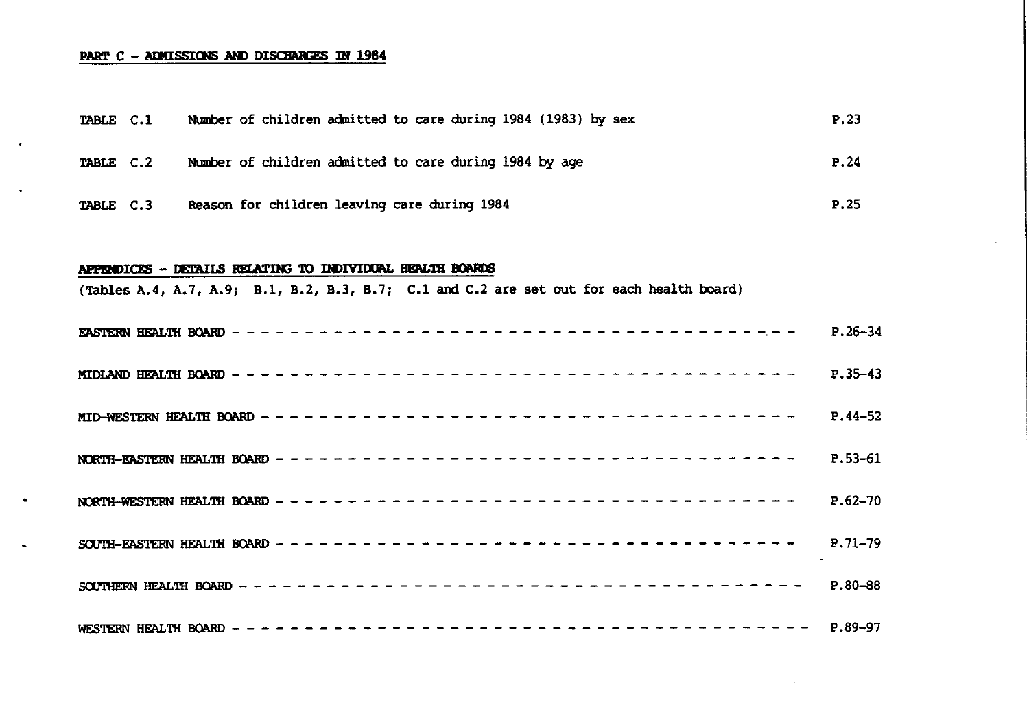## PART C - ADMISSIONS AND DISCHARGES IN 1984

| | | |
|---|---|---|
| TABLE C.1 | Number of children admitted to care during 1984 (1983) by sex | P.23 |
| TABLE C.2 | Number of children admitted to care during 1984 by age | P.24 |
| TABLE C.3 | Reason for children leaving care during 1984 | P.25 |

## APPENDICES - DETAILS RELATING TO INDIVIDUAL HEALTH BOARDS

(Tables A.4, A.7, A.9; B.1, B.2, B.3, B.7; C.1 and C.2 are set out for each health board)

| | |
|---|---|
| EASTERN HEALTH BOARD | P.26-34 |
| MIDLAND HEALTH BOARD | P.35-43 |
| MID-WESTERN HEALTH BOARD | P.44-52 |
| NORTH-EASTERN HEALTH BOARD | P.53-61 |
| NORTH-WESTERN HEALTH BOARD | P.62-70 |
| SOUTH-EASTERN HEALTH BOARD | P.71-79 |
| SOUTHERN HEALTH BOARD | P.80-88 |
| WESTERN HEALTH BOARD | P.89-97 |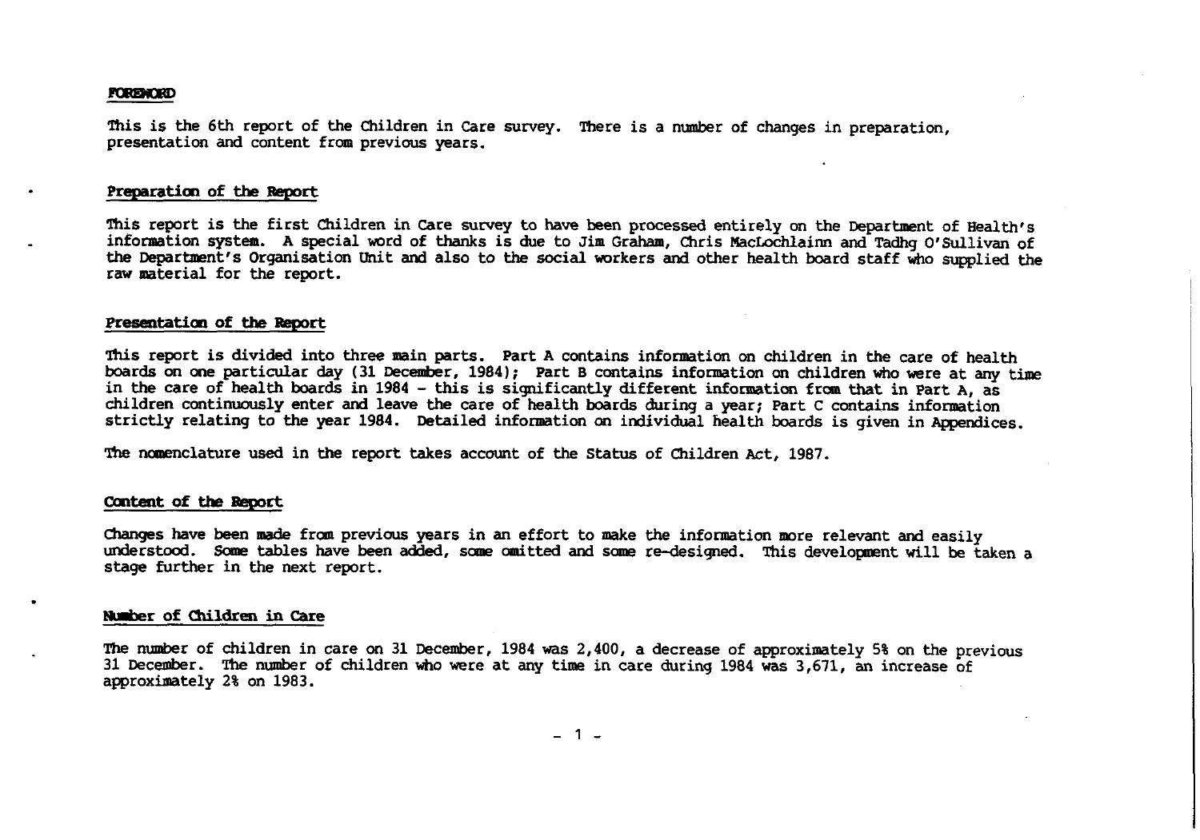## FOREWORD

This is the 6th report of the Children in Care survey. There is a number of changes in preparation, presentation and content from previous years.

### Preparation of the Report

This report is the first Children in Care survey to have been processed entirely on the Department of Health's information system. A special word of thanks is due to Jim Graham, Chris MacLochlainn and Tadhg O'Sullivan of the Department's Organisation Unit and also to the social workers and other health board staff who supplied the raw material for the report.

### Presentation of the Report

This report is divided into three main parts. Part A contains information on children in the care of health boards on one particular day (31 December, 1984); Part B contains information on children who were at any time in the care of health boards in 1984 - this is significantly different information from that in Part A, as children continuously enter and leave the care of health boards during a year; Part C contains information strictly relating to the year 1984. Detailed information on individual health boards is given in Appendices.

The nomenclature used in the report takes account of the Status of Children Act, 1987.

### Content of the Report

Changes have been made from previous years in an effort to make the information more relevant and easily understood. Some tables have been added, some omitted and some re-designed. This development will be taken a stage further in the next report.

### Number of Children in Care

The number of children in care on 31 December, 1984 was 2,400, a decrease of approximately 5% on the previous 31 December. The number of children who were at any time in care during 1984 was 3,671, an increase of approximately 2% on 1983.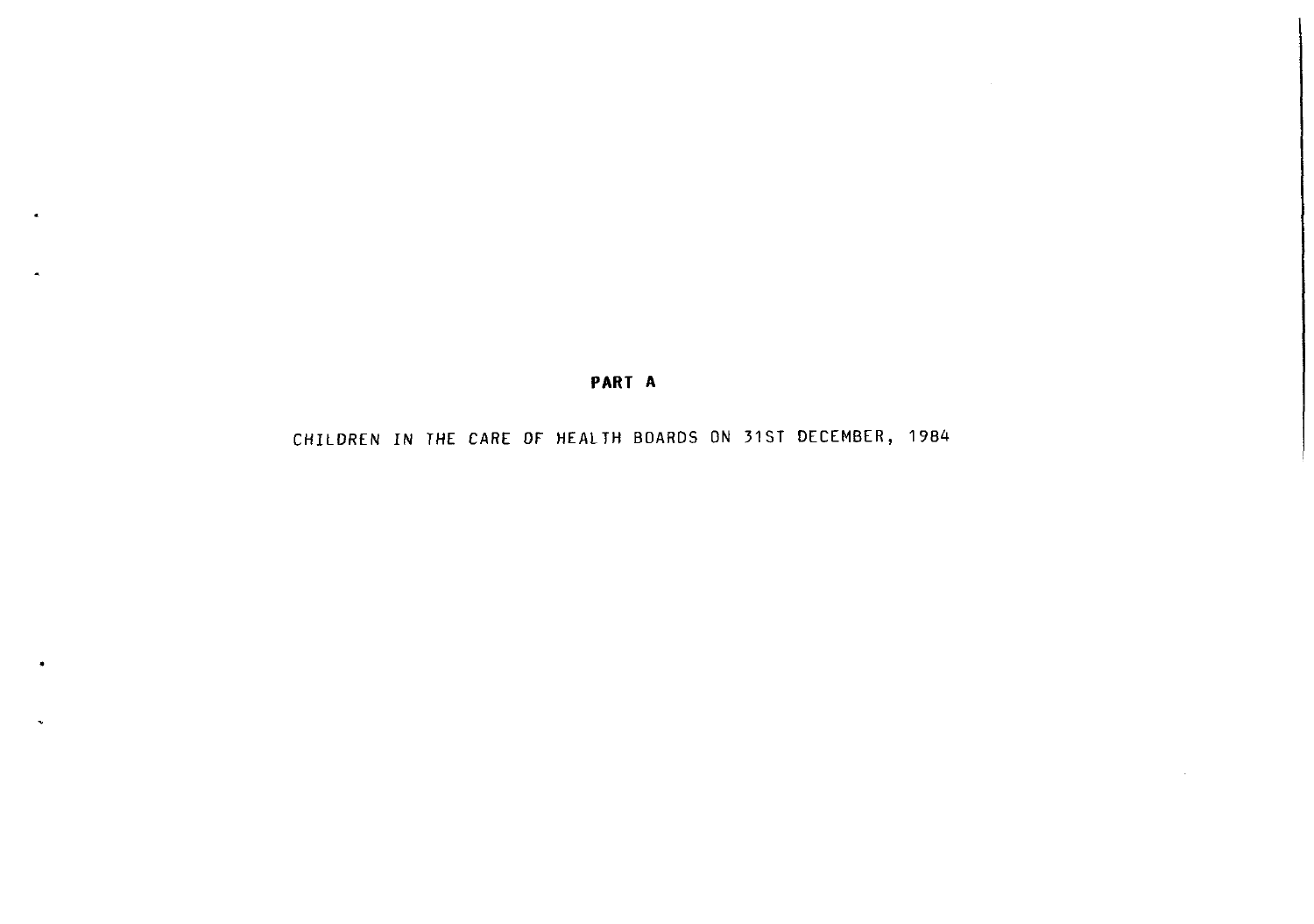# PART A

CHILDREN IN THE CARE OF HEALTH BOARDS ON 31ST DECEMBER, 1984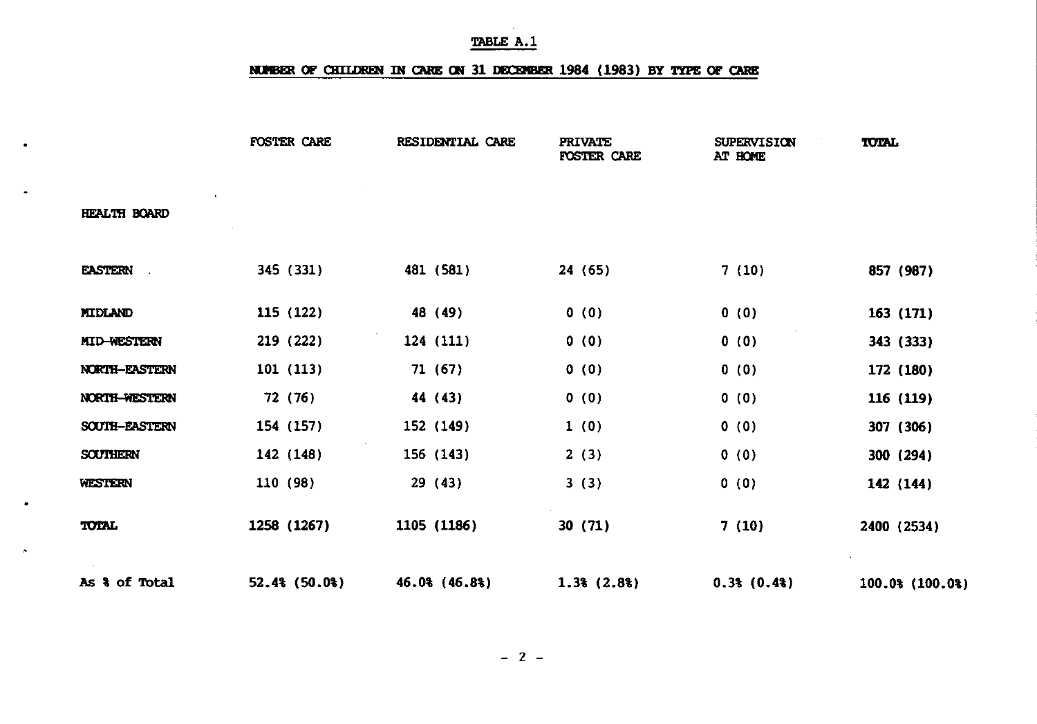TABLE A.1

NUMBER OF CHILDREN IN CARE ON 31 DECEMBER 1984 (1983) BY TYPE OF CARE

| | FOSTER CARE | RESIDENTIAL CARE | PRIVATE FOSTER CARE | SUPERVISION AT HOME | TOTAL |
|---|---|---|---|---|---|
| HEALTH BOARD | | | | | |
| EASTERN | 345 (331) | 481 (581) | 24 (65) | 7 (10) | 857 (987) |
| MIDLAND | 115 (122) | 48 (49) | 0 (0) | 0 (0) | 163 (171) |
| MID-WESTERN | 219 (222) | 124 (111) | 0 (0) | 0 (0) | 343 (333) |
| NORTH-EASTERN | 101 (113) | 71 (67) | 0 (0) | 0 (0) | 172 (180) |
| NORTH-WESTERN | 72 (76) | 44 (43) | 0 (0) | 0 (0) | 116 (119) |
| SOUTH-EASTERN | 154 (157) | 152 (149) | 1 (0) | 0 (0) | 307 (306) |
| SOUTHERN | 142 (148) | 156 (143) | 2 (3) | 0 (0) | 300 (294) |
| WESTERN | 110 (98) | 29 (43) | 3 (3) | 0 (0) | 142 (144) |
| TOTAL | 1258 (1267) | 1105 (1186) | 30 (71) | 7 (10) | 2400 (2534) |
| As % of Total | 52.4% (50.0%) | 46.0% (46.8%) | 1.3% (2.8%) | 0.3% (0.4%) | 100.0% (100.0%) |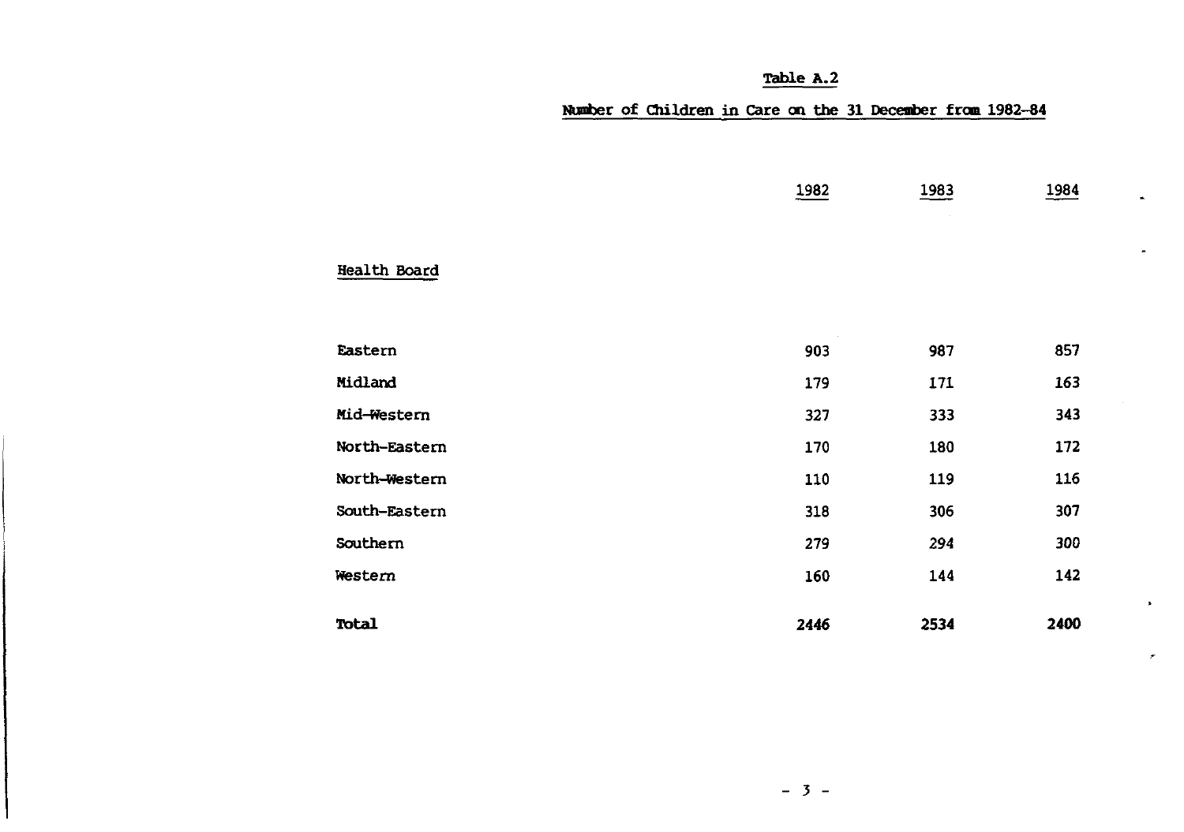# Table A.2

## Number of Children in Care on the 31 December from 1982-84

| Health Board | 1982 | 1983 | 1984 |
|---|---|---|---|
| Eastern | 903 | 987 | 857 |
| Midland | 179 | 171 | 163 |
| Mid-Western | 327 | 333 | 343 |
| North-Eastern | 170 | 180 | 172 |
| North-Western | 110 | 119 | 116 |
| South-Eastern | 318 | 306 | 307 |
| Southern | 279 | 294 | 300 |
| Western | 160 | 144 | 142 |
| **Total** | **2446** | **2534** | **2400** |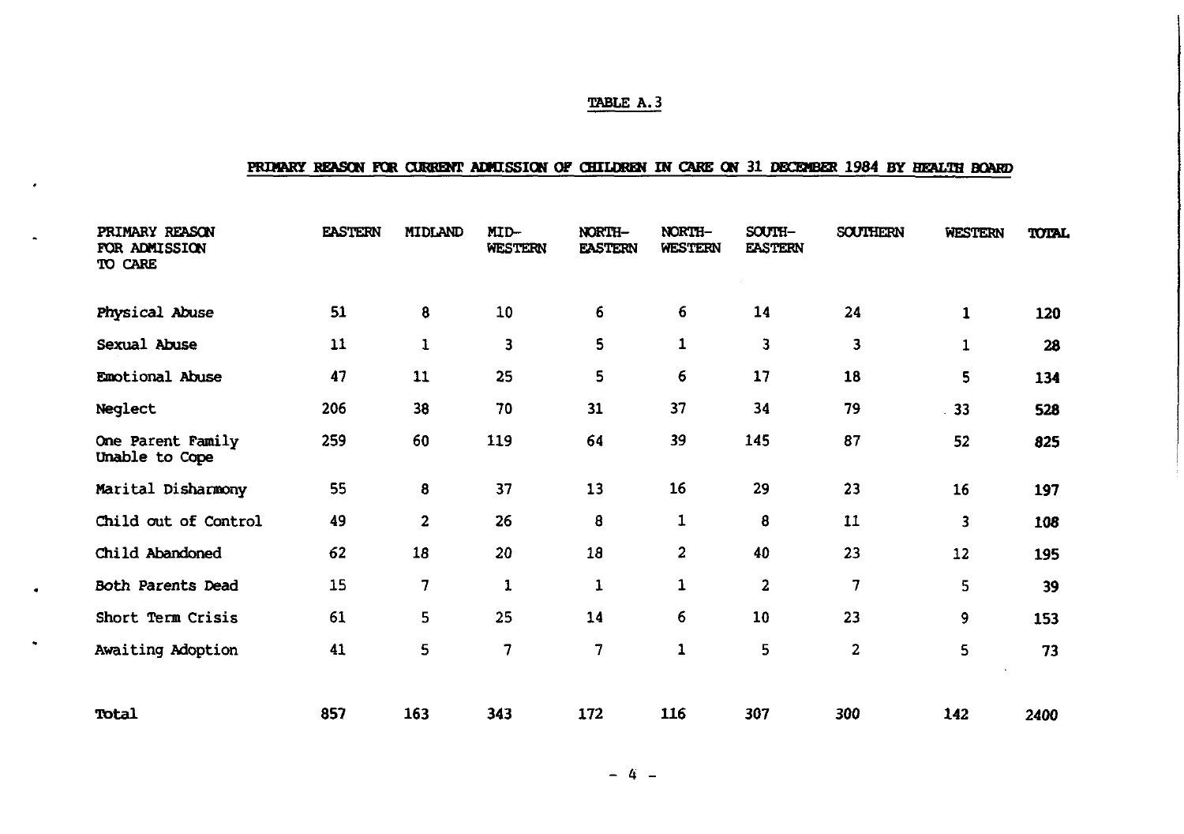TABLE A.3

PRIMARY REASON FOR CURRENT ADMISSION OF CHILDREN IN CARE ON 31 DECEMBER 1984 BY HEALTH BOARD

| PRIMARY REASON FOR ADMISSION TO CARE | EASTERN | MIDLAND | MID-WESTERN | NORTH-EASTERN | NORTH-WESTERN | SOUTH-EASTERN | SOUTHERN | WESTERN | TOTAL |
|---|---|---|---|---|---|---|---|---|---|
| Physical Abuse | 51 | 8 | 10 | 6 | 6 | 14 | 24 | 1 | 120 |
| Sexual Abuse | 11 | 1 | 3 | 5 | 1 | 3 | 3 | 1 | 28 |
| Emotional Abuse | 47 | 11 | 25 | 5 | 6 | 17 | 18 | 5 | 134 |
| Neglect | 206 | 38 | 70 | 31 | 37 | 34 | 79 | 33 | 528 |
| One Parent Family Unable to Cope | 259 | 60 | 119 | 64 | 39 | 145 | 87 | 52 | 825 |
| Marital Disharmony | 55 | 8 | 37 | 13 | 16 | 29 | 23 | 16 | 197 |
| Child out of Control | 49 | 2 | 26 | 8 | 1 | 8 | 11 | 3 | 108 |
| Child Abandoned | 62 | 18 | 20 | 18 | 2 | 40 | 23 | 12 | 195 |
| Both Parents Dead | 15 | 7 | 1 | 1 | 1 | 2 | 7 | 5 | 39 |
| Short Term Crisis | 61 | 5 | 25 | 14 | 6 | 10 | 23 | 9 | 153 |
| Awaiting Adoption | 41 | 5 | 7 | 7 | 1 | 5 | 2 | 5 | 73 |
| Total | 857 | 163 | 343 | 172 | 116 | 307 | 300 | 142 | 2400 |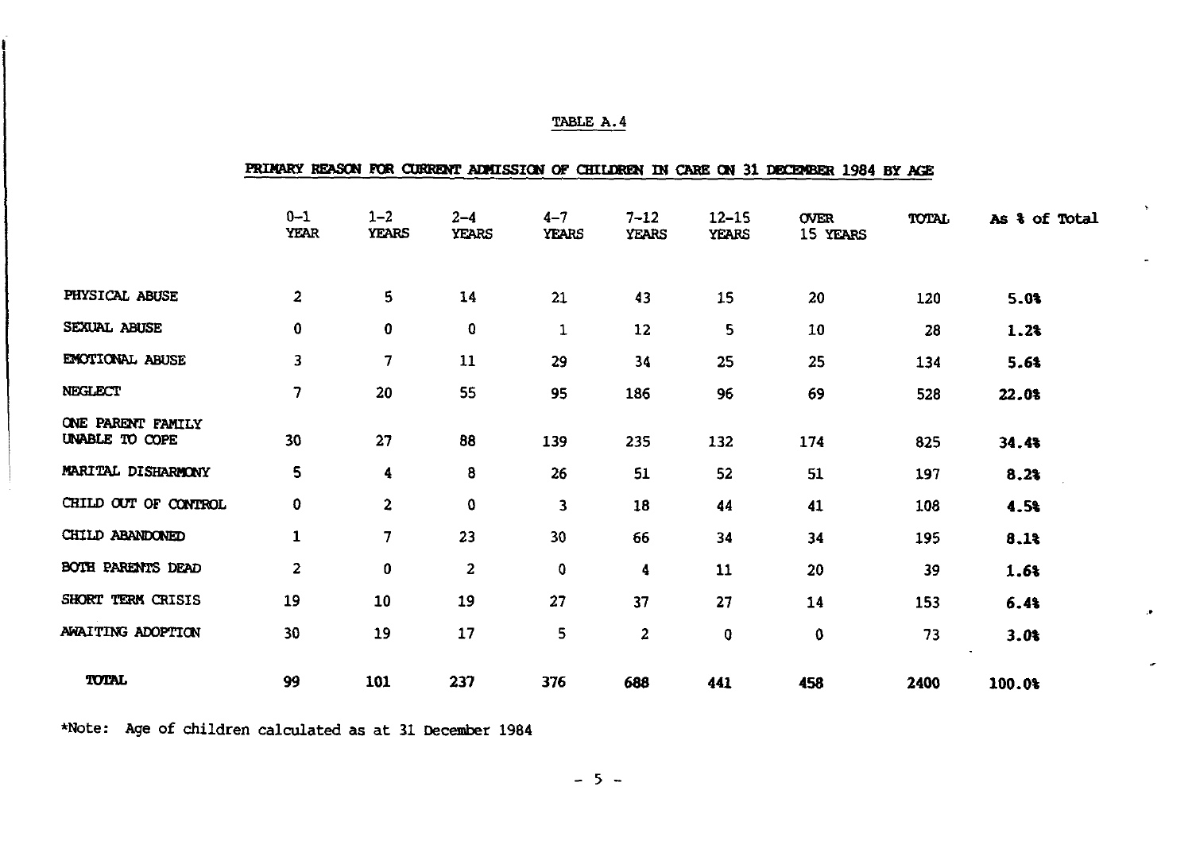TABLE A.4

PRIMARY REASON FOR CURRENT ADMISSION OF CHILDREN IN CARE ON 31 DECEMBER 1984 BY AGE

| | 0–1 YEAR | 1–2 YEARS | 2–4 YEARS | 4–7 YEARS | 7–12 YEARS | 12–15 YEARS | OVER 15 YEARS | TOTAL | As % of Total |
|---|---|---|---|---|---|---|---|---|---|
| PHYSICAL ABUSE | 2 | 5 | 14 | 21 | 43 | 15 | 20 | 120 | **5.0%** |
| SEXUAL ABUSE | 0 | 0 | 0 | 1 | 12 | 5 | 10 | 28 | **1.2%** |
| EMOTIONAL ABUSE | 3 | 7 | 11 | 29 | 34 | 25 | 25 | 134 | **5.6%** |
| NEGLECT | 7 | 20 | 55 | 95 | 186 | 96 | 69 | 528 | **22.0%** |
| ONE PARENT FAMILY UNABLE TO COPE | 30 | 27 | 88 | 139 | 235 | 132 | 174 | 825 | **34.4%** |
| MARITAL DISHARMONY | 5 | 4 | 8 | 26 | 51 | 52 | 51 | 197 | **8.2%** |
| CHILD OUT OF CONTROL | 0 | 2 | 0 | 3 | 18 | 44 | 41 | 108 | **4.5%** |
| CHILD ABANDONED | 1 | 7 | 23 | 30 | 66 | 34 | 34 | 195 | **8.1%** |
| BOTH PARENTS DEAD | 2 | 0 | 2 | 0 | 4 | 11 | 20 | 39 | **1.6%** |
| SHORT TERM CRISIS | 19 | 10 | 19 | 27 | 37 | 27 | 14 | 153 | **6.4%** |
| AWAITING ADOPTION | 30 | 19 | 17 | 5 | 2 | 0 | 0 | 73 | **3.0%** |
| **TOTAL** | **99** | **101** | **237** | **376** | **688** | **441** | **458** | **2400** | **100.0%** |

*Note: Age of children calculated as at 31 December 1984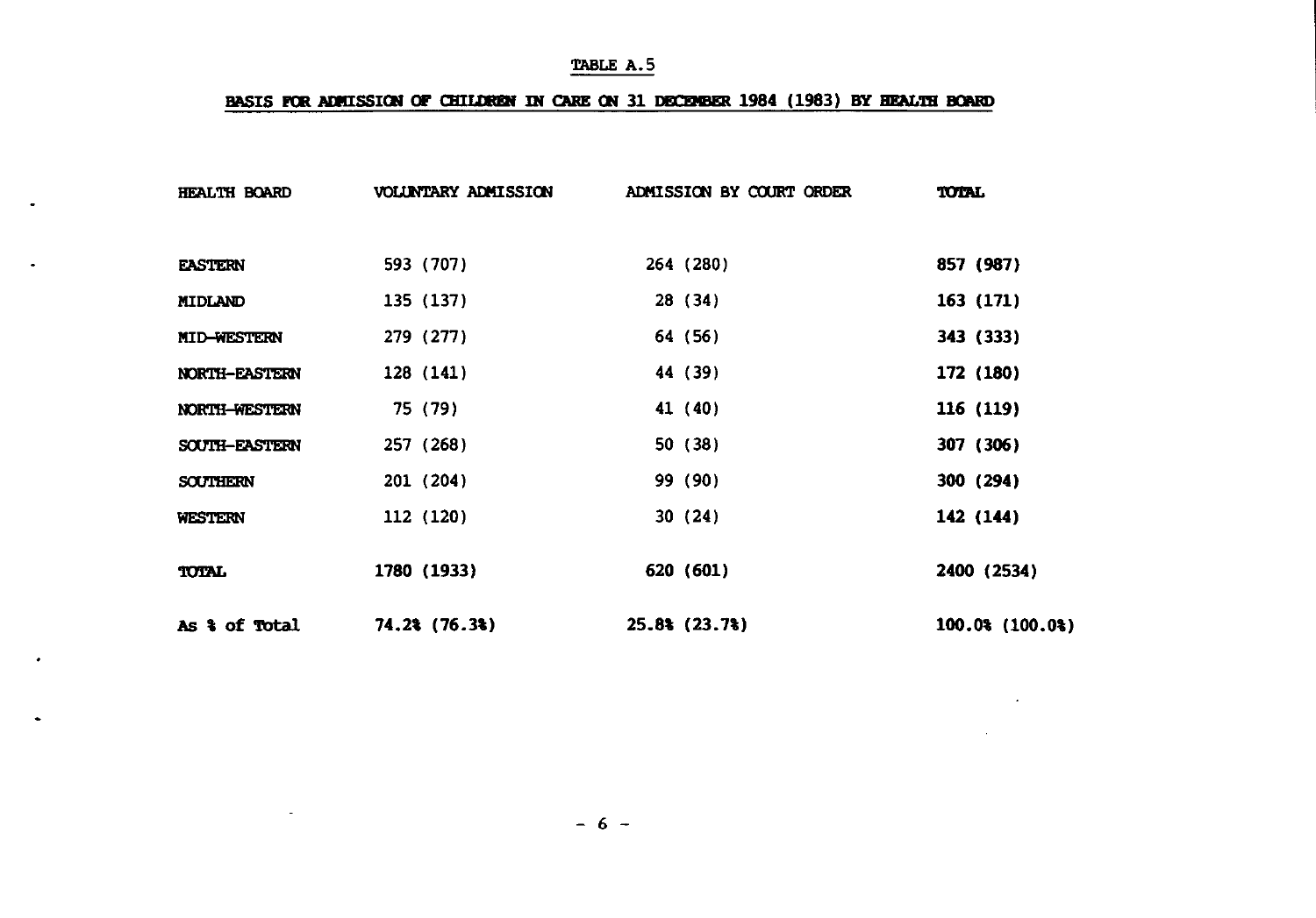TABLE A.5

## BASIS FOR ADMISSION OF CHILDREN IN CARE ON 31 DECEMBER 1984 (1983) BY HEALTH BOARD

| HEALTH BOARD | VOLUNTARY ADMISSION | ADMISSION BY COURT ORDER | TOTAL |
|---|---|---|---|
| EASTERN | 593 (707) | 264 (280) | 857 (987) |
| MIDLAND | 135 (137) | 28 (34) | 163 (171) |
| MID-WESTERN | 279 (277) | 64 (56) | 343 (333) |
| NORTH-EASTERN | 128 (141) | 44 (39) | 172 (180) |
| NORTH-WESTERN | 75 (79) | 41 (40) | 116 (119) |
| SOUTH-EASTERN | 257 (268) | 50 (38) | 307 (306) |
| SOUTHERN | 201 (204) | 99 (90) | 300 (294) |
| WESTERN | 112 (120) | 30 (24) | 142 (144) |
| TOTAL | 1780 (1933) | 620 (601) | 2400 (2534) |
| As % of Total | 74.2% (76.3%) | 25.8% (23.7%) | 100.0% (100.0%) |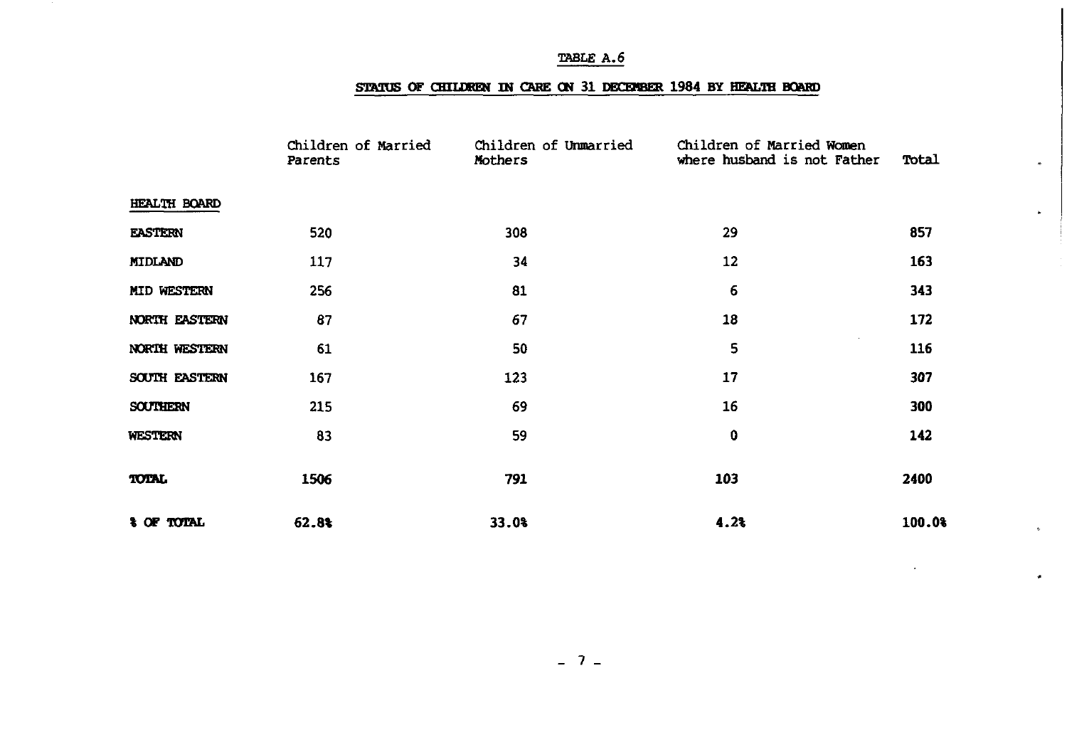TABLE A.6

**STATUS OF CHILDREN IN CARE ON 31 DECEMBER 1984 BY HEALTH BOARD**

| | Children of Married Parents | Children of Unmarried Mothers | Children of Married Women where husband is not Father | Total |
|---|---|---|---|---|
| HEALTH BOARD | | | | |
| EASTERN | 520 | 308 | 29 | 857 |
| MIDLAND | 117 | 34 | 12 | 163 |
| MID WESTERN | 256 | 81 | 6 | 343 |
| NORTH EASTERN | 87 | 67 | 18 | 172 |
| NORTH WESTERN | 61 | 50 | 5 | 116 |
| SOUTH EASTERN | 167 | 123 | 17 | 307 |
| SOUTHERN | 215 | 69 | 16 | 300 |
| WESTERN | 83 | 59 | 0 | 142 |
| **TOTAL** | **1506** | **791** | **103** | **2400** |
| **% OF TOTAL** | **62.8%** | **33.0%** | **4.2%** | **100.0%** |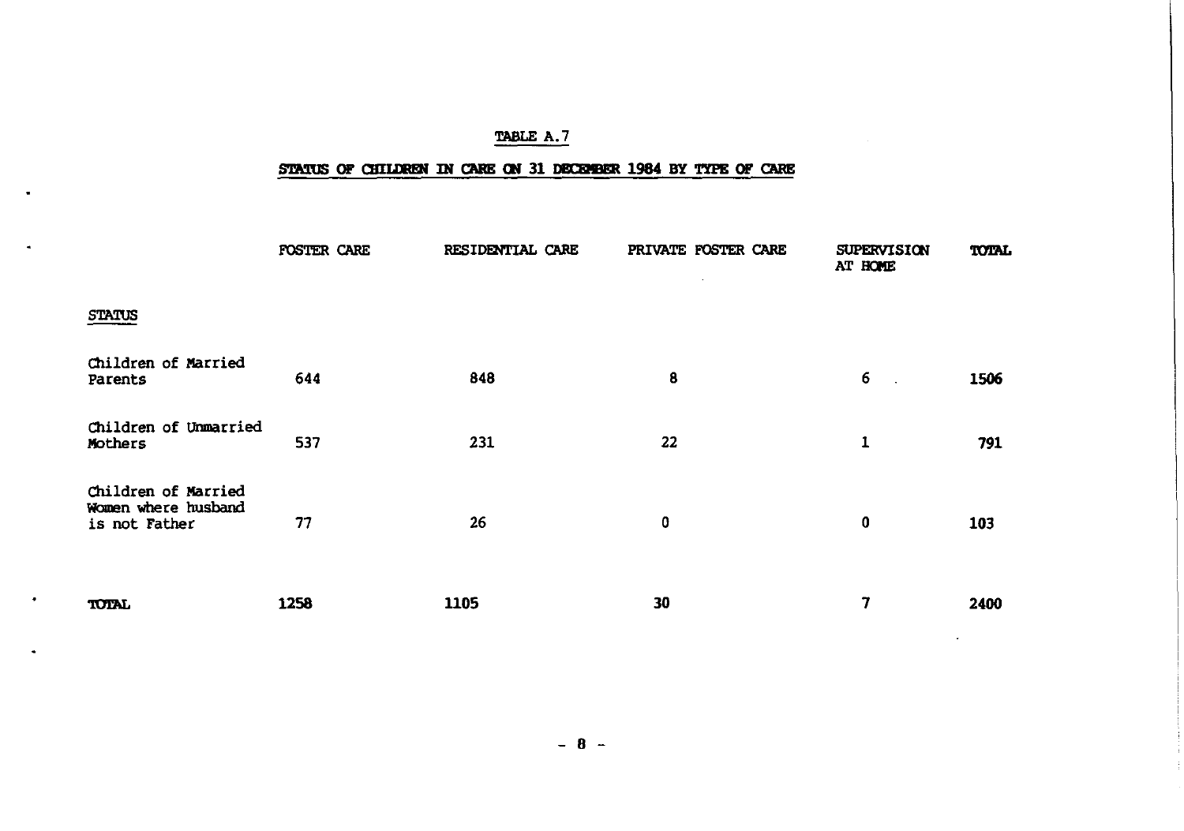TABLE A.7

STATUS OF CHILDREN IN CARE ON 31 DECEMBER 1984 BY TYPE OF CARE

| STATUS | FOSTER CARE | RESIDENTIAL CARE | PRIVATE FOSTER CARE | SUPERVISION AT HOME | TOTAL |
|---|---|---|---|---|---|
| Children of Married Parents | 644 | 848 | 8 | 6 | 1506 |
| Children of Unmarried Mothers | 537 | 231 | 22 | 1 | 791 |
| Children of Married Women where husband is not Father | 77 | 26 | 0 | 0 | 103 |
| **TOTAL** | **1258** | **1105** | **30** | **7** | **2400** |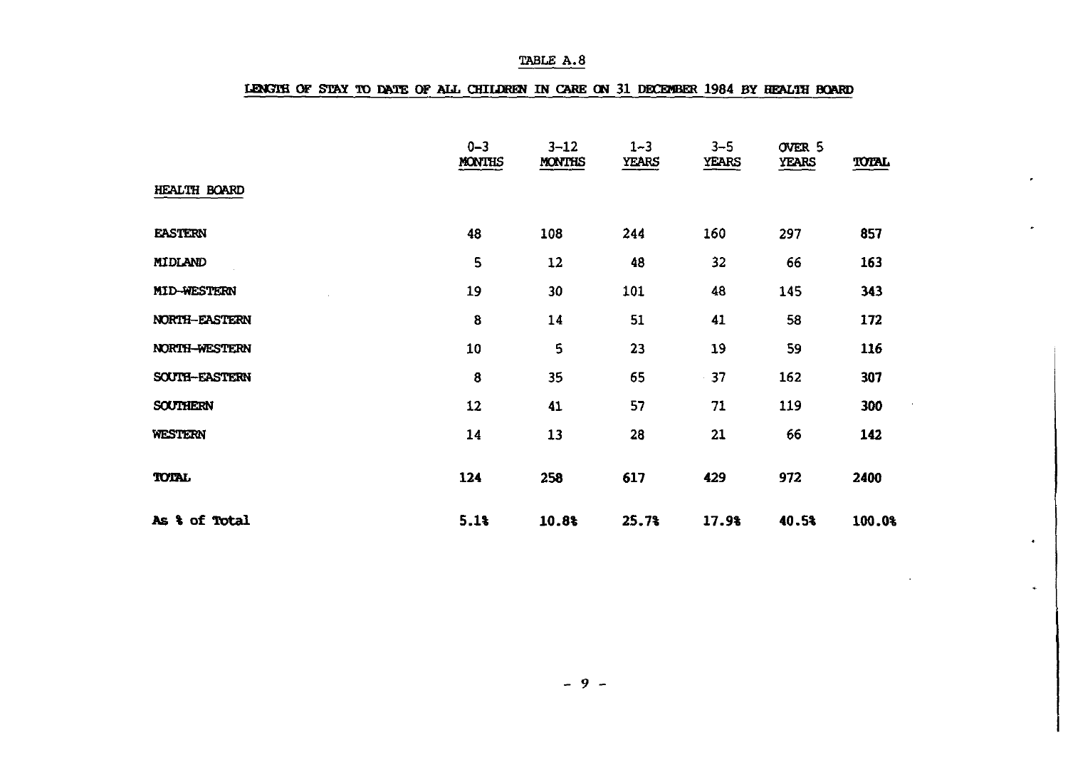TABLE A.8

LENGTH OF STAY TO DATE OF ALL CHILDREN IN CARE ON 31 DECEMBER 1984 BY HEALTH BOARD

| HEALTH BOARD | 0-3 MONTHS | 3-12 MONTHS | 1-3 YEARS | 3-5 YEARS | OVER 5 YEARS | TOTAL |
|---|---|---|---|---|---|---|
| EASTERN | 48 | 108 | 244 | 160 | 297 | **857** |
| MIDLAND | 5 | 12 | 48 | 32 | 66 | **163** |
| MID-WESTERN | 19 | 30 | 101 | 48 | 145 | **343** |
| NORTH-EASTERN | 8 | 14 | 51 | 41 | 58 | **172** |
| NORTH-WESTERN | 10 | 5 | 23 | 19 | 59 | **116** |
| SOUTH-EASTERN | 8 | 35 | 65 | 37 | 162 | **307** |
| SOUTHERN | 12 | 41 | 57 | 71 | 119 | **300** |
| WESTERN | 14 | 13 | 28 | 21 | 66 | **142** |
| **TOTAL** | **124** | **258** | **617** | **429** | **972** | **2400** |
| **As % of Total** | **5.1%** | **10.8%** | **25.7%** | **17.9%** | **40.5%** | **100.0%** |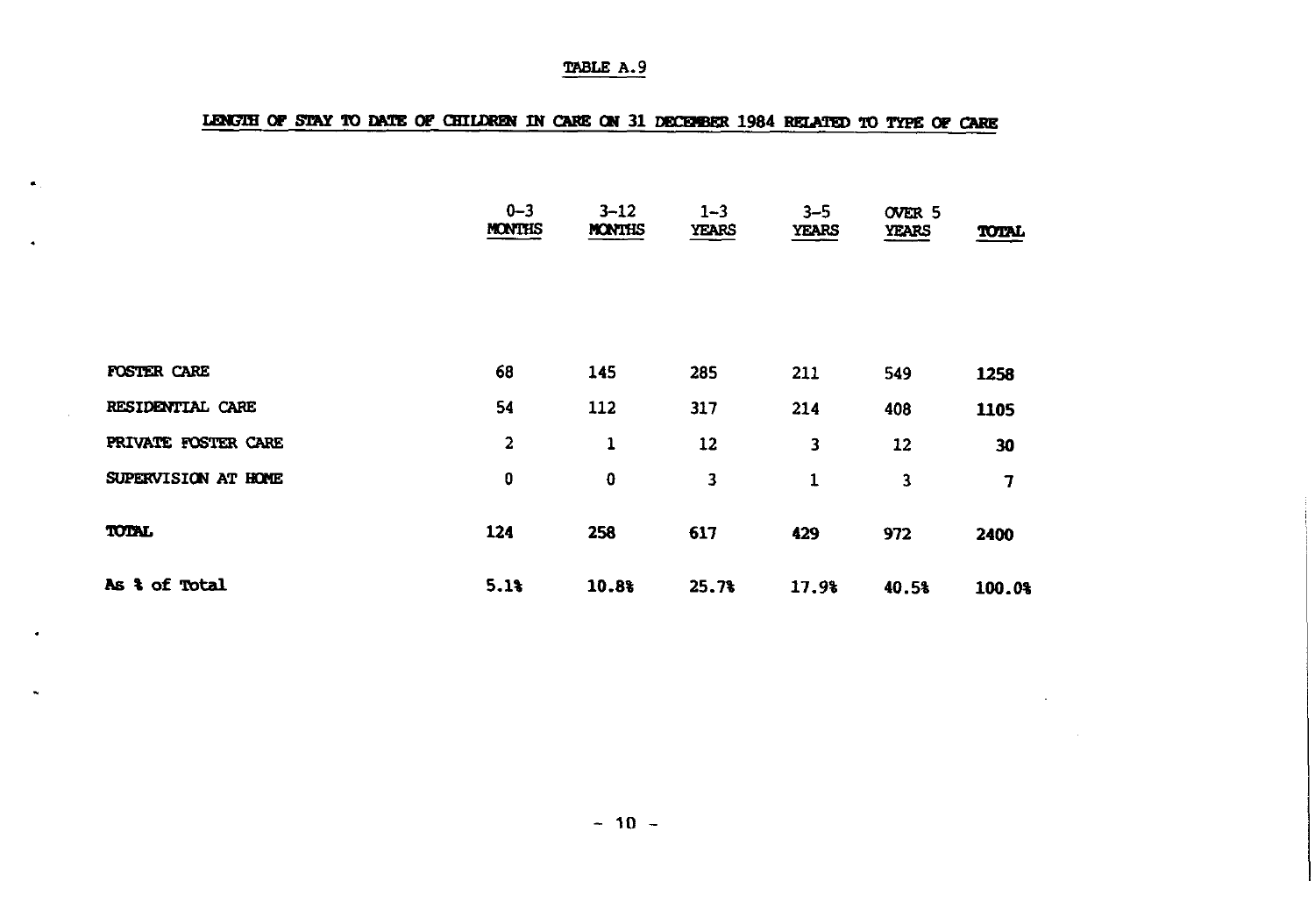TABLE A.9

LENGTH OF STAY TO DATE OF CHILDREN IN CARE ON 31 DECEMBER 1984 RELATED TO TYPE OF CARE

| | 0-3 MONTHS | 3-12 MONTHS | 1-3 YEARS | 3-5 YEARS | OVER 5 YEARS | TOTAL |
|---|---|---|---|---|---|---|
| FOSTER CARE | 68 | 145 | 285 | 211 | 549 | **1258** |
| RESIDENTIAL CARE | 54 | 112 | 317 | 214 | 408 | **1105** |
| PRIVATE FOSTER CARE | 2 | 1 | 12 | 3 | 12 | **30** |
| SUPERVISION AT HOME | 0 | 0 | 3 | 1 | 3 | **7** |
| **TOTAL** | **124** | **258** | **617** | **429** | **972** | **2400** |
| **As % of Total** | **5.1%** | **10.8%** | **25.7%** | **17.9%** | **40.5%** | **100.0%** |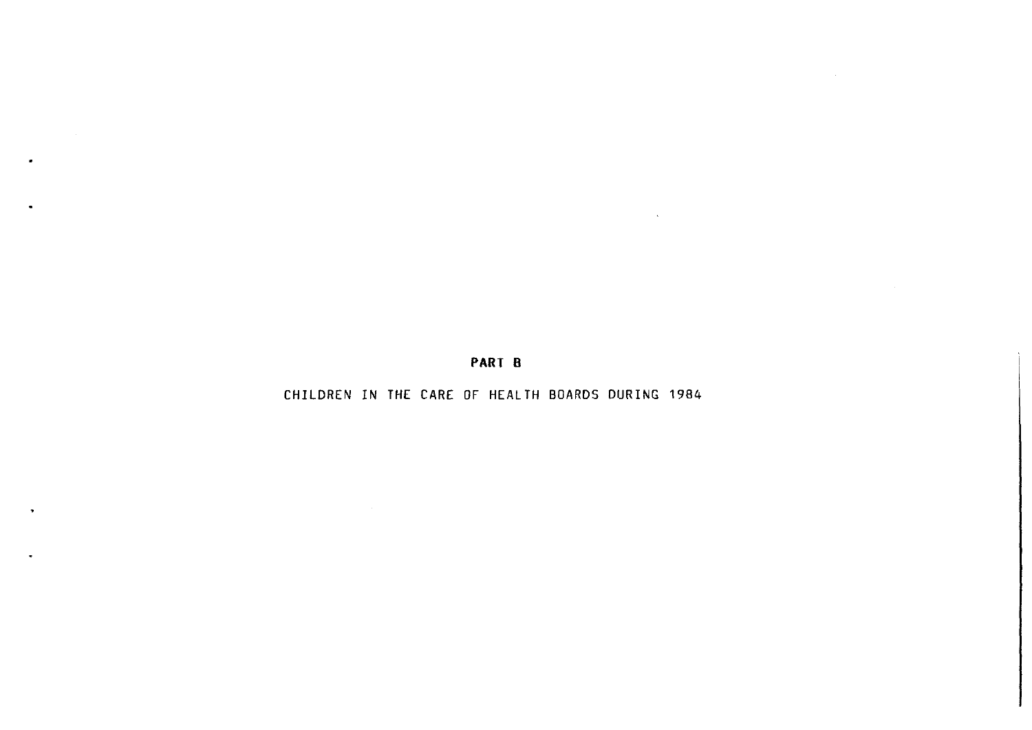# PART B

CHILDREN IN THE CARE OF HEALTH BOARDS DURING 1984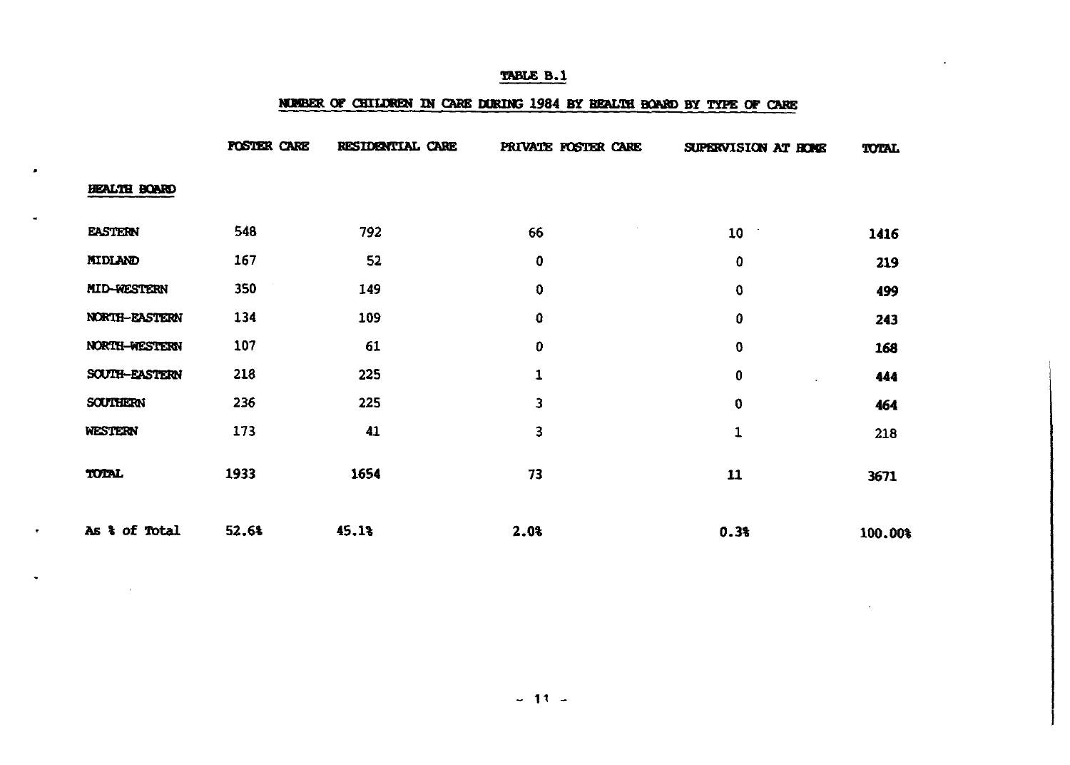**TABLE B.1**

**NUMBER OF CHILDREN IN CARE DURING 1984 BY HEALTH BOARD BY TYPE OF CARE**

| HEALTH BOARD | FOSTER CARE | RESIDENTIAL CARE | PRIVATE FOSTER CARE | SUPERVISION AT HOME | TOTAL |
|---|---|---|---|---|---|
| EASTERN | 548 | 792 | 66 | 10 | 1416 |
| MIDLAND | 167 | 52 | 0 | 0 | 219 |
| MID-WESTERN | 350 | 149 | 0 | 0 | 499 |
| NORTH-EASTERN | 134 | 109 | 0 | 0 | 243 |
| NORTH-WESTERN | 107 | 61 | 0 | 0 | 168 |
| SOUTH-EASTERN | 218 | 225 | 1 | 0 | 444 |
| SOUTHERN | 236 | 225 | 3 | 0 | 464 |
| WESTERN | 173 | 41 | 3 | 1 | 218 |
| **TOTAL** | 1933 | 1654 | 73 | 11 | 3671 |
| **As % of Total** | 52.6% | 45.1% | 2.0% | 0.3% | 100.00% |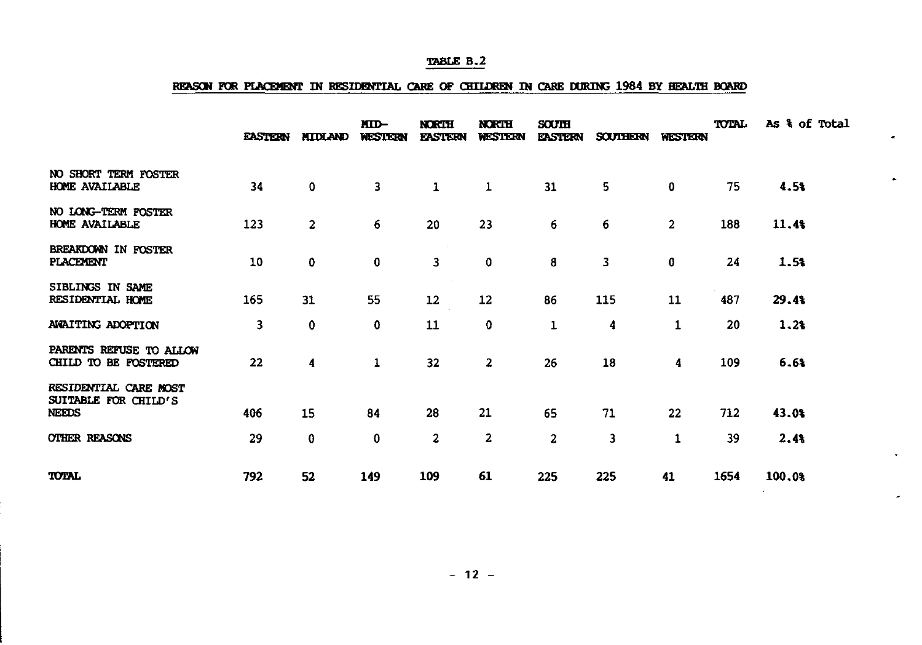TABLE B.2

REASON FOR PLACEMENT IN RESIDENTIAL CARE OF CHILDREN IN CARE DURING 1984 BY HEALTH BOARD

| | EASTERN | MIDLAND | MID-WESTERN | NORTH EASTERN | NORTH WESTERN | SOUTH EASTERN | SOUTHERN | WESTERN | TOTAL | As % of Total |
|---|---|---|---|---|---|---|---|---|---|---|
| NO SHORT TERM FOSTER HOME AVAILABLE | 34 | 0 | 3 | 1 | 1 | 31 | 5 | 0 | 75 | **4.5%** |
| NO LONG-TERM FOSTER HOME AVAILABLE | 123 | 2 | 6 | 20 | 23 | 6 | 6 | 2 | 188 | **11.4%** |
| BREAKDOWN IN FOSTER PLACEMENT | 10 | 0 | 0 | 3 | 0 | 8 | 3 | 0 | 24 | **1.5%** |
| SIBLINGS IN SAME RESIDENTIAL HOME | 165 | 31 | 55 | 12 | 12 | 86 | 115 | 11 | 487 | **29.4%** |
| AWAITING ADOPTION | 3 | 0 | 0 | 11 | 0 | 1 | 4 | 1 | 20 | **1.2%** |
| PARENTS REFUSE TO ALLOW CHILD TO BE FOSTERED | 22 | 4 | 1 | 32 | 2 | 26 | 18 | 4 | 109 | **6.6%** |
| RESIDENTIAL CARE MOST SUITABLE FOR CHILD'S NEEDS | 406 | 15 | 84 | 28 | 21 | 65 | 71 | 22 | 712 | **43.0%** |
| OTHER REASONS | 29 | 0 | 0 | 2 | 2 | 2 | 3 | 1 | 39 | **2.4%** |
| **TOTAL** | 792 | 52 | 149 | 109 | 61 | 225 | 225 | 41 | 1654 | **100.0%** |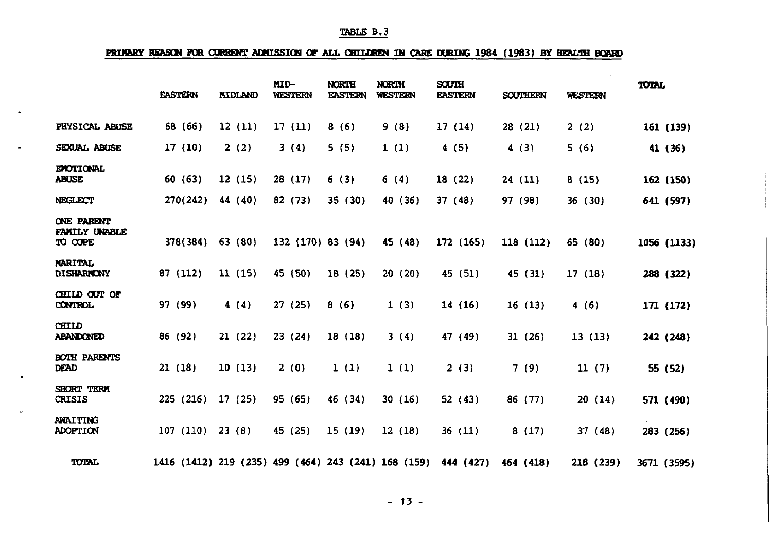TABLE B.3

PRIMARY REASON FOR CURRENT ADMISSION OF ALL CHILDREN IN CARE DURING 1984 (1983) BY HEALTH BOARD

| | EASTERN | MIDLAND | MID-WESTERN | NORTH EASTERN | NORTH WESTERN | SOUTH EASTERN | SOUTHERN | WESTERN | TOTAL |
|---|---|---|---|---|---|---|---|---|---|
| PHYSICAL ABUSE | 68 (66) | 12 (11) | 17 (11) | 8 (6) | 9 (8) | 17 (14) | 28 (21) | 2 (2) | **161 (139)** |
| SEXUAL ABUSE | 17 (10) | 2 (2) | 3 (4) | 5 (5) | 1 (1) | 4 (5) | 4 (3) | 5 (6) | **41 (36)** |
| EMOTIONAL ABUSE | 60 (63) | 12 (15) | 28 (17) | 6 (3) | 6 (4) | 18 (22) | 24 (11) | 8 (15) | **162 (150)** |
| NEGLECT | 270(242) | 44 (40) | 82 (73) | 35 (30) | 40 (36) | 37 (48) | 97 (98) | 36 (30) | **641 (597)** |
| ONE PARENT FAMILY UNABLE TO COPE | 378(384) | 63 (80) | 132 (170) | 83 (94) | 45 (48) | 172 (165) | 118 (112) | 65 (80) | **1056 (1133)** |
| MARITAL DISHARMONY | 87 (112) | 11 (15) | 45 (50) | 18 (25) | 20 (20) | 45 (51) | 45 (31) | 17 (18) | **288 (322)** |
| CHILD OUT OF CONTROL | 97 (99) | 4 (4) | 27 (25) | 8 (6) | 1 (3) | 14 (16) | 16 (13) | 4 (6) | **171 (172)** |
| CHILD ABANDONED | 86 (92) | 21 (22) | 23 (24) | 18 (18) | 3 (4) | 47 (49) | 31 (26) | 13 (13) | **242 (248)** |
| BOTH PARENTS DEAD | 21 (18) | 10 (13) | 2 (0) | 1 (1) | 1 (1) | 2 (3) | 7 (9) | 11 (7) | **55 (52)** |
| SHORT TERM CRISIS | 225 (216) | 17 (25) | 95 (65) | 46 (34) | 30 (16) | 52 (43) | 86 (77) | 20 (14) | **571 (490)** |
| AWAITING ADOPTION | 107 (110) | 23 (8) | 45 (25) | 15 (19) | 12 (18) | 36 (11) | 8 (17) | 37 (48) | **283 (256)** |
| TOTAL | 1416 (1412) | 219 (235) | 499 (464) | 243 (241) | 168 (159) | 444 (427) | 464 (418) | 218 (239) | 3671 (3595) |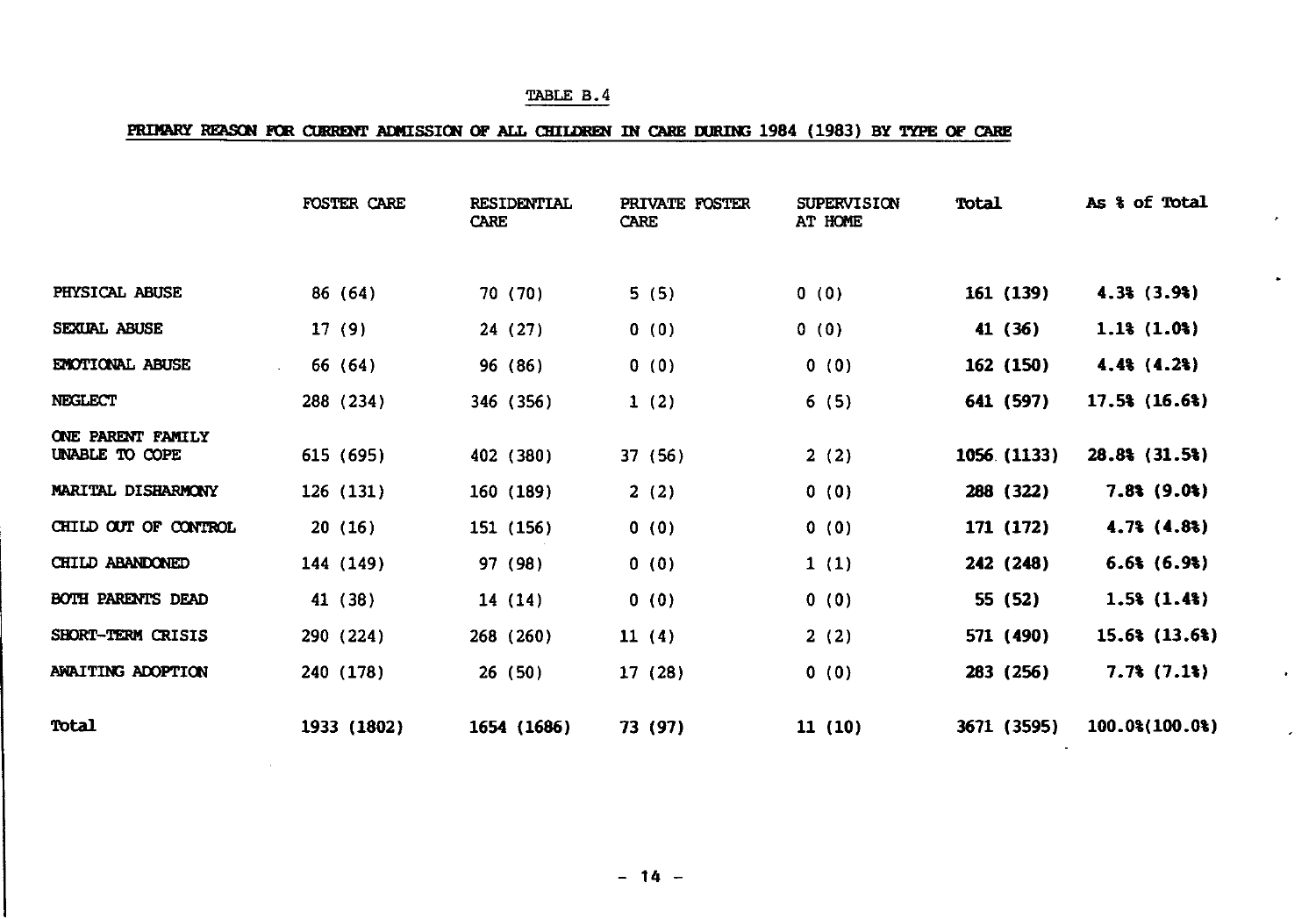TABLE B.4

**PRIMARY REASON FOR CURRENT ADMISSION OF ALL CHILDREN IN CARE DURING 1984 (1983) BY TYPE OF CARE**

| | FOSTER CARE | RESIDENTIAL CARE | PRIVATE FOSTER CARE | SUPERVISION AT HOME | **Total** | **As % of Total** |
|---|---|---|---|---|---|---|
| PHYSICAL ABUSE | 86 (64) | 70 (70) | 5 (5) | 0 (0) | **161 (139)** | **4.3% (3.9%)** |
| SEXUAL ABUSE | 17 (9) | 24 (27) | 0 (0) | 0 (0) | **41 (36)** | **1.1% (1.0%)** |
| EMOTIONAL ABUSE | 66 (64) | 96 (86) | 0 (0) | 0 (0) | **162 (150)** | **4.4% (4.2%)** |
| NEGLECT | 288 (234) | 346 (356) | 1 (2) | 6 (5) | **641 (597)** | **17.5% (16.6%)** |
| ONE PARENT FAMILY UNABLE TO COPE | 615 (695) | 402 (380) | 37 (56) | 2 (2) | **1056 (1133)** | **28.8% (31.5%)** |
| MARITAL DISHARMONY | 126 (131) | 160 (189) | 2 (2) | 0 (0) | **288 (322)** | **7.8% (9.0%)** |
| CHILD OUT OF CONTROL | 20 (16) | 151 (156) | 0 (0) | 0 (0) | **171 (172)** | **4.7% (4.8%)** |
| CHILD ABANDONED | 144 (149) | 97 (98) | 0 (0) | 1 (1) | **242 (248)** | **6.6% (6.9%)** |
| BOTH PARENTS DEAD | 41 (38) | 14 (14) | 0 (0) | 0 (0) | **55 (52)** | **1.5% (1.4%)** |
| SHORT-TERM CRISIS | 290 (224) | 268 (260) | 11 (4) | 2 (2) | **571 (490)** | **15.6% (13.6%)** |
| AWAITING ADOPTION | 240 (178) | 26 (50) | 17 (28) | 0 (0) | **283 (256)** | **7.7% (7.1%)** |
| **Total** | 1933 (1802) | 1654 (1686) | 73 (97) | 11 (10) | 3671 (3595) | 100.0%(100.0%) |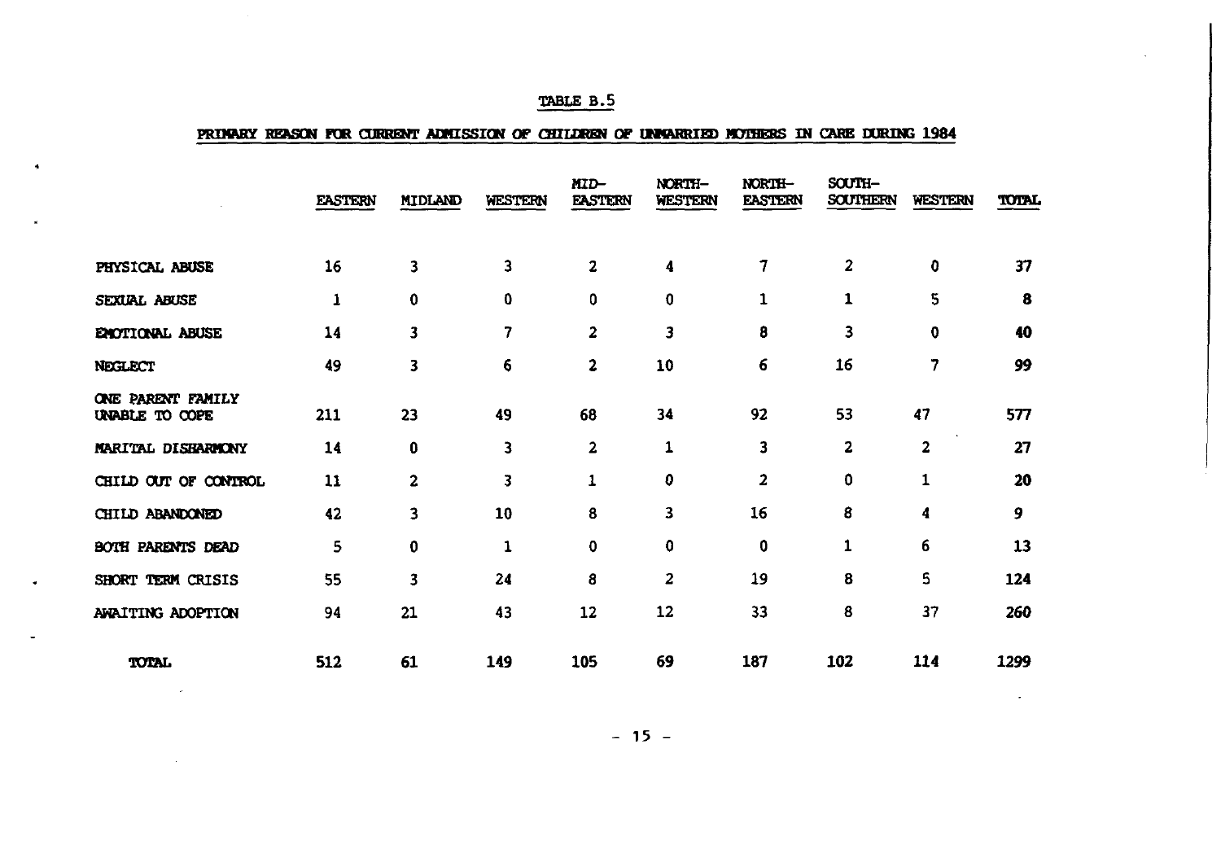TABLE B.5

PRIMARY REASON FOR CURRENT ADMISSION OF CHILDREN OF UNMARRIED MOTHERS IN CARE DURING 1984

| | EASTERN | MIDLAND | WESTERN | MID-EASTERN | NORTH-WESTERN | NORTH-EASTERN | SOUTH-SOUTHERN | WESTERN | TOTAL |
|---|---|---|---|---|---|---|---|---|---|
| PHYSICAL ABUSE | 16 | 3 | 3 | 2 | 4 | 7 | 2 | 0 | 37 |
| SEXUAL ABUSE | 1 | 0 | 0 | 0 | 0 | 1 | 1 | 5 | 8 |
| EMOTIONAL ABUSE | 14 | 3 | 7 | 2 | 3 | 8 | 3 | 0 | 40 |
| NEGLECT | 49 | 3 | 6 | 2 | 10 | 6 | 16 | 7 | 99 |
| ONE PARENT FAMILY UNABLE TO COPE | 211 | 23 | 49 | 68 | 34 | 92 | 53 | 47 | 577 |
| MARITAL DISHARMONY | 14 | 0 | 3 | 2 | 1 | 3 | 2 | 2 | 27 |
| CHILD OUT OF CONTROL | 11 | 2 | 3 | 1 | 0 | 2 | 0 | 1 | 20 |
| CHILD ABANDONED | 42 | 3 | 10 | 8 | 3 | 16 | 8 | 4 | 9 |
| BOTH PARENTS DEAD | 5 | 0 | 1 | 0 | 0 | 0 | 1 | 6 | 13 |
| SHORT TERM CRISIS | 55 | 3 | 24 | 8 | 2 | 19 | 8 | 5 | 124 |
| AWAITING ADOPTION | 94 | 21 | 43 | 12 | 12 | 33 | 8 | 37 | 260 |
| **TOTAL** | 512 | 61 | 149 | 105 | 69 | 187 | 102 | 114 | 1299 |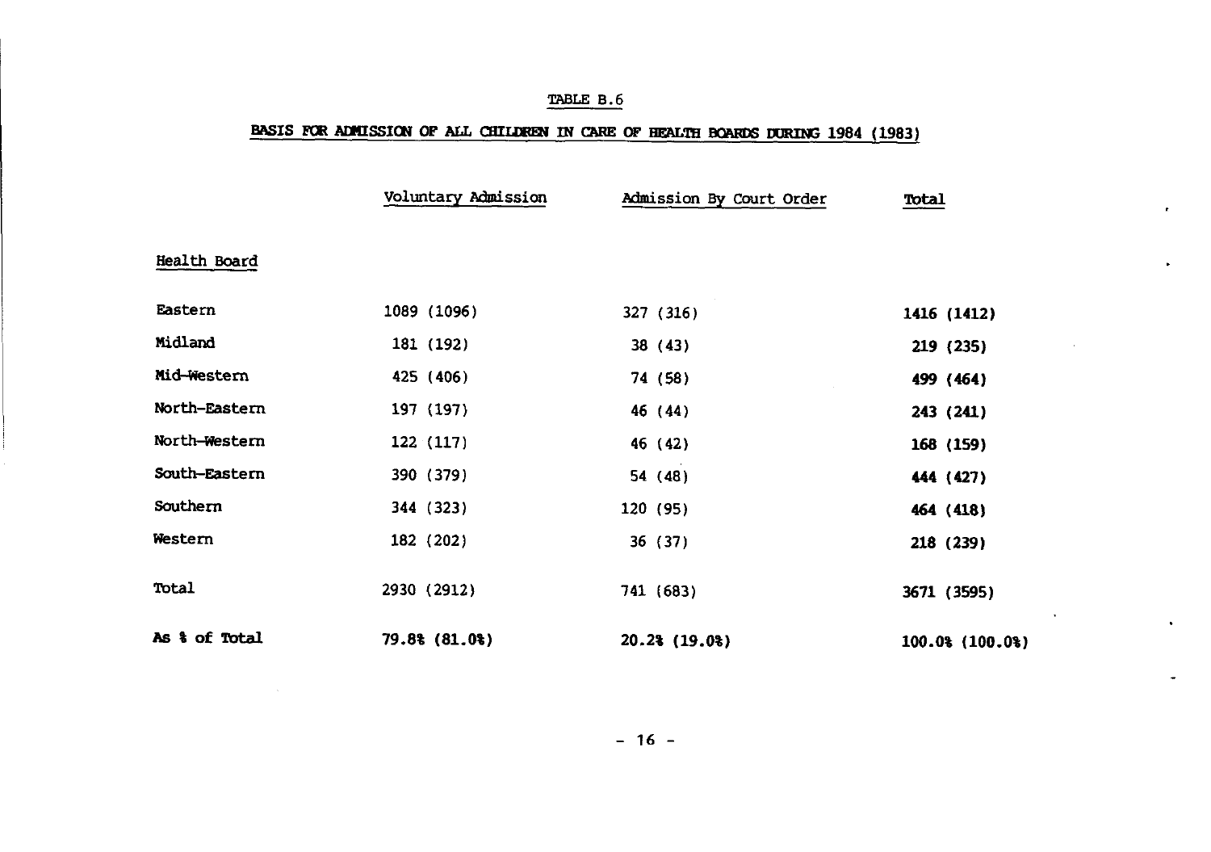TABLE B.6

BASIS FOR ADMISSION OF ALL CHILDREN IN CARE OF HEALTH BOARDS DURING 1984 (1983)

| Health Board | Voluntary Admission | Admission By Court Order | Total |
|---|---|---|---|
| Eastern | 1089 (1096) | 327 (316) | **1416 (1412)** |
| Midland | 181 (192) | 38 (43) | **219 (235)** |
| Mid-Western | 425 (406) | 74 (58) | **499 (464)** |
| North-Eastern | 197 (197) | 46 (44) | **243 (241)** |
| North-Western | 122 (117) | 46 (42) | **168 (159)** |
| South-Eastern | 390 (379) | 54 (48) | **444 (427)** |
| Southern | 344 (323) | 120 (95) | **464 (418)** |
| Western | 182 (202) | 36 (37) | **218 (239)** |
| Total | 2930 (2912) | 741 (683) | 3671 (3595) |
| **As % of Total** | **79.8% (81.0%)** | **20.2% (19.0%)** | **100.0% (100.0%)** |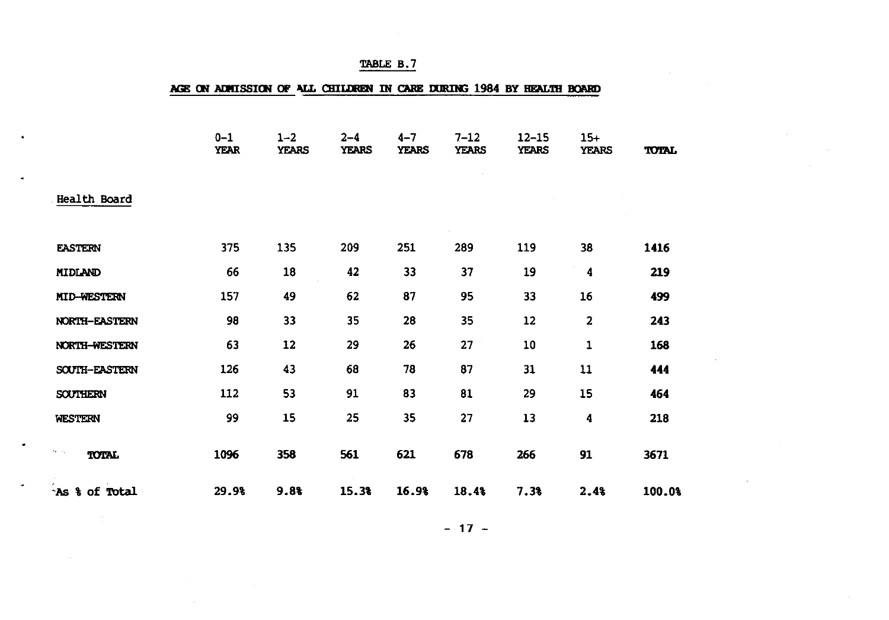# TABLE B.7

## AGE ON ADMISSION OF ALL CHILDREN IN CARE DURING 1984 BY HEALTH BOARD

| Health Board | 0–1 YEAR | 1–2 YEARS | 2–4 YEARS | 4–7 YEARS | 7–12 YEARS | 12–15 YEARS | 15+ YEARS | TOTAL |
|---|---|---|---|---|---|---|---|---|
| EASTERN | 375 | 135 | 209 | 251 | 289 | 119 | 38 | **1416** |
| MIDLAND | 66 | 18 | 42 | 33 | 37 | 19 | 4 | **219** |
| MID-WESTERN | 157 | 49 | 62 | 87 | 95 | 33 | 16 | **499** |
| NORTH-EASTERN | 98 | 33 | 35 | 28 | 35 | 12 | 2 | **243** |
| NORTH-WESTERN | 63 | 12 | 29 | 26 | 27 | 10 | 1 | **168** |
| SOUTH-EASTERN | 126 | 43 | 68 | 78 | 87 | 31 | 11 | **444** |
| SOUTHERN | 112 | 53 | 91 | 83 | 81 | 29 | 15 | **464** |
| WESTERN | 99 | 15 | 25 | 35 | 27 | 13 | 4 | **218** |
| **TOTAL** | **1096** | **358** | **561** | **621** | **678** | **266** | **91** | **3671** |
| As % of Total | **29.9%** | **9.8%** | **15.3%** | **16.9%** | **18.4%** | **7.3%** | **2.4%** | **100.0%** |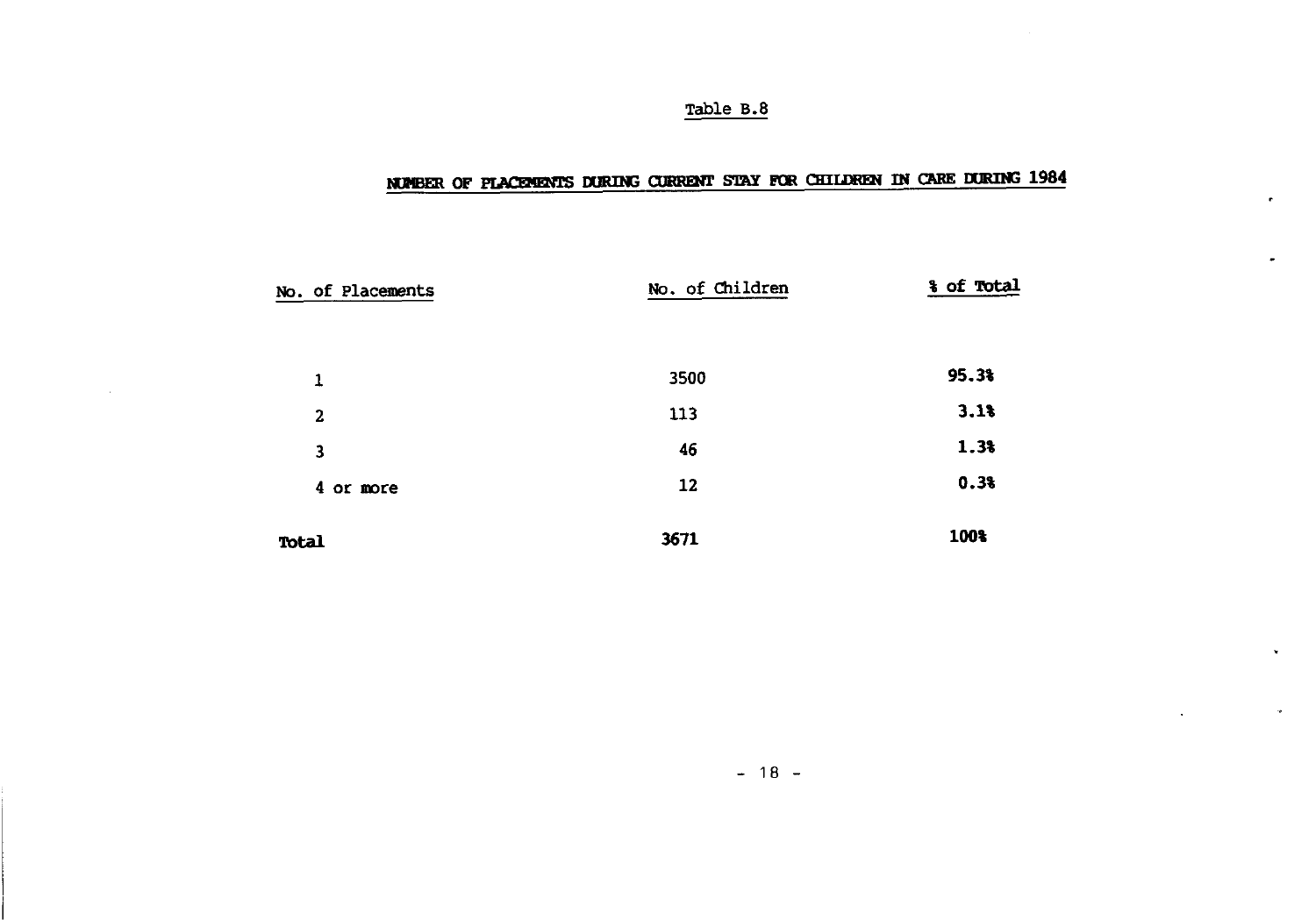Table B.8

## NUMBER OF PLACEMENTS DURING CURRENT STAY FOR CHILDREN IN CARE DURING 1984

| No. of Placements | No. of Children | % of Total |
|---|---|---|
| 1 | 3500 | **95.3%** |
| 2 | 113 | **3.1%** |
| 3 | 46 | **1.3%** |
| 4 or more | 12 | **0.3%** |
| **Total** | **3671** | **100%** |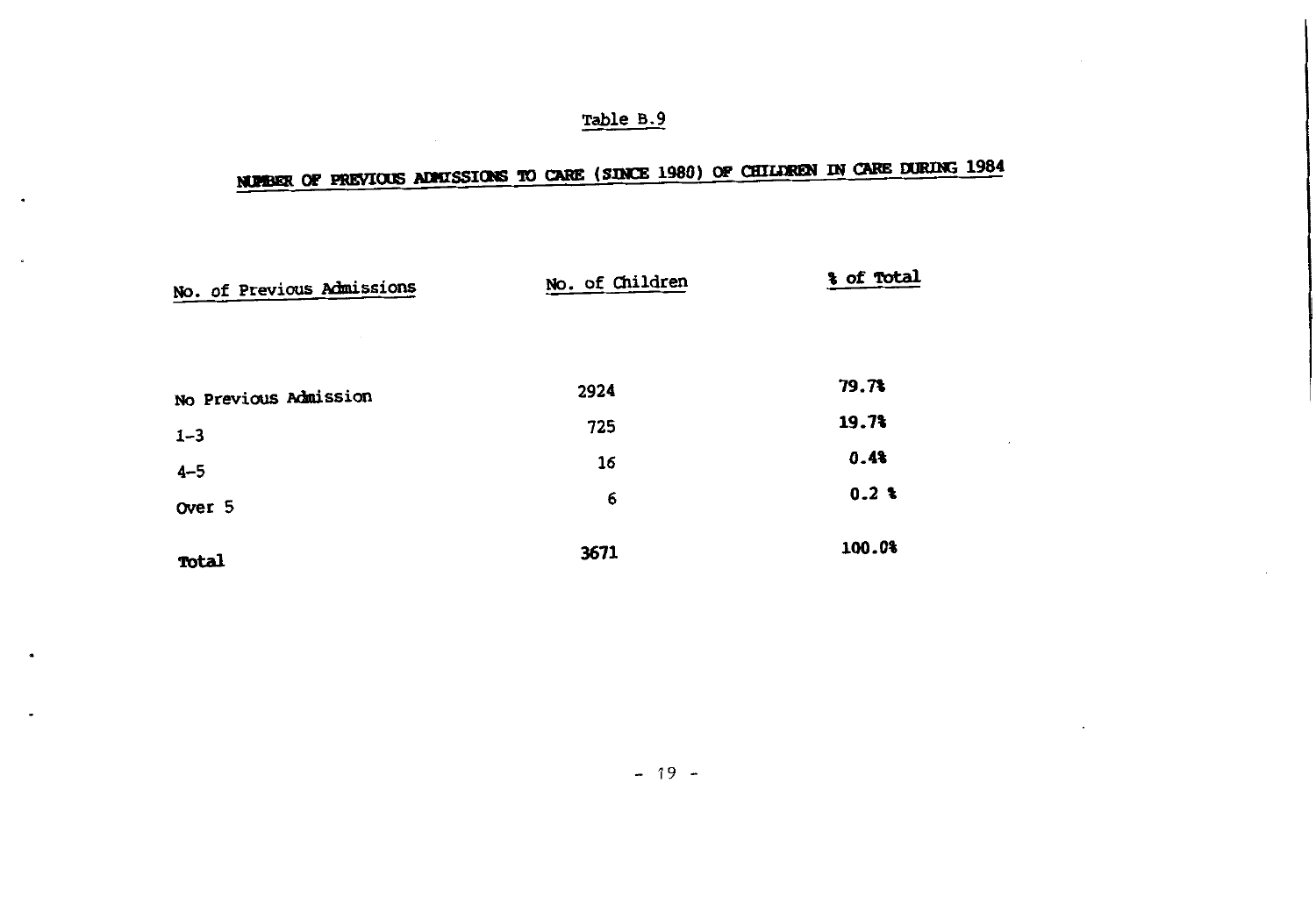Table B.9

## NUMBER OF PREVIOUS ADMISSIONS TO CARE (SINCE 1980) OF CHILDREN IN CARE DURING 1984

| No. of Previous Admissions | No. of Children | % of Total |
|---|---|---|
| No Previous Admission | 2924 | 79.7% |
| 1-3 | 725 | 19.7% |
| 4-5 | 16 | 0.4% |
| Over 5 | 6 | 0.2 % |
| **Total** | 3671 | 100.0% |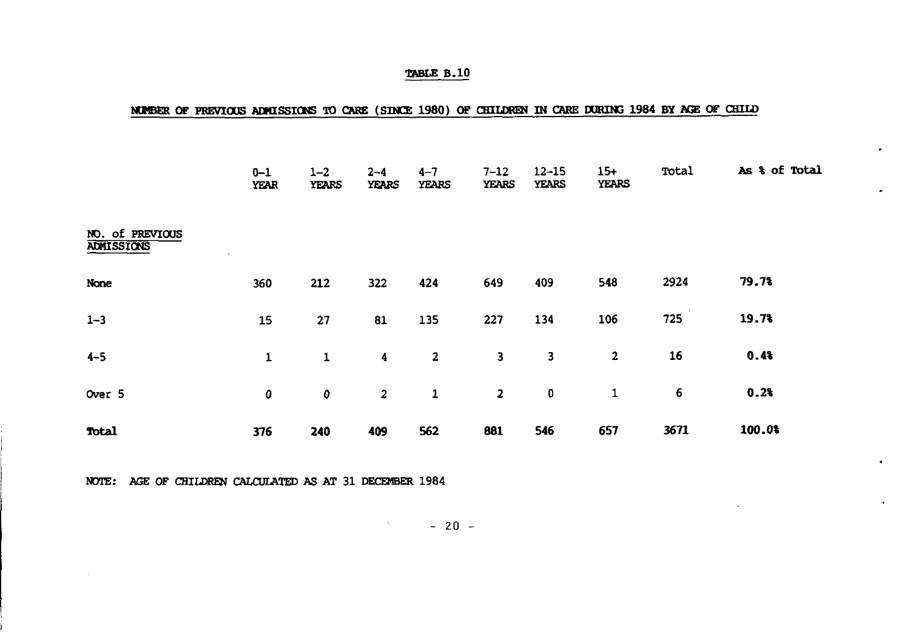**TABLE B.10**

**NUMBER OF PREVIOUS ADMISSIONS TO CARE (SINCE 1980) OF CHILDREN IN CARE DURING 1984 BY AGE OF CHILD**

| NO. of PREVIOUS ADMISSIONS | 0–1 YEAR | 1–2 YEARS | 2–4 YEARS | 4–7 YEARS | 7–12 YEARS | 12–15 YEARS | 15+ YEARS | Total | As % of Total |
|---|---|---|---|---|---|---|---|---|---|
| **None** | 360 | 212 | 322 | 424 | 649 | 409 | 548 | 2924 | **79.7%** |
| 1–3 | 15 | 27 | 81 | 135 | 227 | 134 | 106 | 725 | **19.7%** |
| 4–5 | 1 | 1 | 4 | 2 | 3 | 3 | 2 | 16 | **0.4%** |
| Over 5 | 0 | 0 | 2 | 1 | 2 | 0 | 1 | 6 | **0.2%** |
| **Total** | **376** | **240** | **409** | **562** | **881** | **546** | **657** | **3671** | **100.0%** |

NOTE: AGE OF CHILDREN CALCULATED AS AT 31 DECEMBER 1984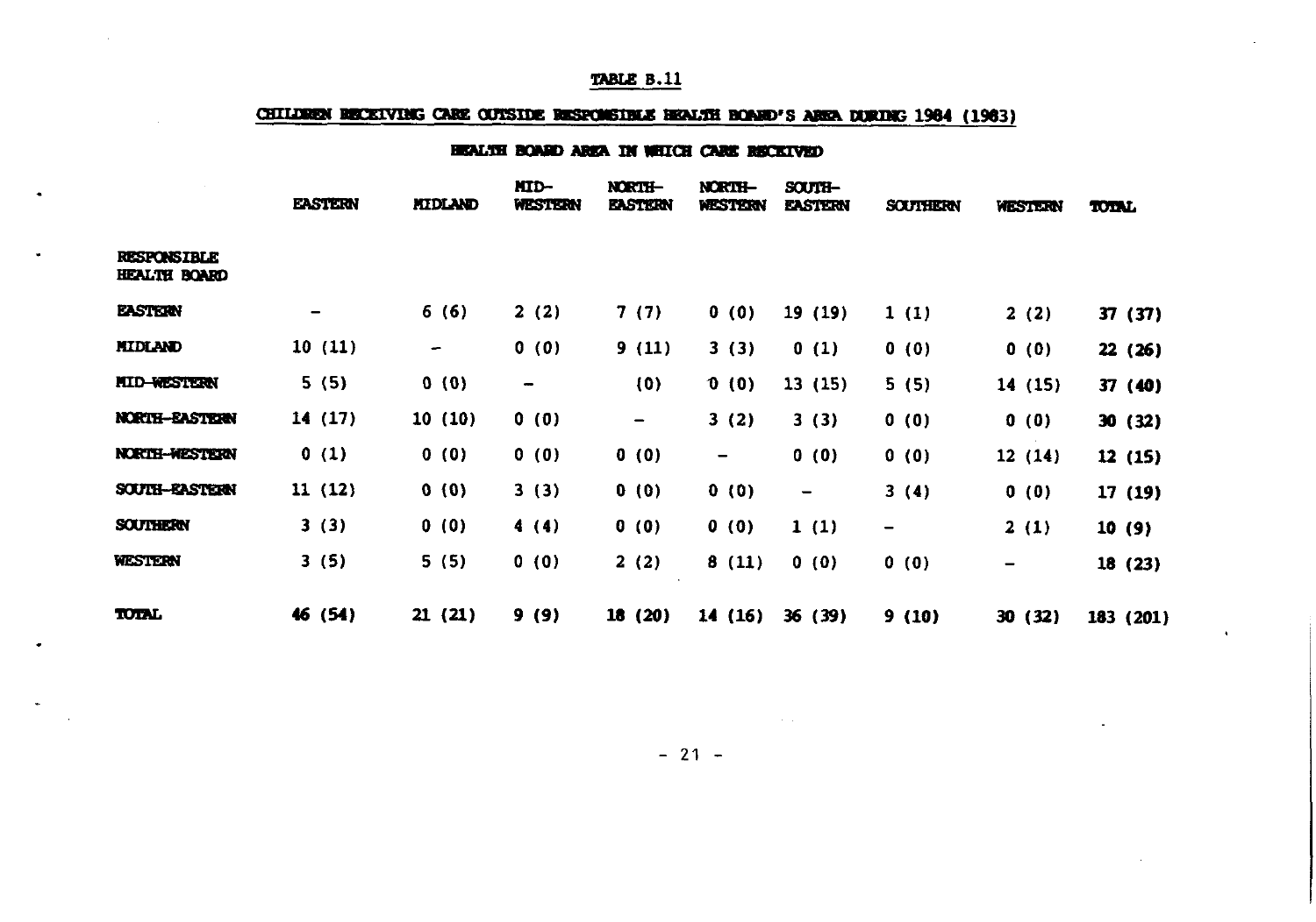TABLE B.11

CHILDREN RECEIVING CARE OUTSIDE RESPONSIBLE HEALTH BOARD'S AREA DURING 1984 (1983)

HEALTH BOARD AREA IN WHICH CARE RECEIVED

| RESPONSIBLE HEALTH BOARD | EASTERN | MIDLAND | MID-WESTERN | NORTH-EASTERN | NORTH-WESTERN | SOUTH-EASTERN | SOUTHERN | WESTERN | TOTAL |
|---|---|---|---|---|---|---|---|---|---|
| EASTERN | – | 6 (6) | 2 (2) | 7 (7) | 0 (0) | 19 (19) | 1 (1) | 2 (2) | **37 (37)** |
| MIDLAND | 10 (11) | – | 0 (0) | 9 (11) | 3 (3) | 0 (1) | 0 (0) | 0 (0) | **22 (26)** |
| MID-WESTERN | 5 (5) | 0 (0) | – | (0) | 0 (0) | 13 (15) | 5 (5) | 14 (15) | **37 (40)** |
| NORTH-EASTERN | 14 (17) | 10 (10) | 0 (0) | – | 3 (2) | 3 (3) | 0 (0) | 0 (0) | **30 (32)** |
| NORTH-WESTERN | 0 (1) | 0 (0) | 0 (0) | 0 (0) | – | 0 (0) | 0 (0) | 12 (14) | **12 (15)** |
| SOUTH-EASTERN | 11 (12) | 0 (0) | 3 (3) | 0 (0) | 0 (0) | – | 3 (4) | 0 (0) | **17 (19)** |
| SOUTHERN | 3 (3) | 0 (0) | 4 (4) | 0 (0) | 0 (0) | 1 (1) | – | 2 (1) | **10 (9)** |
| WESTERN | 3 (5) | 5 (5) | 0 (0) | 2 (2) | 8 (11) | 0 (0) | 0 (0) | – | **18 (23)** |
| **TOTAL** | **46 (54)** | **21 (21)** | **9 (9)** | **18 (20)** | **14 (16)** | **36 (39)** | **9 (10)** | **30 (32)** | **183 (201)** |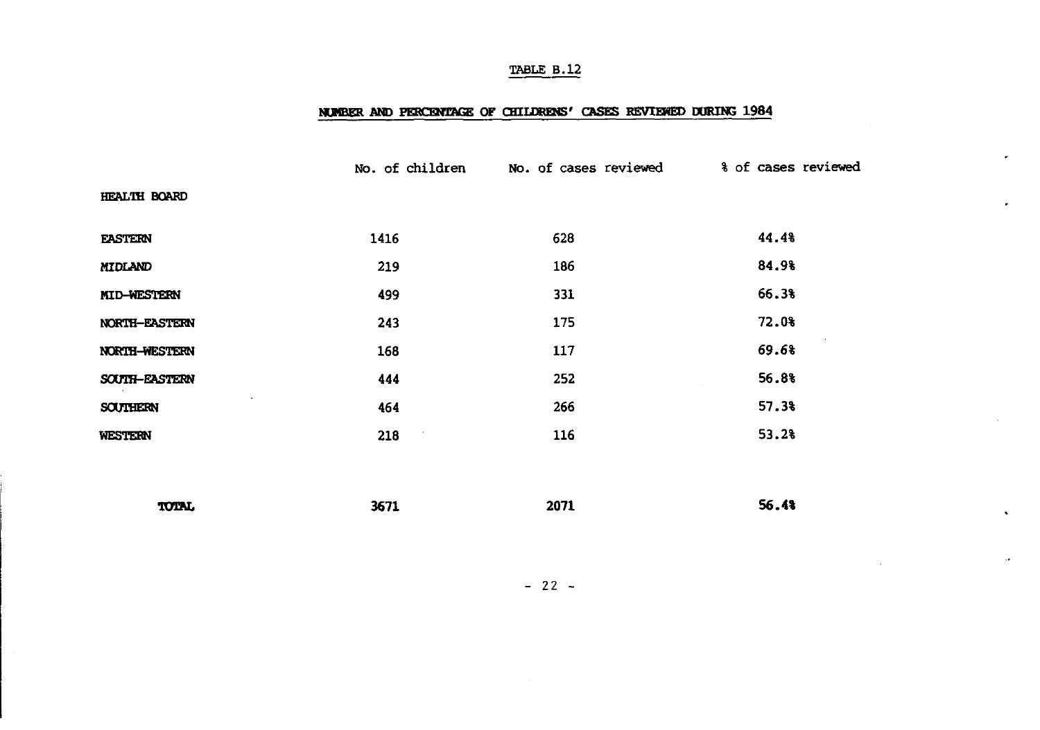TABLE B.12

NUMBER AND PERCENTAGE OF CHILDRENS' CASES REVIEWED DURING 1984

| HEALTH BOARD | No. of children | No. of cases reviewed | % of cases reviewed |
|---|---|---|---|
| EASTERN | 1416 | 628 | 44.4% |
| MIDLAND | 219 | 186 | 84.9% |
| MID-WESTERN | 499 | 331 | 66.3% |
| NORTH-EASTERN | 243 | 175 | 72.0% |
| NORTH-WESTERN | 168 | 117 | 69.6% |
| SOUTH-EASTERN | 444 | 252 | 56.8% |
| SOUTHERN | 464 | 266 | 57.3% |
| WESTERN | 218 | 116 | 53.2% |
| **TOTAL** | **3671** | **2071** | **56.4%** |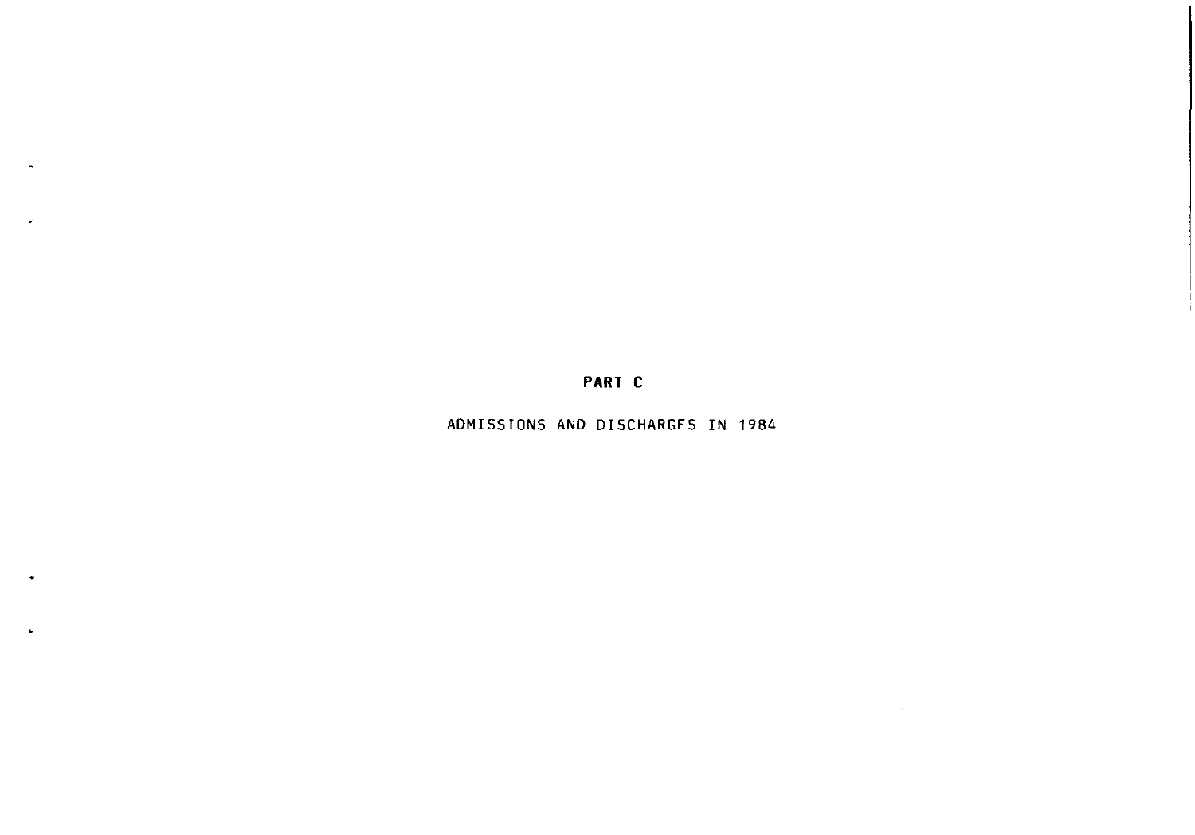# PART C

ADMISSIONS AND DISCHARGES IN 1984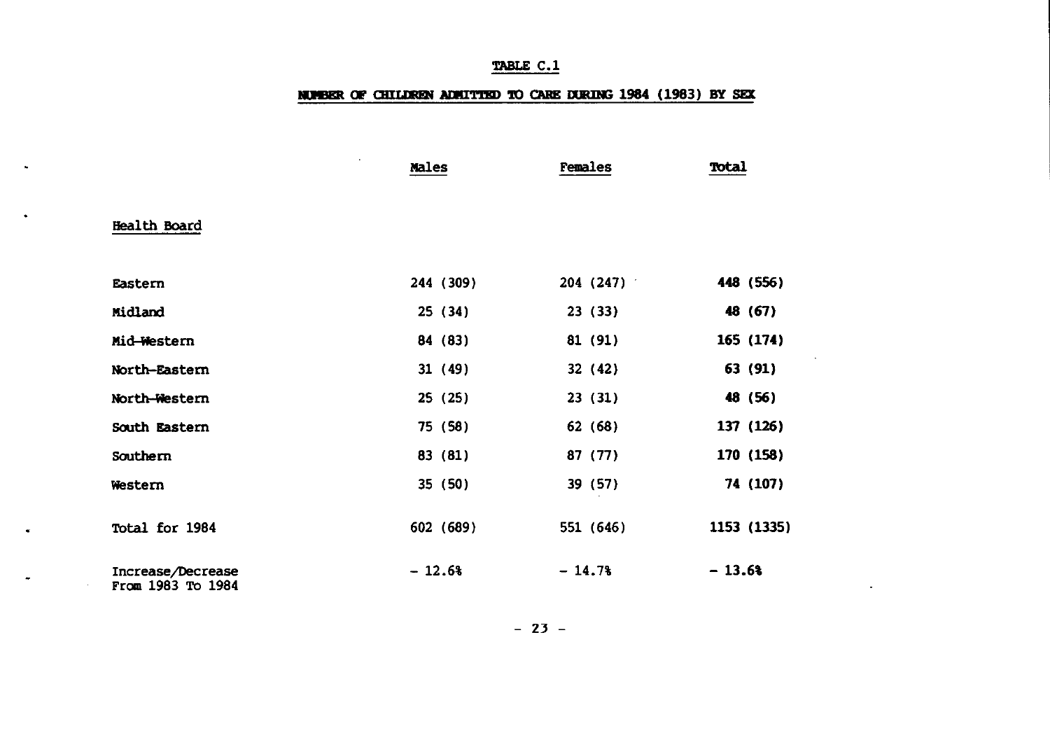# TABLE C.1

## NUMBER OF CHILDREN ADMITTED TO CARE DURING 1984 (1983) BY SEX

| Health Board | Males | Females | Total |
|---|---|---|---|
| Eastern | 244 (309) | 204 (247) | 448 (556) |
| Midland | 25 (34) | 23 (33) | 48 (67) |
| Mid-Western | 84 (83) | 81 (91) | 165 (174) |
| North-Eastern | 31 (49) | 32 (42) | 63 (91) |
| North-Western | 25 (25) | 23 (31) | 48 (56) |
| South Eastern | 75 (58) | 62 (68) | 137 (126) |
| Southern | 83 (81) | 87 (77) | 170 (158) |
| Western | 35 (50) | 39 (57) | 74 (107) |
| Total for 1984 | 602 (689) | 551 (646) | 1153 (1335) |
| Increase/Decrease From 1983 To 1984 | − 12.6% | − 14.7% | − 13.6% |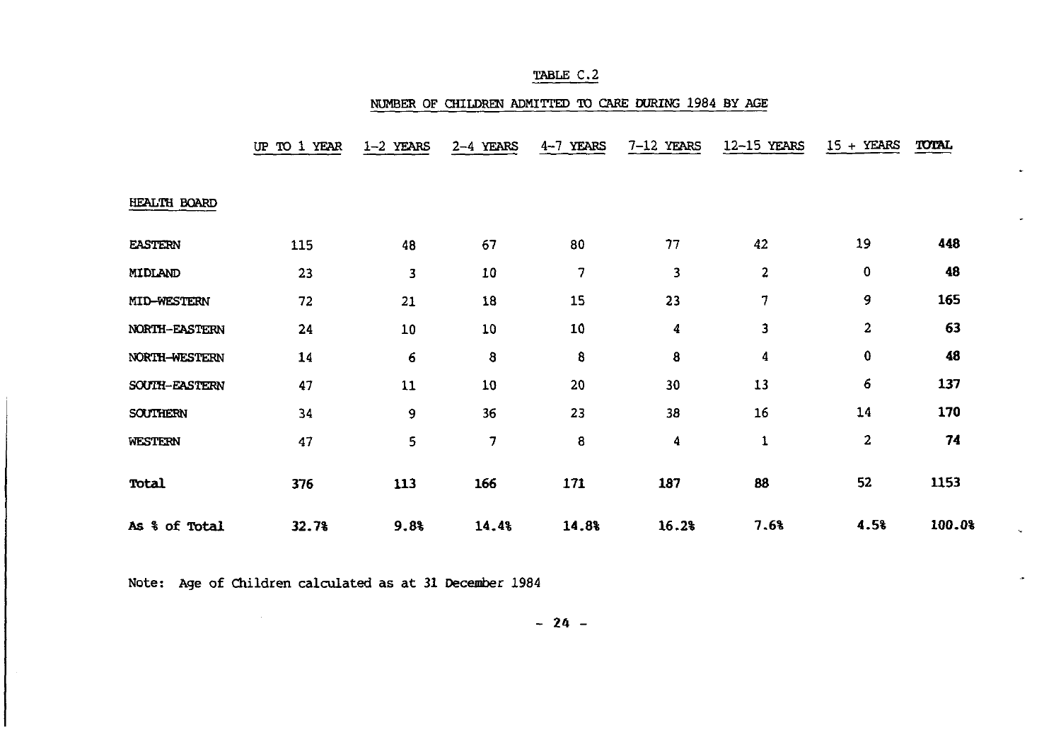TABLE C.2

NUMBER OF CHILDREN ADMITTED TO CARE DURING 1984 BY AGE

| HEALTH BOARD | UP TO 1 YEAR | 1-2 YEARS | 2-4 YEARS | 4-7 YEARS | 7-12 YEARS | 12-15 YEARS | 15 + YEARS | TOTAL |
|---|---|---|---|---|---|---|---|---|
| EASTERN | 115 | 48 | 67 | 80 | 77 | 42 | 19 | **448** |
| MIDLAND | 23 | 3 | 10 | 7 | 3 | 2 | 0 | **48** |
| MID-WESTERN | 72 | 21 | 18 | 15 | 23 | 7 | 9 | **165** |
| NORTH-EASTERN | 24 | 10 | 10 | 10 | 4 | 3 | 2 | **63** |
| NORTH-WESTERN | 14 | 6 | 8 | 8 | 8 | 4 | 0 | **48** |
| SOUTH-EASTERN | 47 | 11 | 10 | 20 | 30 | 13 | 6 | **137** |
| SOUTHERN | 34 | 9 | 36 | 23 | 38 | 16 | 14 | **170** |
| WESTERN | 47 | 5 | 7 | 8 | 4 | 1 | 2 | **74** |
| **Total** | **376** | **113** | **166** | **171** | **187** | **88** | 52 | 1153 |
| **As % of Total** | **32.7%** | **9.8%** | **14.4%** | **14.8%** | **16.2%** | **7.6%** | **4.5%** | **100.0%** |

Note: Age of Children calculated as at 31 December 1984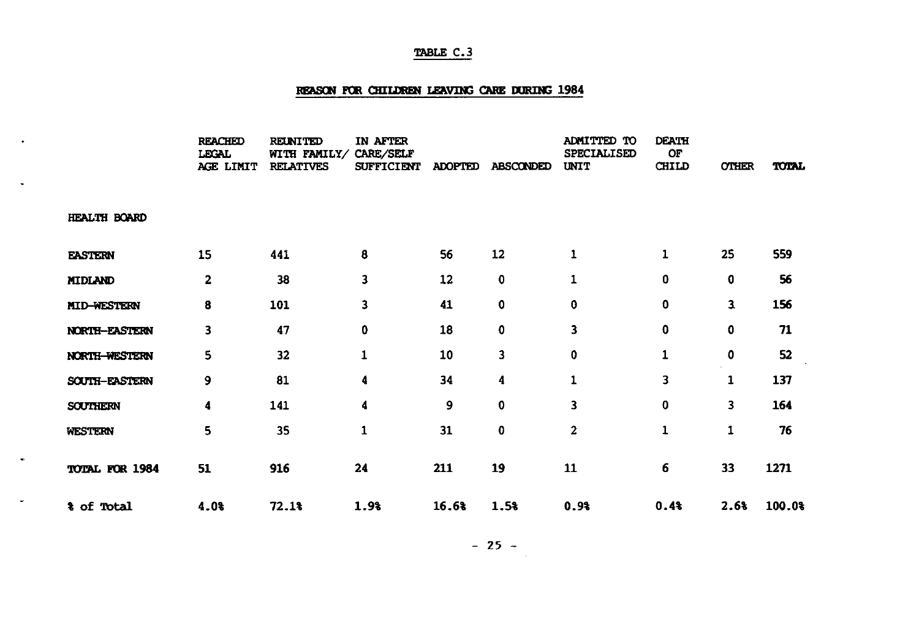## TABLE C.3

## REASON FOR CHILDREN LEAVING CARE DURING 1984

| | REACHED LEGAL AGE LIMIT | REUNITED WITH FAMILY/ RELATIVES | IN AFTER CARE/SELF SUFFICIENT | ADOPTED | ABSCONDED | ADMITTED TO SPECIALISED UNIT | DEATH OF CHILD | OTHER | TOTAL |
|---|---|---|---|---|---|---|---|---|---|
| **HEALTH BOARD** | | | | | | | | | |
| **EASTERN** | 15 | 441 | 8 | 56 | 12 | 1 | 1 | 25 | 559 |
| **MIDLAND** | 2 | 38 | 3 | 12 | 0 | 1 | 0 | 0 | 56 |
| **MID-WESTERN** | 8 | 101 | 3 | 41 | 0 | 0 | 0 | 3 | 156 |
| **NORTH-EASTERN** | 3 | 47 | 0 | 18 | 0 | 3 | 0 | 0 | 71 |
| **NORTH-WESTERN** | 5 | 32 | 1 | 10 | 3 | 0 | 1 | 0 | 52 |
| **SOUTH-EASTERN** | 9 | 81 | 4 | 34 | 4 | 1 | 3 | 1 | 137 |
| **SOUTHERN** | 4 | 141 | 4 | 9 | 0 | 3 | 0 | 3 | 164 |
| **WESTERN** | 5 | 35 | 1 | 31 | 0 | 2 | 1 | 1 | 76 |
| **TOTAL FOR 1984** | **51** | **916** | **24** | **211** | **19** | **11** | **6** | **33** | **1271** |
| **% of Total** | **4.0%** | **72.1%** | **1.9%** | **16.6%** | **1.5%** | **0.9%** | **0.4%** | **2.6%** | **100.0%** |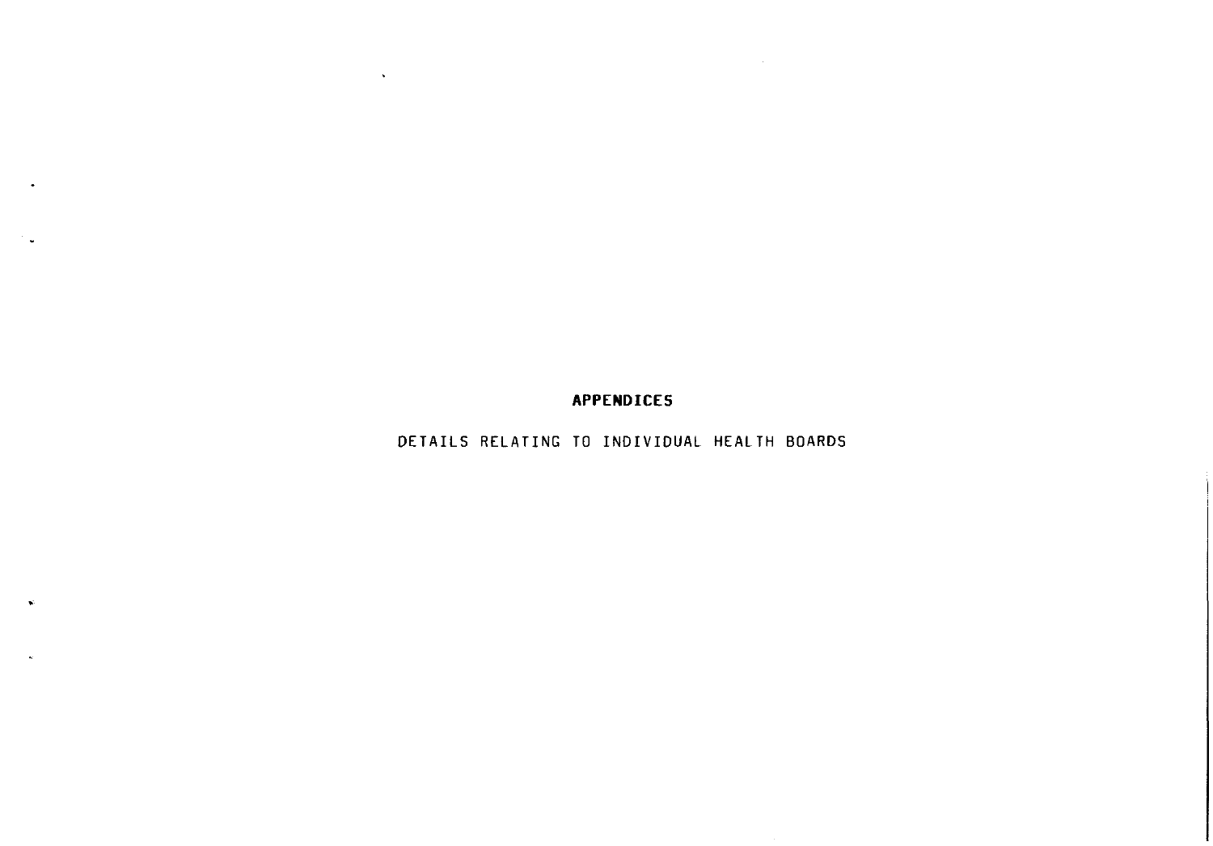# APPENDICES

DETAILS RELATING TO INDIVIDUAL HEALTH BOARDS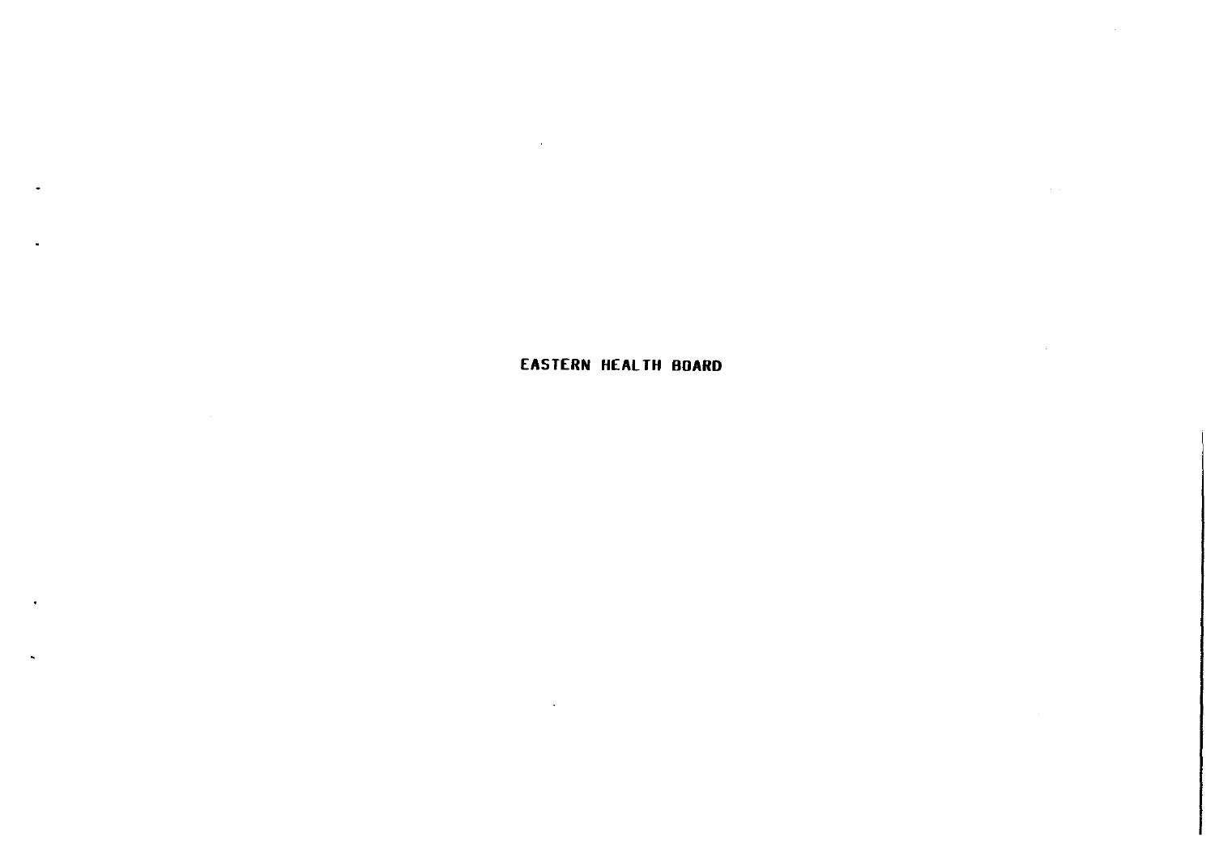# EASTERN HEALTH BOARD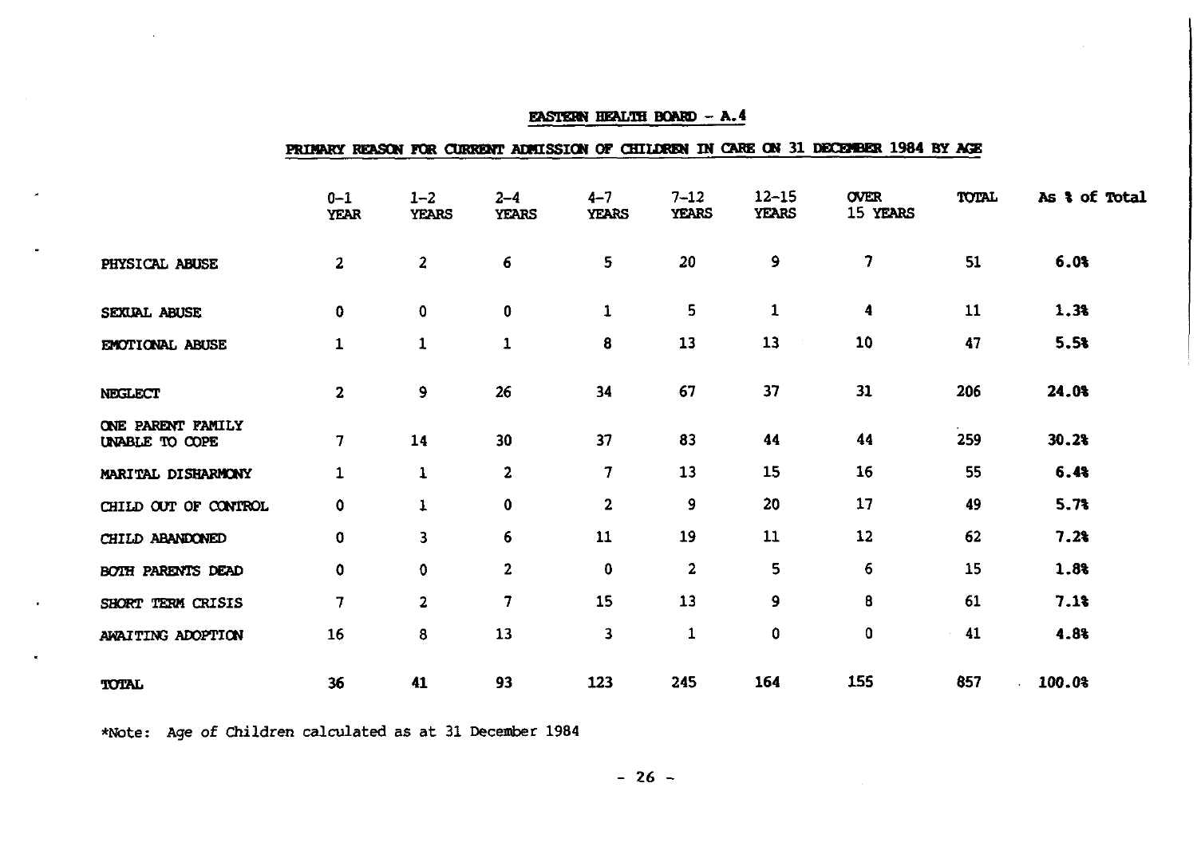## EASTERN HEALTH BOARD - A.4

### PRIMARY REASON FOR CURRENT ADMISSION OF CHILDREN IN CARE ON 31 DECEMBER 1984 BY AGE

| | 0-1 YEAR | 1-2 YEARS | 2-4 YEARS | 4-7 YEARS | 7-12 YEARS | 12-15 YEARS | OVER 15 YEARS | TOTAL | As % of Total |
|---|---|---|---|---|---|---|---|---|---|
| PHYSICAL ABUSE | 2 | 2 | 6 | 5 | 20 | 9 | 7 | 51 | 6.0% |
| SEXUAL ABUSE | 0 | 0 | 0 | 1 | 5 | 1 | 4 | 11 | 1.3% |
| EMOTIONAL ABUSE | 1 | 1 | 1 | 8 | 13 | 13 | 10 | 47 | 5.5% |
| NEGLECT | 2 | 9 | 26 | 34 | 67 | 37 | 31 | 206 | 24.0% |
| ONE PARENT FAMILY UNABLE TO COPE | 7 | 14 | 30 | 37 | 83 | 44 | 44 | 259 | 30.2% |
| MARITAL DISHARMONY | 1 | 1 | 2 | 7 | 13 | 15 | 16 | 55 | 6.4% |
| CHILD OUT OF CONTROL | 0 | 1 | 0 | 2 | 9 | 20 | 17 | 49 | 5.7% |
| CHILD ABANDONED | 0 | 3 | 6 | 11 | 19 | 11 | 12 | 62 | 7.2% |
| BOTH PARENTS DEAD | 0 | 0 | 2 | 0 | 2 | 5 | 6 | 15 | 1.8% |
| SHORT TERM CRISIS | 7 | 2 | 7 | 15 | 13 | 9 | 8 | 61 | 7.1% |
| AWAITING ADOPTION | 16 | 8 | 13 | 3 | 1 | 0 | 0 | 41 | 4.8% |
| TOTAL | 36 | 41 | 93 | 123 | 245 | 164 | 155 | 857 | 100.0% |

*Note: Age of Children calculated as at 31 December 1984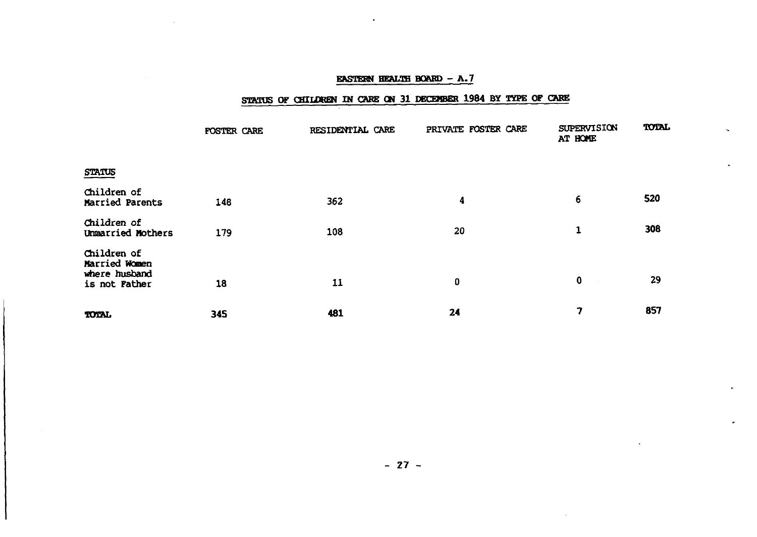## EASTERN HEALTH BOARD – A.7

## STATUS OF CHILDREN IN CARE ON 31 DECEMBER 1984 BY TYPE OF CARE

| STATUS | FOSTER CARE | RESIDENTIAL CARE | PRIVATE FOSTER CARE | SUPERVISION AT HOME | TOTAL |
|---|---|---|---|---|---|
| Children of Married Parents | 148 | 362 | 4 | 6 | 520 |
| Children of Unmarried Mothers | 179 | 108 | 20 | 1 | 308 |
| Children of Married Women where husband is not Father | 18 | 11 | 0 | 0 | 29 |
| **TOTAL** | 345 | 481 | 24 | 7 | 857 |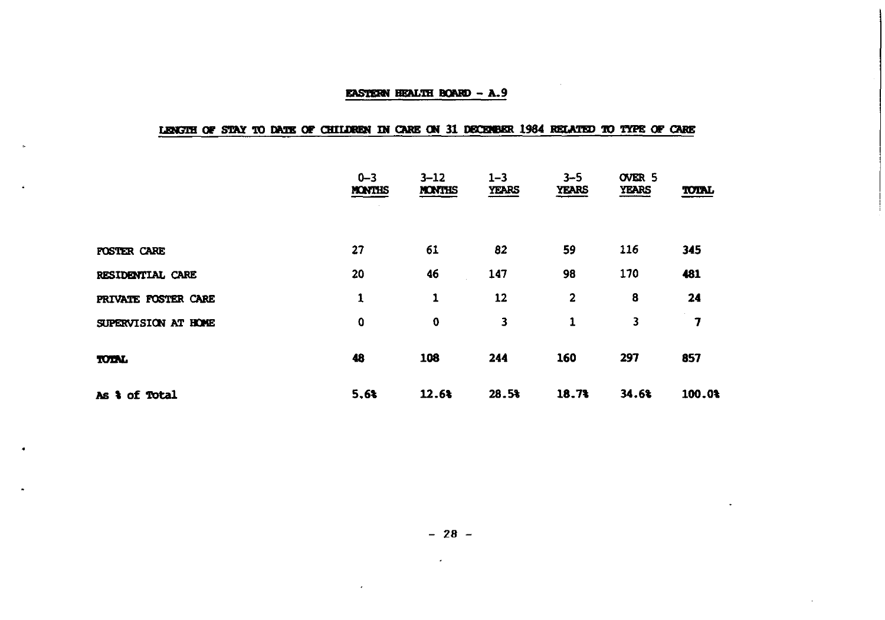## EASTERN HEALTH BOARD - A.9

### LENGTH OF STAY TO DATE OF CHILDREN IN CARE ON 31 DECEMBER 1984 RELATED TO TYPE OF CARE

| | 0-3 MONTHS | 3-12 MONTHS | 1-3 YEARS | 3-5 YEARS | OVER 5 YEARS | TOTAL |
|---|---|---|---|---|---|---|
| FOSTER CARE | 27 | 61 | 82 | 59 | 116 | **345** |
| RESIDENTIAL CARE | 20 | 46 | 147 | 98 | 170 | **481** |
| PRIVATE FOSTER CARE | 1 | 1 | 12 | 2 | 8 | **24** |
| SUPERVISION AT HOME | 0 | 0 | 3 | 1 | 3 | **7** |
| **TOTAL** | **48** | **108** | **244** | **160** | **297** | **857** |
| **As % of Total** | **5.6%** | **12.6%** | **28.5%** | **18.7%** | **34.6%** | **100.0%** |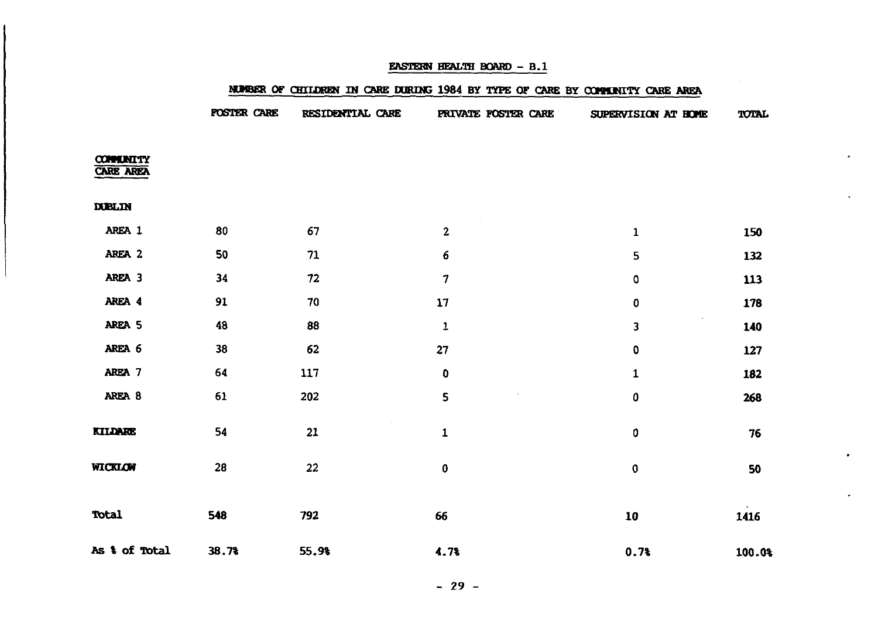## EASTERN HEALTH BOARD – B.1

### NUMBER OF CHILDREN IN CARE DURING 1984 BY TYPE OF CARE BY COMMUNITY CARE AREA

| COMMUNITY CARE AREA | FOSTER CARE | RESIDENTIAL CARE | PRIVATE FOSTER CARE | SUPERVISION AT HOME | TOTAL |
|---|---|---|---|---|---|
| **DUBLIN** | | | | | |
| AREA 1 | 80 | 67 | 2 | 1 | 150 |
| AREA 2 | 50 | 71 | 6 | 5 | 132 |
| AREA 3 | 34 | 72 | 7 | 0 | 113 |
| AREA 4 | 91 | 70 | 17 | 0 | 178 |
| AREA 5 | 48 | 88 | 1 | 3 | 140 |
| AREA 6 | 38 | 62 | 27 | 0 | 127 |
| AREA 7 | 64 | 117 | 0 | 1 | 182 |
| AREA 8 | 61 | 202 | 5 | 0 | 268 |
| **KILDARE** | 54 | 21 | 1 | 0 | 76 |
| **WICKLOW** | 28 | 22 | 0 | 0 | 50 |
| **Total** | 548 | 792 | 66 | 10 | 1416 |
| **As % of Total** | 38.7% | 55.9% | 4.7% | 0.7% | 100.0% |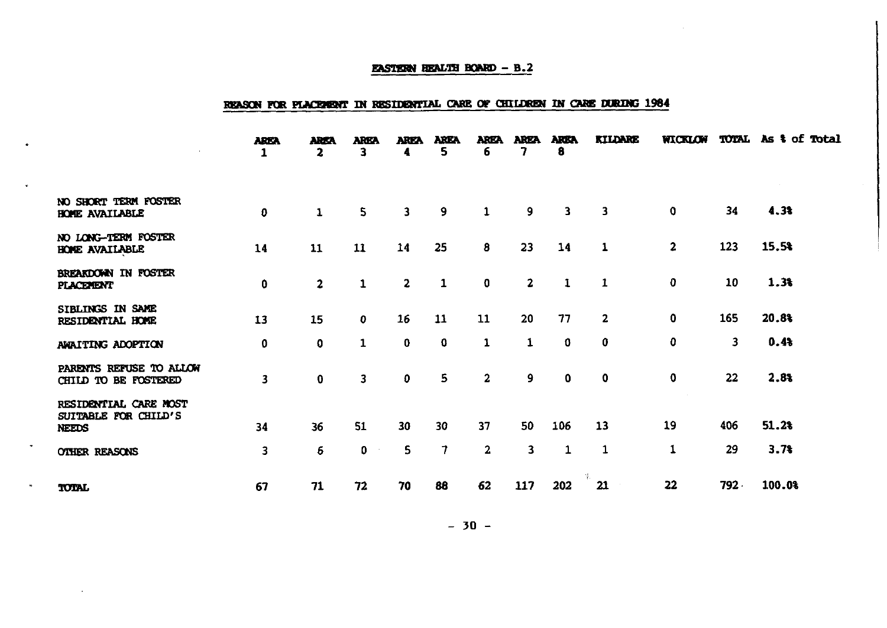## EASTERN HEALTH BOARD - B.2

### REASON FOR PLACEMENT IN RESIDENTIAL CARE OF CHILDREN IN CARE DURING 1984

| | AREA 1 | AREA 2 | AREA 3 | AREA 4 | AREA 5 | AREA 6 | AREA 7 | AREA 8 | KILDARE | WICKLOW | TOTAL | As % of Total |
|---|---|---|---|---|---|---|---|---|---|---|---|---|
| NO SHORT TERM FOSTER HOME AVAILABLE | 0 | 1 | 5 | 3 | 9 | 1 | 9 | 3 | 3 | 0 | 34 | 4.3% |
| NO LONG-TERM FOSTER HOME AVAILABLE | 14 | 11 | 11 | 14 | 25 | 8 | 23 | 14 | 1 | 2 | 123 | 15.5% |
| BREAKDOWN IN FOSTER PLACEMENT | 0 | 2 | 1 | 2 | 1 | 0 | 2 | 1 | 1 | 0 | 10 | 1.3% |
| SIBLINGS IN SAME RESIDENTIAL HOME | 13 | 15 | 0 | 16 | 11 | 11 | 20 | 77 | 2 | 0 | 165 | 20.8% |
| AWAITING ADOPTION | 0 | 0 | 1 | 0 | 0 | 1 | 1 | 0 | 0 | 0 | 3 | 0.4% |
| PARENTS REFUSE TO ALLOW CHILD TO BE FOSTERED | 3 | 0 | 3 | 0 | 5 | 2 | 9 | 0 | 0 | 0 | 22 | 2.8% |
| RESIDENTIAL CARE MOST SUITABLE FOR CHILD'S NEEDS | 34 | 36 | 51 | 30 | 30 | 37 | 50 | 106 | 13 | 19 | 406 | 51.2% |
| OTHER REASONS | 3 | 6 | 0 | 5 | 7 | 2 | 3 | 1 | 1 | 1 | 29 | 3.7% |
| TOTAL | 67 | 71 | 72 | 70 | 88 | 62 | 117 | 202 | 21 | 22 | 792 | 100.0% |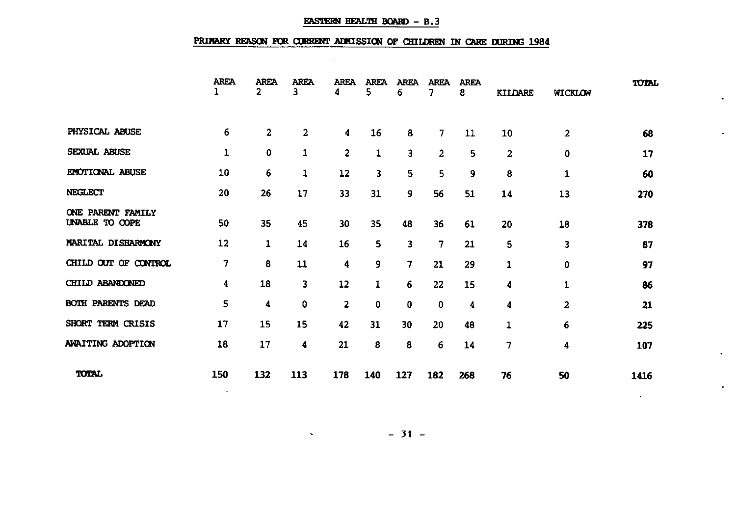EASTERN HEALTH BOARD - B.3

PRIMARY REASON FOR CURRENT ADMISSION OF CHILDREN IN CARE DURING 1984

| | AREA 1 | AREA 2 | AREA 3 | AREA 4 | AREA 5 | AREA 6 | AREA 7 | AREA 8 | KILDARE | WICKLOW | TOTAL |
|---|---|---|---|---|---|---|---|---|---|---|---|
| PHYSICAL ABUSE | 6 | 2 | 2 | 4 | 16 | 8 | 7 | 11 | 10 | 2 | 68 |
| SEXUAL ABUSE | 1 | 0 | 1 | 2 | 1 | 3 | 2 | 5 | 2 | 0 | 17 |
| EMOTIONAL ABUSE | 10 | 6 | 1 | 12 | 3 | 5 | 5 | 9 | 8 | 1 | 60 |
| NEGLECT | 20 | 26 | 17 | 33 | 31 | 9 | 56 | 51 | 14 | 13 | 270 |
| ONE PARENT FAMILY UNABLE TO COPE | 50 | 35 | 45 | 30 | 35 | 48 | 36 | 61 | 20 | 18 | 378 |
| MARITAL DISHARMONY | 12 | 1 | 14 | 16 | 5 | 3 | 7 | 21 | 5 | 3 | 87 |
| CHILD OUT OF CONTROL | 7 | 8 | 11 | 4 | 9 | 7 | 21 | 29 | 1 | 0 | 97 |
| CHILD ABANDONED | 4 | 18 | 3 | 12 | 1 | 6 | 22 | 15 | 4 | 1 | 86 |
| BOTH PARENTS DEAD | 5 | 4 | 0 | 2 | 0 | 0 | 0 | 4 | 4 | 2 | 21 |
| SHORT TERM CRISIS | 17 | 15 | 15 | 42 | 31 | 30 | 20 | 48 | 1 | 6 | 225 |
| AWAITING ADOPTION | 18 | 17 | 4 | 21 | 8 | 8 | 6 | 14 | 7 | 4 | 107 |
| TOTAL | 150 | 132 | 113 | 178 | 140 | 127 | 182 | 268 | 76 | 50 | 1416 |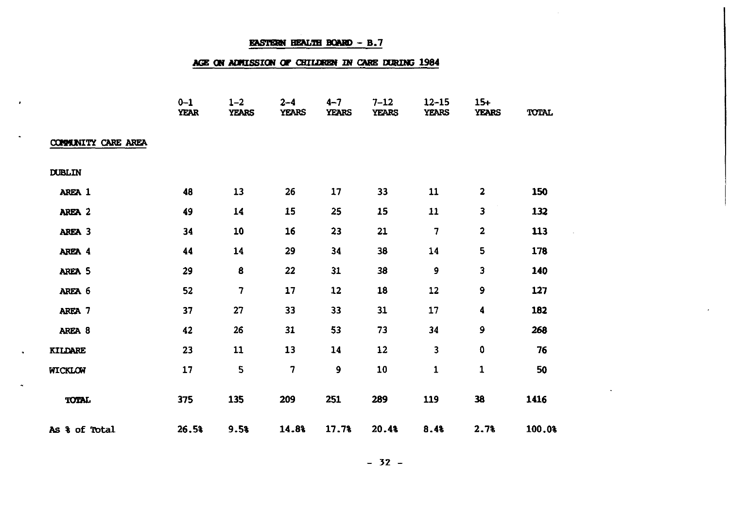## EASTERN HEALTH BOARD - B.7

### AGE ON ADMISSION OF CHILDREN IN CARE DURING 1984

| | 0-1 YEAR | 1-2 YEARS | 2-4 YEARS | 4-7 YEARS | 7-12 YEARS | 12-15 YEARS | 15+ YEARS | TOTAL |
|---|---|---|---|---|---|---|---|---|
| **COMMUNITY CARE AREA** | | | | | | | | |
| DUBLIN | | | | | | | | |
| AREA 1 | 48 | 13 | 26 | 17 | 33 | 11 | 2 | 150 |
| AREA 2 | 49 | 14 | 15 | 25 | 15 | 11 | 3 | 132 |
| AREA 3 | 34 | 10 | 16 | 23 | 21 | 7 | 2 | 113 |
| AREA 4 | 44 | 14 | 29 | 34 | 38 | 14 | 5 | 178 |
| AREA 5 | 29 | 8 | 22 | 31 | 38 | 9 | 3 | 140 |
| AREA 6 | 52 | 7 | 17 | 12 | 18 | 12 | 9 | 127 |
| AREA 7 | 37 | 27 | 33 | 33 | 31 | 17 | 4 | 182 |
| AREA 8 | 42 | 26 | 31 | 53 | 73 | 34 | 9 | 268 |
| KILDARE | 23 | 11 | 13 | 14 | 12 | 3 | 0 | 76 |
| WICKLOW | 17 | 5 | 7 | 9 | 10 | 1 | 1 | 50 |
| TOTAL | 375 | 135 | 209 | 251 | 289 | 119 | 38 | 1416 |
| As % of Total | 26.5% | 9.5% | 14.8% | 17.7% | 20.4% | 8.4% | 2.7% | 100.0% |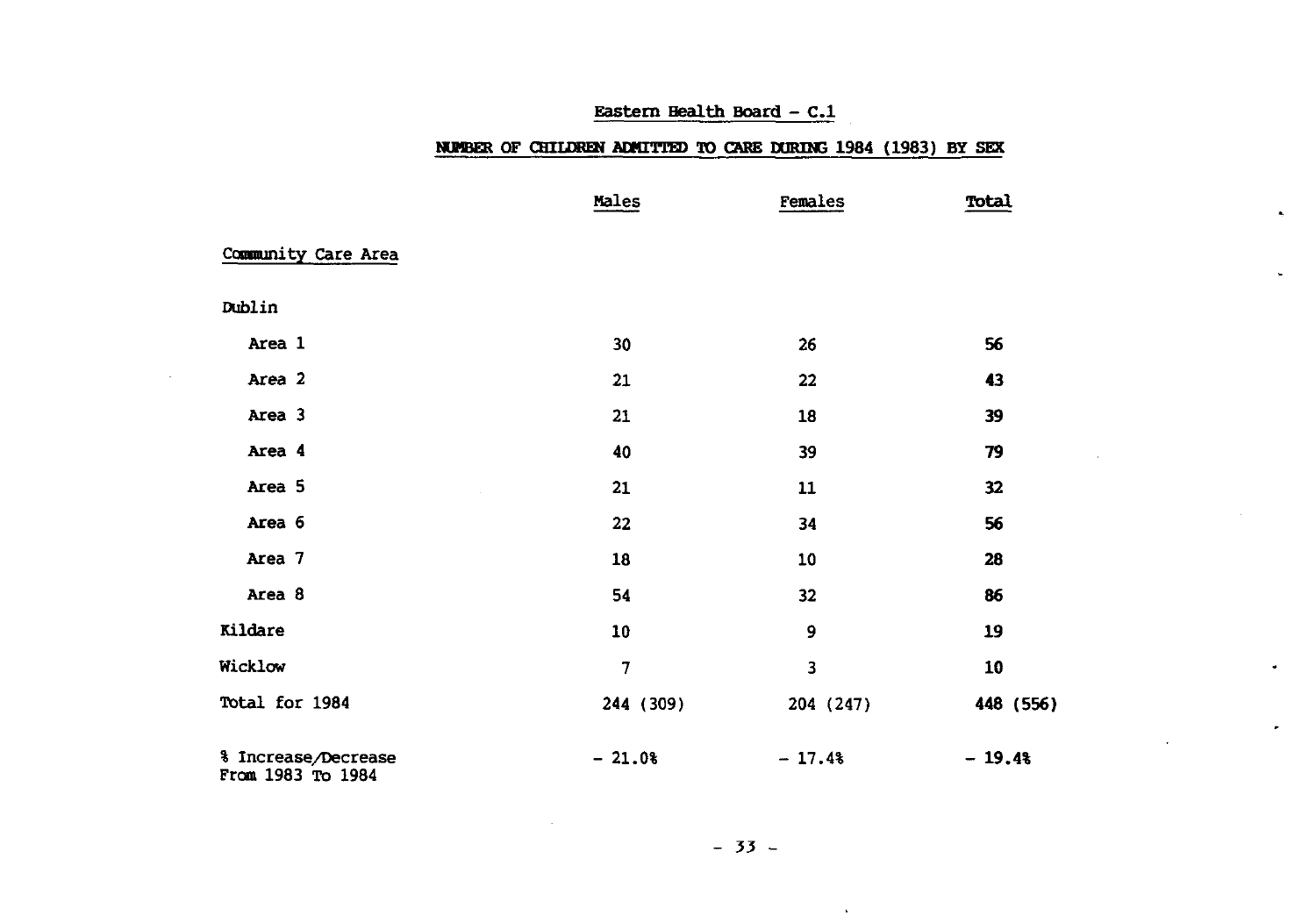## Eastern Health Board – C.1

### NUMBER OF CHILDREN ADMITTED TO CARE DURING 1984 (1983) BY SEX

| | Males | Females | Total |
|---|---|---|---|
| **Community Care Area** | | | |
| Dublin | | | |
| Area 1 | 30 | 26 | **56** |
| Area 2 | 21 | 22 | **43** |
| Area 3 | 21 | 18 | **39** |
| Area 4 | 40 | 39 | **79** |
| Area 5 | 21 | 11 | **32** |
| Area 6 | 22 | 34 | **56** |
| Area 7 | 18 | 10 | **28** |
| Area 8 | 54 | 32 | **86** |
| Kildare | 10 | 9 | **19** |
| Wicklow | 7 | 3 | **10** |
| Total for 1984 | 244 (309) | 204 (247) | **448 (556)** |
| % Increase/Decrease From 1983 To 1984 | – 21.0% | – 17.4% | **– 19.4%** |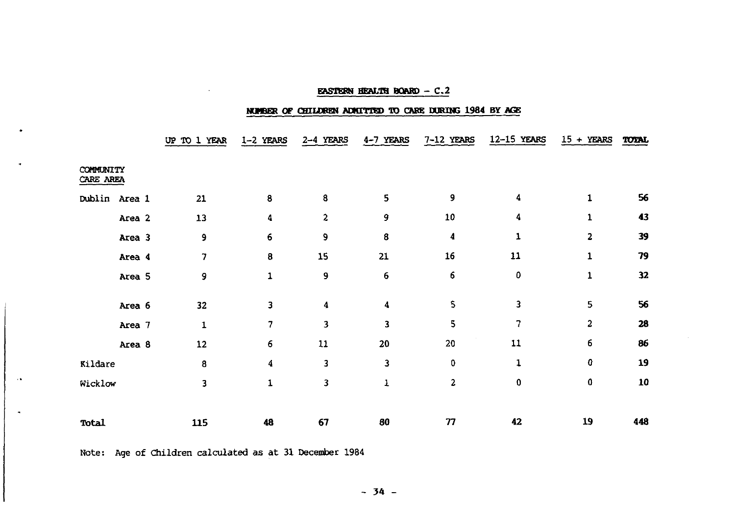## EASTERN HEALTH BOARD – C.2

## NUMBER OF CHILDREN ADMITTED TO CARE DURING 1984 BY AGE

| COMMUNITY CARE AREA | UP TO 1 YEAR | 1-2 YEARS | 2-4 YEARS | 4-7 YEARS | 7-12 YEARS | 12-15 YEARS | 15 + YEARS | TOTAL |
|---|---|---|---|---|---|---|---|---|
| Dublin Area 1 | 21 | 8 | 8 | 5 | 9 | 4 | 1 | **56** |
| Area 2 | 13 | 4 | 2 | 9 | 10 | 4 | 1 | **43** |
| Area 3 | 9 | 6 | 9 | 8 | 4 | 1 | 2 | **39** |
| Area 4 | 7 | 8 | 15 | 21 | 16 | 11 | 1 | **79** |
| Area 5 | 9 | 1 | 9 | 6 | 6 | 0 | 1 | **32** |
| Area 6 | 32 | 3 | 4 | 4 | 5 | 3 | 5 | **56** |
| Area 7 | 1 | 7 | 3 | 3 | 5 | 7 | 2 | **28** |
| Area 8 | 12 | 6 | 11 | 20 | 20 | 11 | 6 | **86** |
| Kildare | 8 | 4 | 3 | 3 | 0 | 1 | 0 | **19** |
| Wicklow | 3 | 1 | 3 | 1 | 2 | 0 | 0 | **10** |
| **Total** | **115** | **48** | **67** | **80** | **77** | **42** | **19** | **448** |

Note: Age of Children calculated as at 31 December 1984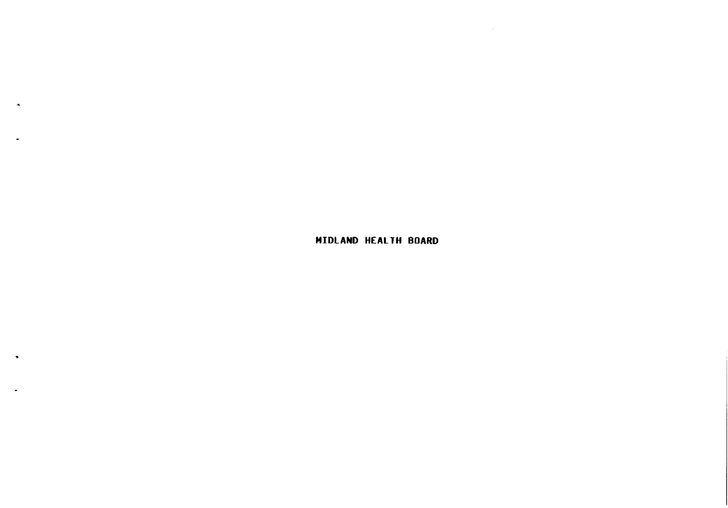# MIDLAND HEALTH BOARD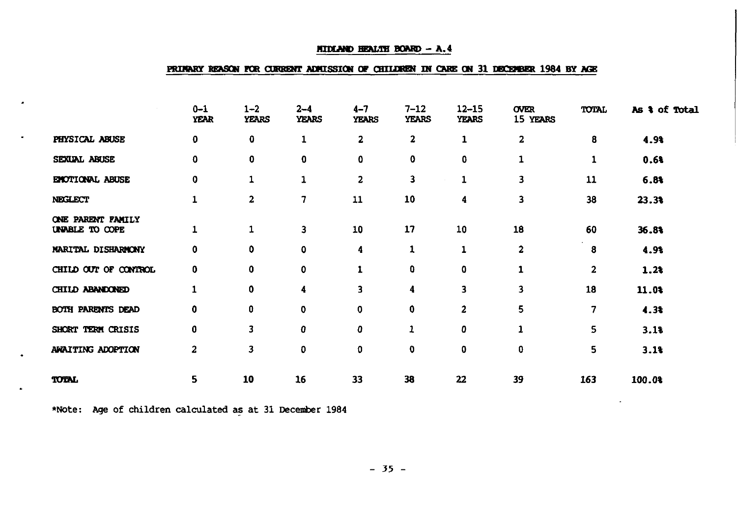## MIDLAND HEALTH BOARD - A.4

### PRIMARY REASON FOR CURRENT ADMISSION OF CHILDREN IN CARE ON 31 DECEMBER 1984 BY AGE

| | 0-1 YEAR | 1-2 YEARS | 2-4 YEARS | 4-7 YEARS | 7-12 YEARS | 12-15 YEARS | OVER 15 YEARS | TOTAL | As % of Total |
|---|---|---|---|---|---|---|---|---|---|
| PHYSICAL ABUSE | 0 | 0 | 1 | 2 | 2 | 1 | 2 | 8 | 4.9% |
| SEXUAL ABUSE | 0 | 0 | 0 | 0 | 0 | 0 | 1 | 1 | 0.6% |
| EMOTIONAL ABUSE | 0 | 1 | 1 | 2 | 3 | 1 | 3 | 11 | 6.8% |
| NEGLECT | 1 | 2 | 7 | 11 | 10 | 4 | 3 | 38 | 23.3% |
| ONE PARENT FAMILY UNABLE TO COPE | 1 | 1 | 3 | 10 | 17 | 10 | 18 | 60 | 36.8% |
| MARITAL DISHARMONY | 0 | 0 | 0 | 4 | 1 | 1 | 2 | 8 | 4.9% |
| CHILD OUT OF CONTROL | 0 | 0 | 0 | 1 | 0 | 0 | 1 | 2 | 1.2% |
| CHILD ABANDONED | 1 | 0 | 4 | 3 | 4 | 3 | 3 | 18 | 11.0% |
| BOTH PARENTS DEAD | 0 | 0 | 0 | 0 | 0 | 2 | 5 | 7 | 4.3% |
| SHORT TERM CRISIS | 0 | 3 | 0 | 0 | 1 | 0 | 1 | 5 | 3.1% |
| AWAITING ADOPTION | 2 | 3 | 0 | 0 | 0 | 0 | 0 | 5 | 3.1% |
| TOTAL | 5 | 10 | 16 | 33 | 38 | 22 | 39 | 163 | 100.0% |

*Note: Age of children calculated as at 31 December 1984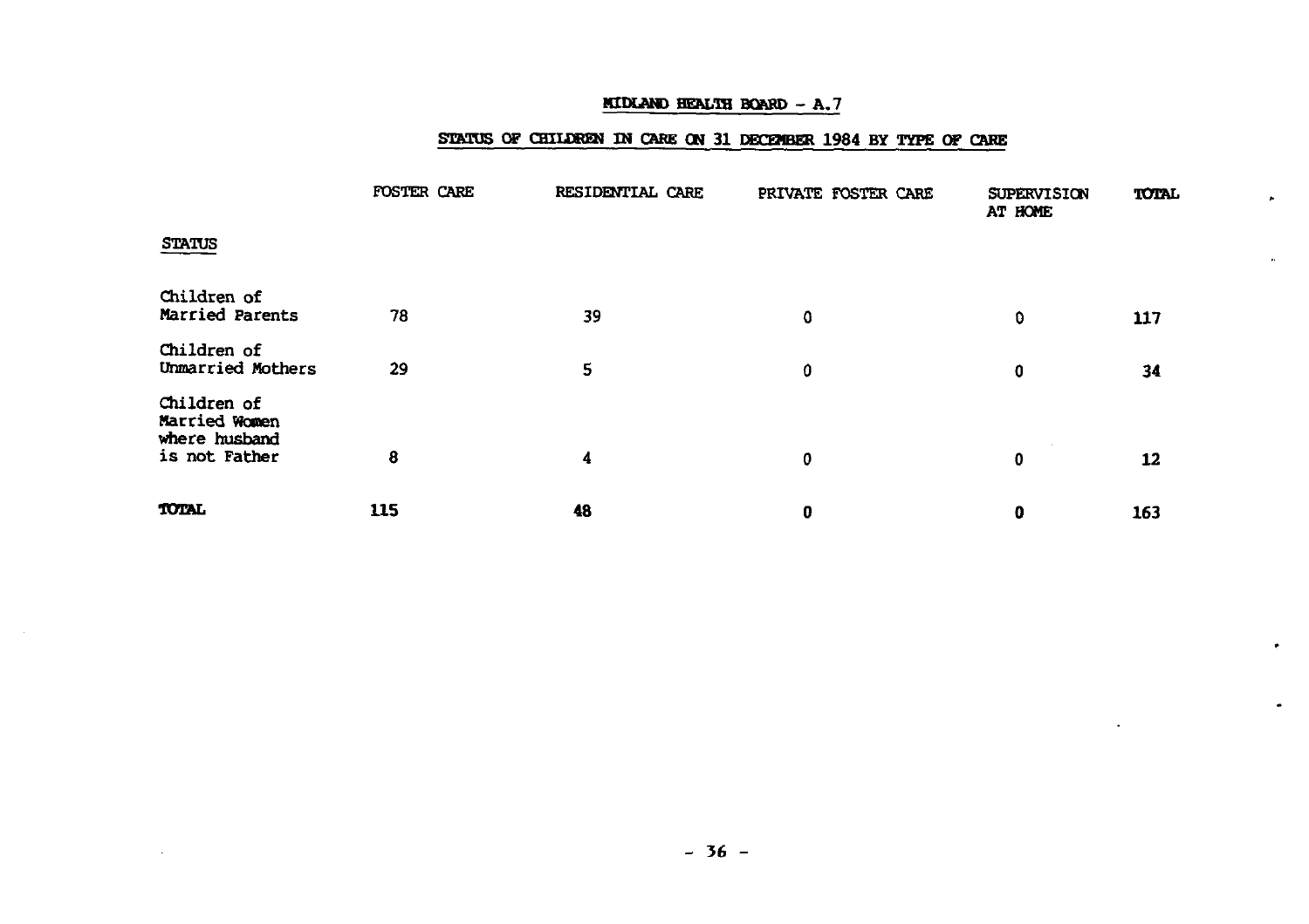## MIDLAND HEALTH BOARD - A.7

### STATUS OF CHILDREN IN CARE ON 31 DECEMBER 1984 BY TYPE OF CARE

| STATUS | FOSTER CARE | RESIDENTIAL CARE | PRIVATE FOSTER CARE | SUPERVISION AT HOME | TOTAL |
|---|---|---|---|---|---|
| Children of Married Parents | 78 | 39 | 0 | 0 | 117 |
| Children of Unmarried Mothers | 29 | 5 | 0 | 0 | 34 |
| Children of Married Women where husband is not Father | 8 | 4 | 0 | 0 | 12 |
| **TOTAL** | 115 | 48 | 0 | 0 | 163 |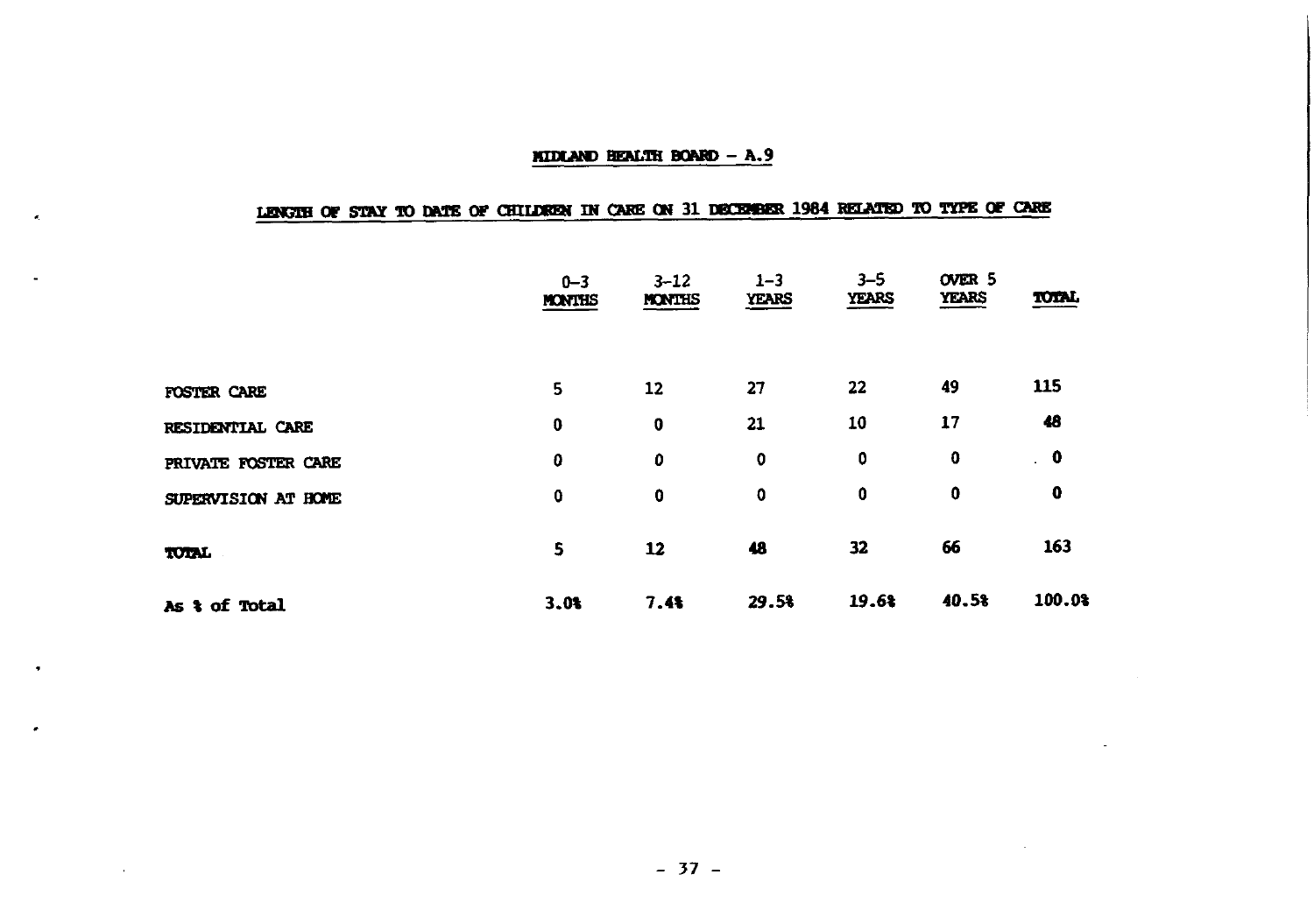## MIDLAND HEALTH BOARD – A.9

### LENGTH OF STAY TO DATE OF CHILDREN IN CARE ON 31 DECEMBER 1984 RELATED TO TYPE OF CARE

| | 0–3 MONTHS | 3–12 MONTHS | 1–3 YEARS | 3–5 YEARS | OVER 5 YEARS | TOTAL |
|---|---|---|---|---|---|---|
| FOSTER CARE | 5 | 12 | 27 | 22 | 49 | 115 |
| RESIDENTIAL CARE | 0 | 0 | 21 | 10 | 17 | 48 |
| PRIVATE FOSTER CARE | 0 | 0 | 0 | 0 | 0 | 0 |
| SUPERVISION AT HOME | 0 | 0 | 0 | 0 | 0 | 0 |
| TOTAL | 5 | 12 | 48 | 32 | 66 | 163 |
| As % of Total | 3.0% | 7.4% | 29.5% | 19.6% | 40.5% | 100.0% |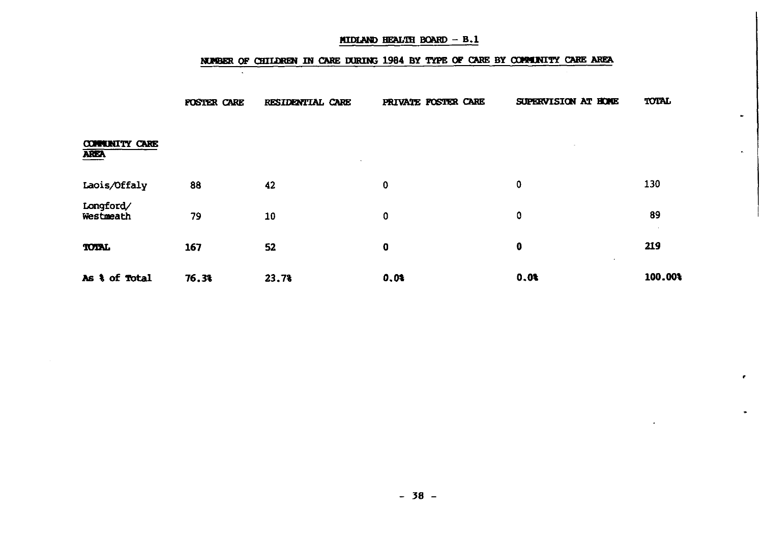## MIDLAND HEALTH BOARD - B.1

### NUMBER OF CHILDREN IN CARE DURING 1984 BY TYPE OF CARE BY COMMUNITY CARE AREA

| COMMUNITY CARE AREA | FOSTER CARE | RESIDENTIAL CARE | PRIVATE FOSTER CARE | SUPERVISION AT HOME | TOTAL |
|---|---|---|---|---|---|
| Laois/Offaly | 88 | 42 | 0 | 0 | 130 |
| Longford/ Westmeath | 79 | 10 | 0 | 0 | 89 |
| **TOTAL** | **167** | **52** | **0** | **0** | **219** |
| **As % of Total** | **76.3%** | **23.7%** | **0.0%** | **0.0%** | **100.00%** |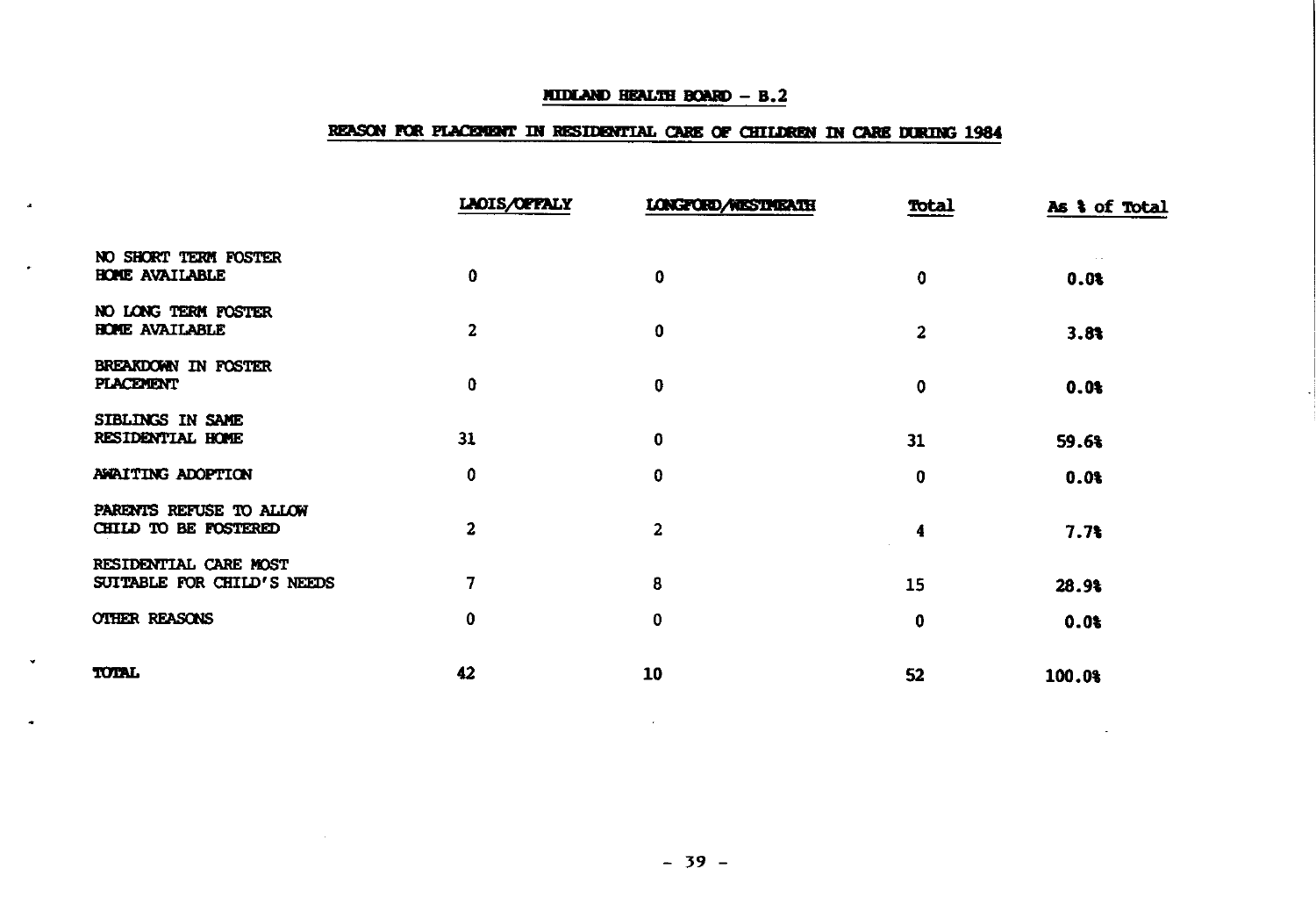## MIDLAND HEALTH BOARD – B.2

## REASON FOR PLACEMENT IN RESIDENTIAL CARE OF CHILDREN IN CARE DURING 1984

| | LAOIS/OFFALY | LONGFORD/WESTMEATH | Total | As % of Total |
|---|---|---|---|---|
| NO SHORT TERM FOSTER HOME AVAILABLE | 0 | 0 | 0 | 0.0% |
| NO LONG TERM FOSTER HOME AVAILABLE | 2 | 0 | 2 | 3.8% |
| BREAKDOWN IN FOSTER PLACEMENT | 0 | 0 | 0 | 0.0% |
| SIBLINGS IN SAME RESIDENTIAL HOME | 31 | 0 | 31 | 59.6% |
| AWAITING ADOPTION | 0 | 0 | 0 | 0.0% |
| PARENTS REFUSE TO ALLOW CHILD TO BE FOSTERED | 2 | 2 | 4 | 7.7% |
| RESIDENTIAL CARE MOST SUITABLE FOR CHILD'S NEEDS | 7 | 8 | 15 | 28.9% |
| OTHER REASONS | 0 | 0 | 0 | 0.0% |
| TOTAL | 42 | 10 | 52 | 100.0% |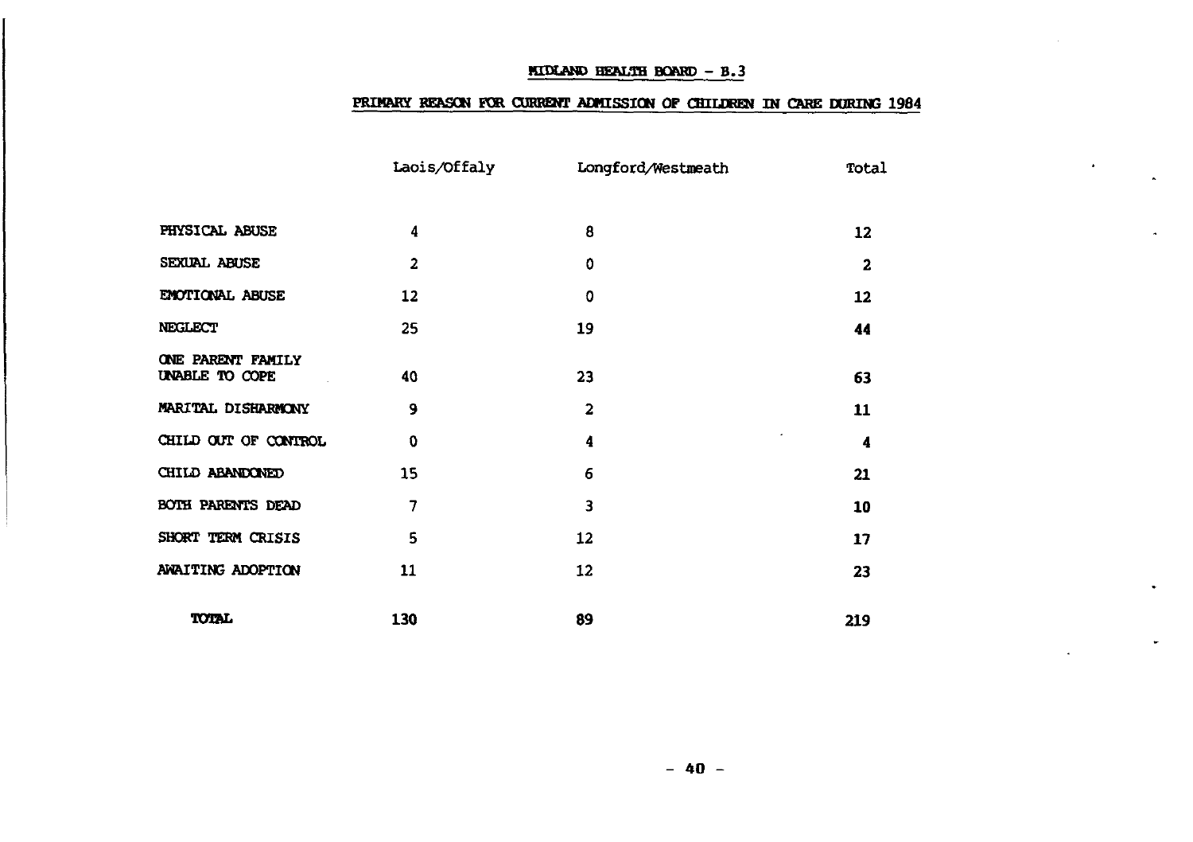# MIDLAND HEALTH BOARD - B.3

## PRIMARY REASON FOR CURRENT ADMISSION OF CHILDREN IN CARE DURING 1984

| | Laois/Offaly | Longford/Westmeath | Total |
|---|---|---|---|
| PHYSICAL ABUSE | 4 | 8 | 12 |
| SEXUAL ABUSE | 2 | 0 | 2 |
| EMOTIONAL ABUSE | 12 | 0 | 12 |
| NEGLECT | 25 | 19 | 44 |
| ONE PARENT FAMILY UNABLE TO COPE | 40 | 23 | 63 |
| MARITAL DISHARMONY | 9 | 2 | 11 |
| CHILD OUT OF CONTROL | 0 | 4 | 4 |
| CHILD ABANDONED | 15 | 6 | 21 |
| BOTH PARENTS DEAD | 7 | 3 | 10 |
| SHORT TERM CRISIS | 5 | 12 | 17 |
| AWAITING ADOPTION | 11 | 12 | 23 |
| TOTAL | 130 | 89 | 219 |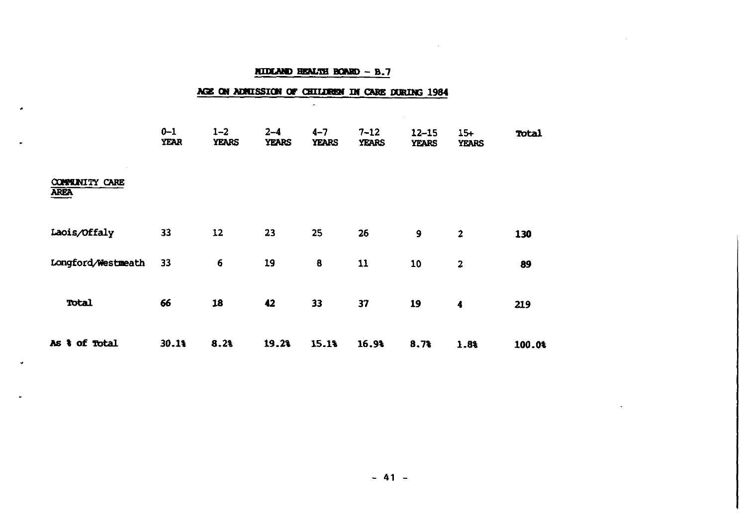## MIDLAND HEALTH BOARD – B.7

## AGE ON ADMISSION OF CHILDREN IN CARE DURING 1984

| COMMUNITY CARE AREA | 0–1 YEAR | 1–2 YEARS | 2–4 YEARS | 4–7 YEARS | 7–12 YEARS | 12–15 YEARS | 15+ YEARS | Total |
|---|---|---|---|---|---|---|---|---|
| Laois/Offaly | 33 | 12 | 23 | 25 | 26 | 9 | 2 | **130** |
| Longford/Westmeath | 33 | 6 | 19 | 8 | 11 | 10 | 2 | **89** |
| **Total** | **66** | **18** | **42** | **33** | **37** | **19** | **4** | **219** |
| **As % of Total** | **30.1%** | **8.2%** | **19.2%** | **15.1%** | **16.9%** | **8.7%** | **1.8%** | **100.0%** |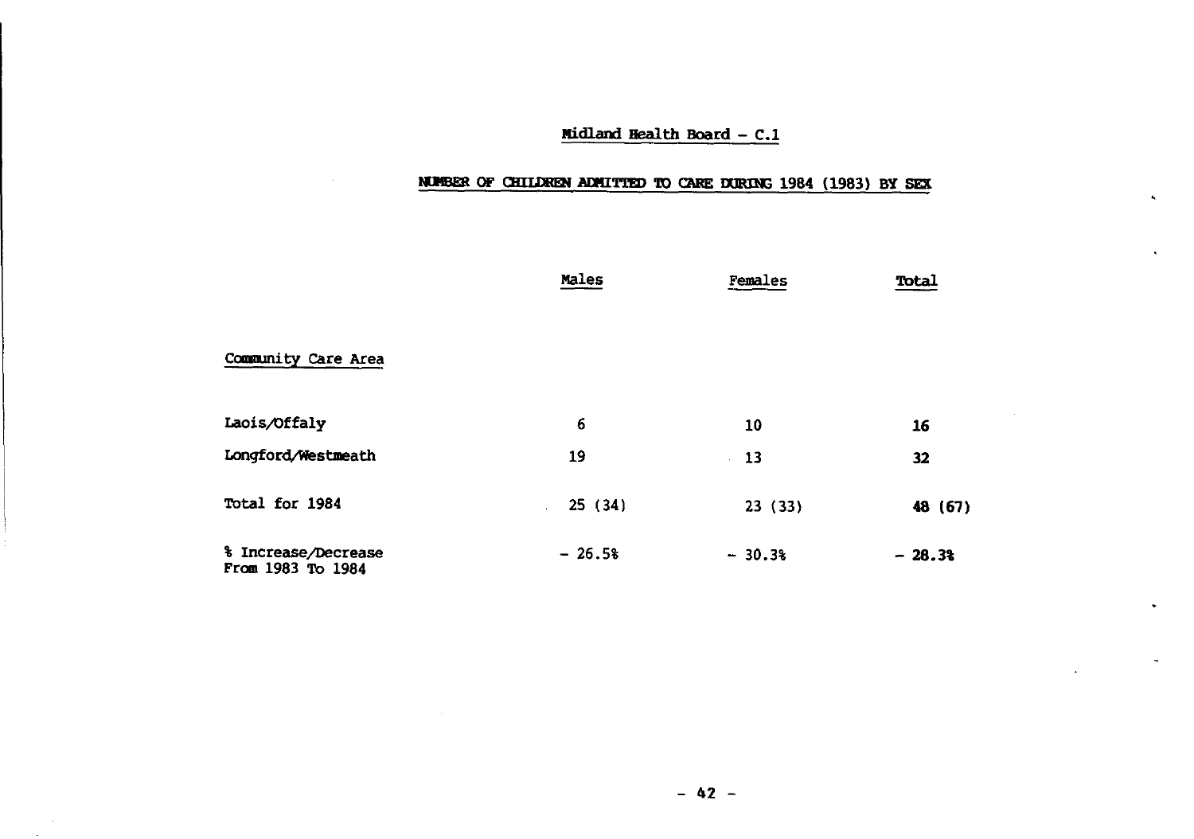## Midland Health Board – C.1

### NUMBER OF CHILDREN ADMITTED TO CARE DURING 1984 (1983) BY SEX

| | Males | Females | Total |
|---|---|---|---|
| Community Care Area | | | |
| Laois/Offaly | 6 | 10 | **16** |
| Longford/Westmeath | 19 | 13 | **32** |
| Total for 1984 | 25 (34) | 23 (33) | **48 (67)** |
| % Increase/Decrease From 1983 To 1984 | – 26.5% | – 30.3% | **– 28.3%** |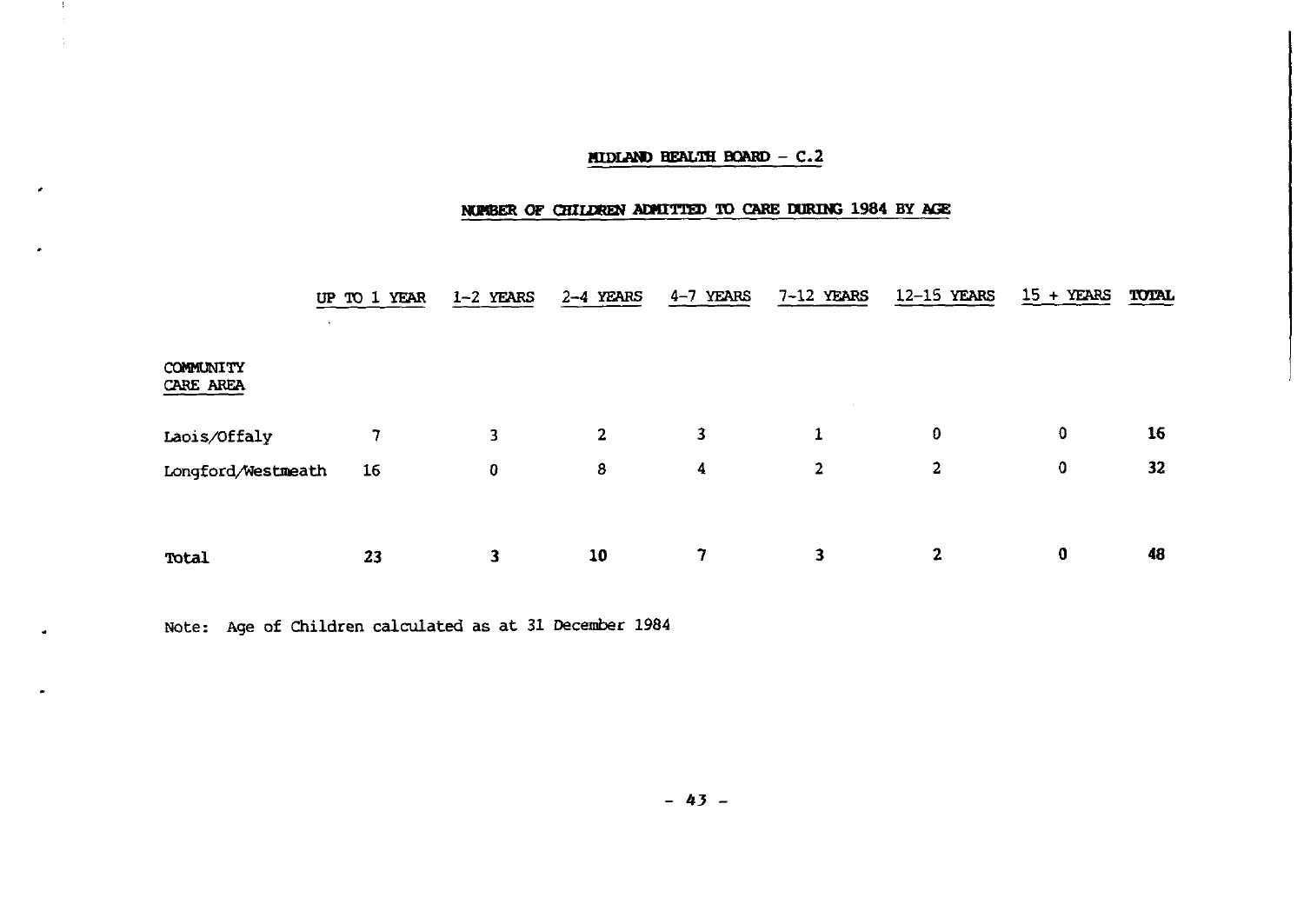## MIDLAND HEALTH BOARD - C.2

### NUMBER OF CHILDREN ADMITTED TO CARE DURING 1984 BY AGE

| COMMUNITY CARE AREA | UP TO 1 YEAR | 1-2 YEARS | 2-4 YEARS | 4-7 YEARS | 7-12 YEARS | 12-15 YEARS | 15 + YEARS | TOTAL |
|---|---|---|---|---|---|---|---|---|
| Laois/Offaly | 7 | 3 | 2 | 3 | 1 | 0 | 0 | **16** |
| Longford/Westmeath | 16 | 0 | 8 | 4 | 2 | 2 | 0 | **32** |
| Total | **23** | **3** | **10** | **7** | **3** | **2** | **0** | **48** |

Note: Age of Children calculated as at 31 December 1984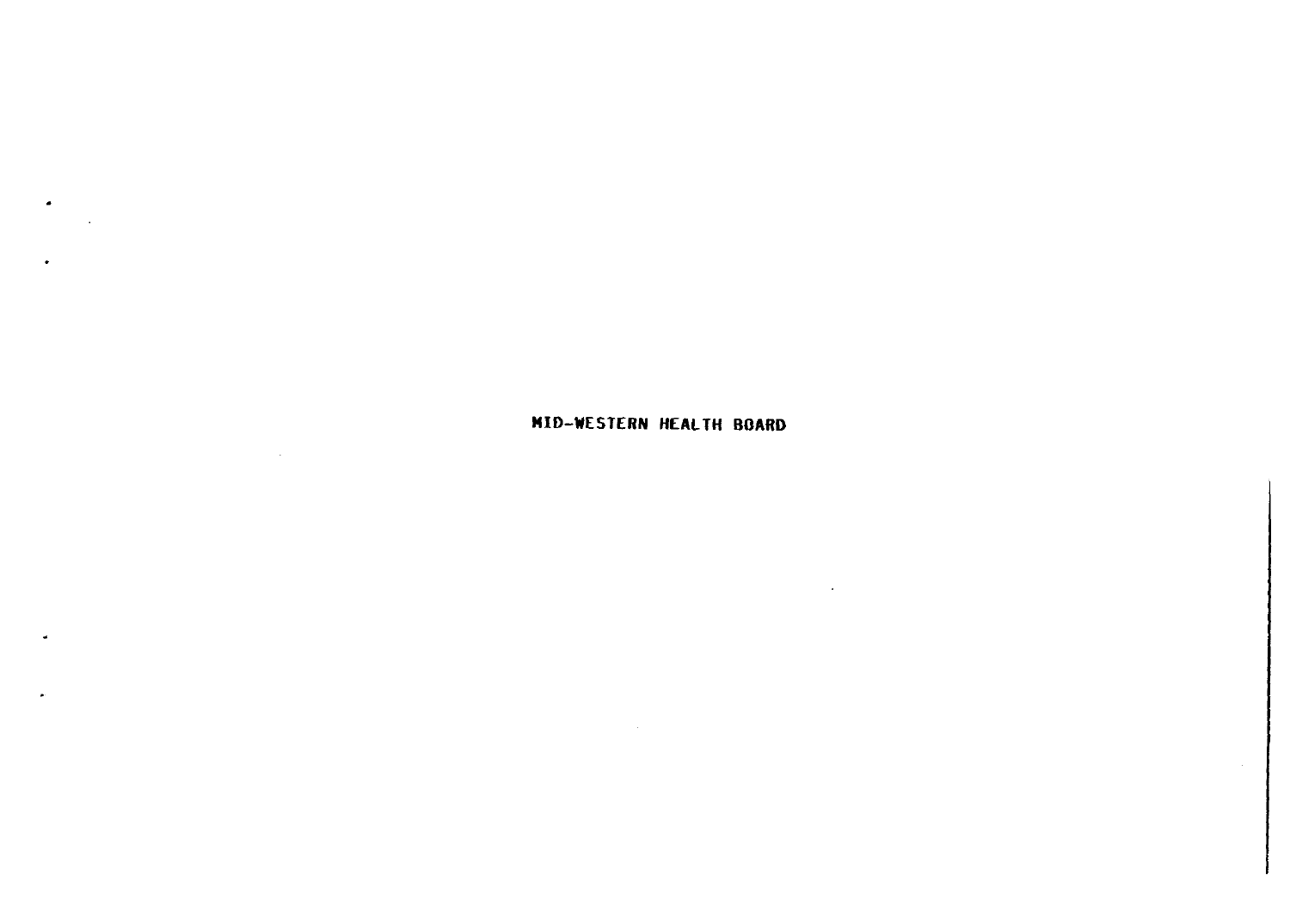# MID-WESTERN HEALTH BOARD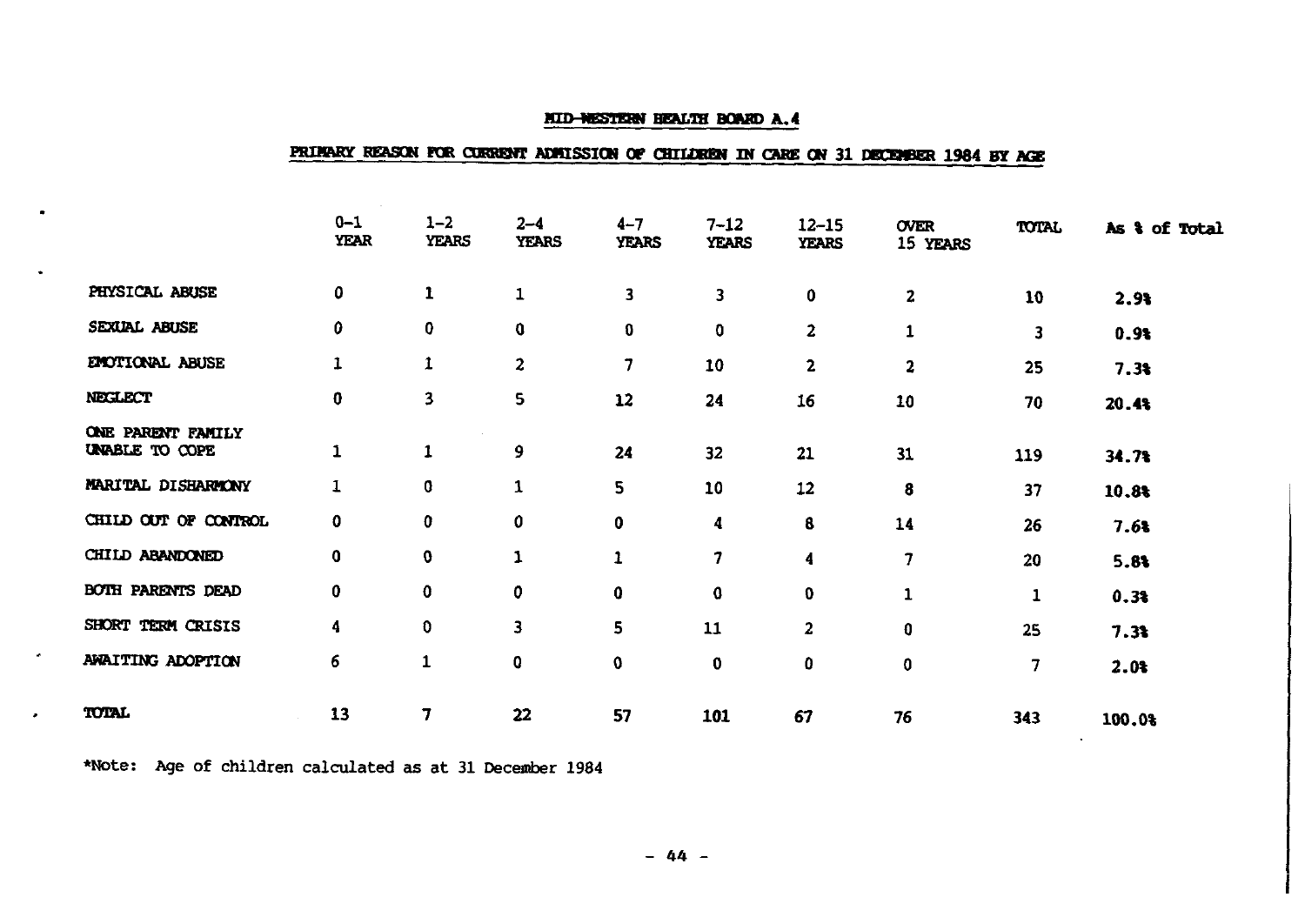## MID-WESTERN HEALTH BOARD A.4

### PRIMARY REASON FOR CURRENT ADMISSION OF CHILDREN IN CARE ON 31 DECEMBER 1984 BY AGE

| | 0–1 YEAR | 1–2 YEARS | 2–4 YEARS | 4–7 YEARS | 7–12 YEARS | 12–15 YEARS | OVER 15 YEARS | TOTAL | As % of Total |
|---|---|---|---|---|---|---|---|---|---|
| PHYSICAL ABUSE | 0 | 1 | 1 | 3 | 3 | 0 | 2 | 10 | 2.9% |
| SEXUAL ABUSE | 0 | 0 | 0 | 0 | 0 | 2 | 1 | 3 | 0.9% |
| EMOTIONAL ABUSE | 1 | 1 | 2 | 7 | 10 | 2 | 2 | 25 | 7.3% |
| NEGLECT | 0 | 3 | 5 | 12 | 24 | 16 | 10 | 70 | 20.4% |
| ONE PARENT FAMILY UNABLE TO COPE | 1 | 1 | 9 | 24 | 32 | 21 | 31 | 119 | 34.7% |
| MARITAL DISHARMONY | 1 | 0 | 1 | 5 | 10 | 12 | 8 | 37 | 10.8% |
| CHILD OUT OF CONTROL | 0 | 0 | 0 | 0 | 4 | 8 | 14 | 26 | 7.6% |
| CHILD ABANDONED | 0 | 0 | 1 | 1 | 7 | 4 | 7 | 20 | 5.8% |
| BOTH PARENTS DEAD | 0 | 0 | 0 | 0 | 0 | 0 | 1 | 1 | 0.3% |
| SHORT TERM CRISIS | 4 | 0 | 3 | 5 | 11 | 2 | 0 | 25 | 7.3% |
| AWAITING ADOPTION | 6 | 1 | 0 | 0 | 0 | 0 | 0 | 7 | 2.0% |
| TOTAL | 13 | 7 | 22 | 57 | 101 | 67 | 76 | 343 | 100.0% |

*Note: Age of children calculated as at 31 December 1984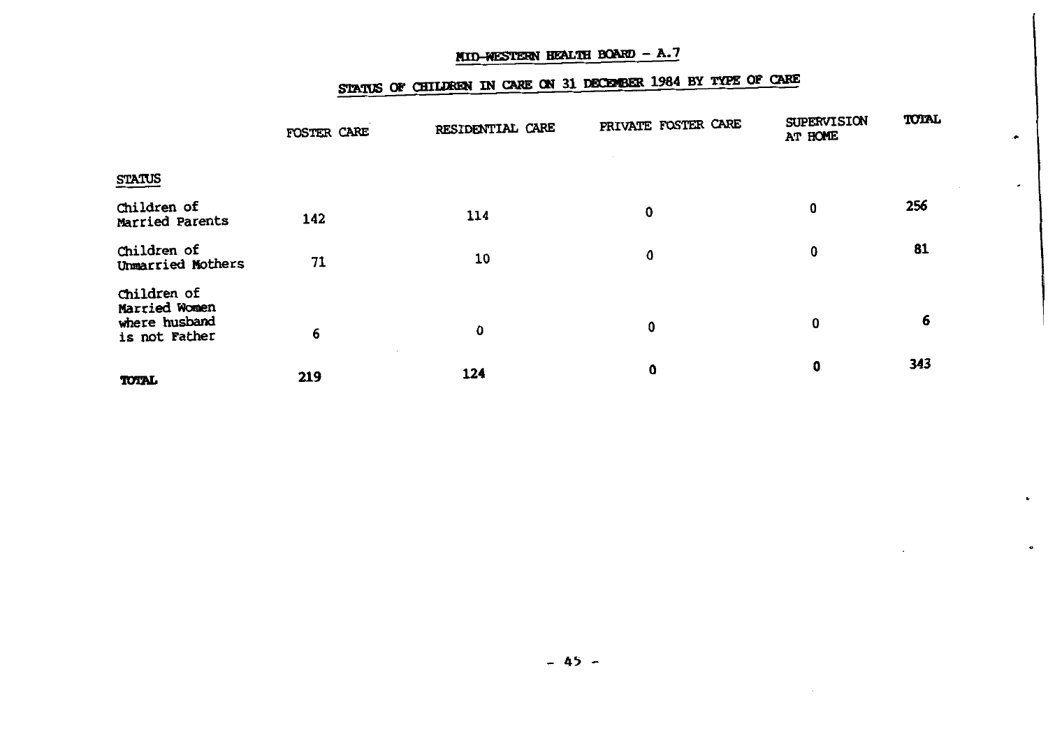## MID-WESTERN HEALTH BOARD - A.7

### STATUS OF CHILDREN IN CARE ON 31 DECEMBER 1984 BY TYPE OF CARE

| STATUS | FOSTER CARE | RESIDENTIAL CARE | PRIVATE FOSTER CARE | SUPERVISION AT HOME | TOTAL |
|---|---|---|---|---|---|
| Children of Married Parents | 142 | 114 | 0 | 0 | 256 |
| Children of Unmarried Mothers | 71 | 10 | 0 | 0 | 81 |
| Children of Married Women where husband is not Father | 6 | 0 | 0 | 0 | 6 |
| **TOTAL** | 219 | 124 | 0 | 0 | 343 |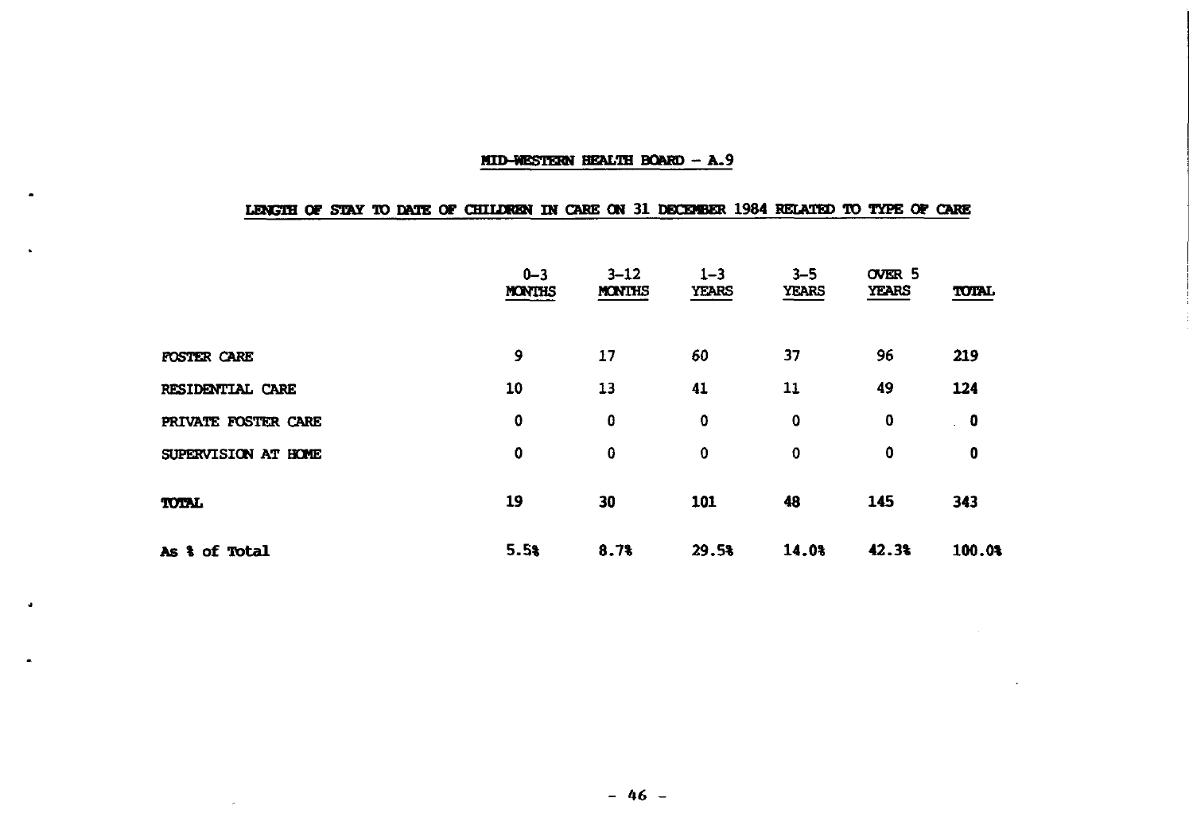## MID-WESTERN HEALTH BOARD – A.9

### LENGTH OF STAY TO DATE OF CHILDREN IN CARE ON 31 DECEMBER 1984 RELATED TO TYPE OF CARE

| | 0–3 MONTHS | 3–12 MONTHS | 1–3 YEARS | 3–5 YEARS | OVER 5 YEARS | TOTAL |
|---|---|---|---|---|---|---|
| FOSTER CARE | 9 | 17 | 60 | 37 | 96 | 219 |
| RESIDENTIAL CARE | 10 | 13 | 41 | 11 | 49 | 124 |
| PRIVATE FOSTER CARE | 0 | 0 | 0 | 0 | 0 | 0 |
| SUPERVISION AT HOME | 0 | 0 | 0 | 0 | 0 | 0 |
| TOTAL | 19 | 30 | 101 | 48 | 145 | 343 |
| As % of Total | 5.5% | 8.7% | 29.5% | 14.0% | 42.3% | 100.0% |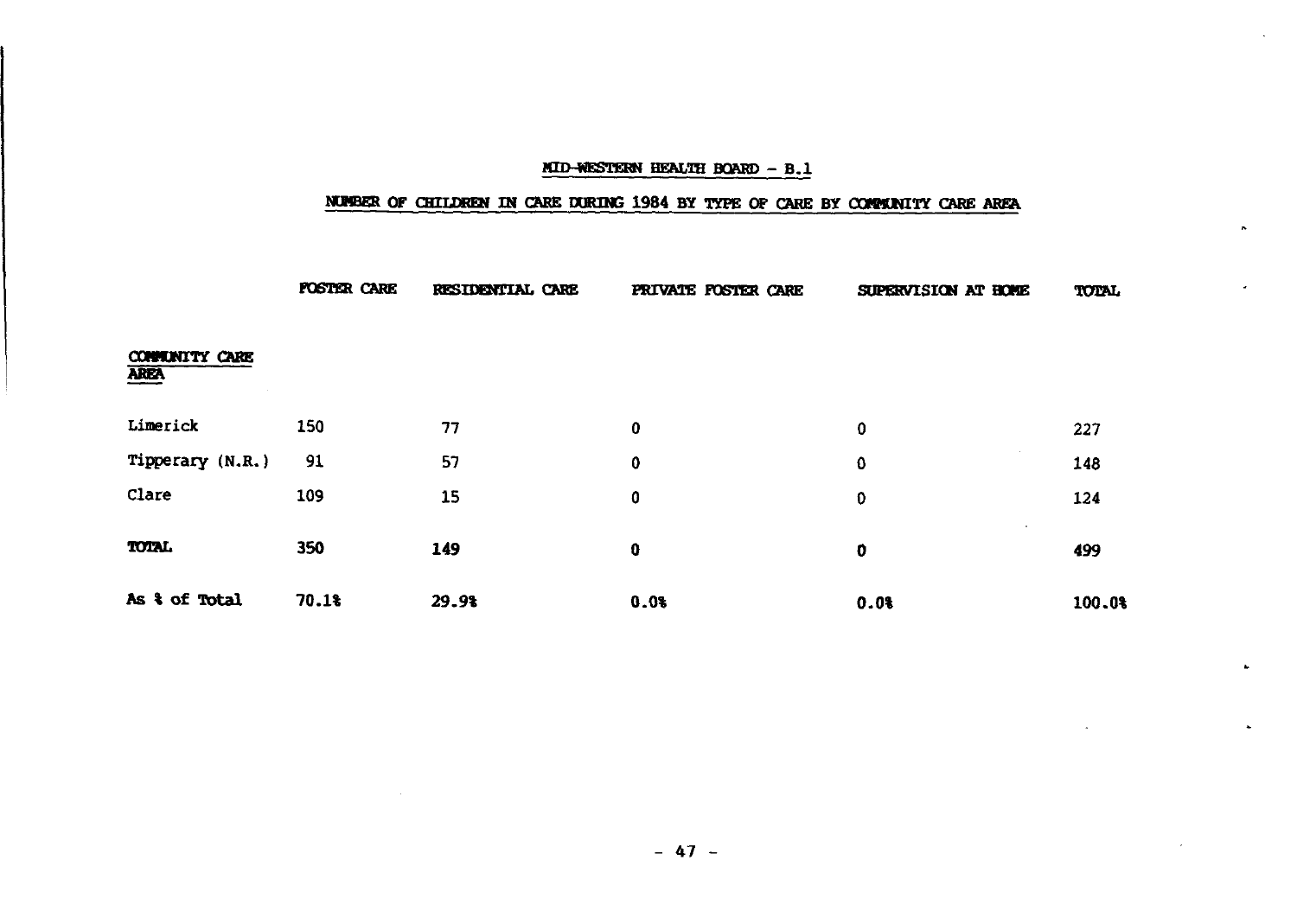## MID-WESTERN HEALTH BOARD - B.1

## NUMBER OF CHILDREN IN CARE DURING 1984 BY TYPE OF CARE BY COMMUNITY CARE AREA

| COMMUNITY CARE AREA | FOSTER CARE | RESIDENTIAL CARE | PRIVATE FOSTER CARE | SUPERVISION AT HOME | TOTAL |
|---|---|---|---|---|---|
| Limerick | 150 | 77 | 0 | 0 | 227 |
| Tipperary (N.R.) | 91 | 57 | 0 | 0 | 148 |
| Clare | 109 | 15 | 0 | 0 | 124 |
| **TOTAL** | **350** | **149** | **0** | **0** | **499** |
| **As % of Total** | **70.1%** | **29.9%** | **0.0%** | **0.0%** | **100.0%** |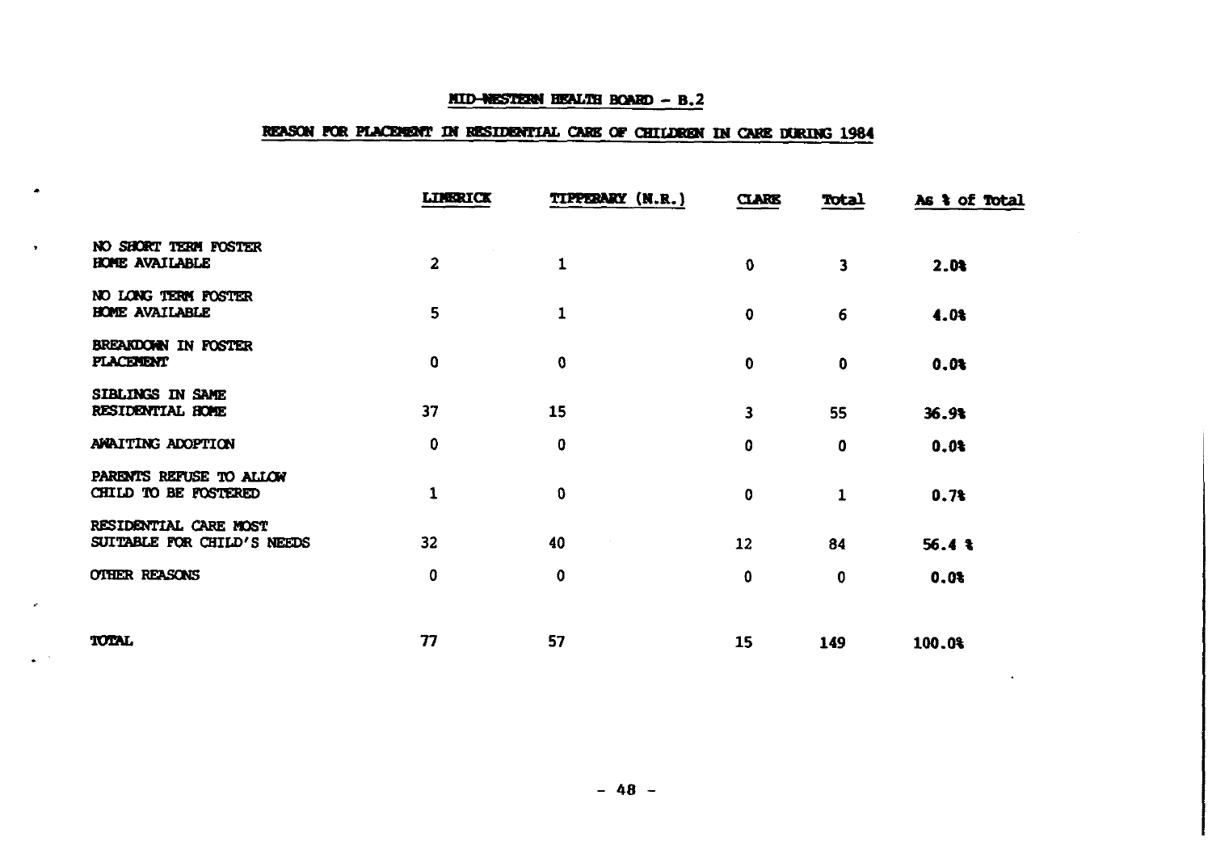## MID-WESTERN HEALTH BOARD - B.2

### REASON FOR PLACEMENT IN RESIDENTIAL CARE OF CHILDREN IN CARE DURING 1984

| | LIMERICK | TIPPERARY (N.R.) | CLARE | Total | As % of Total |
|---|---|---|---|---|---|
| NO SHORT TERM FOSTER HOME AVAILABLE | 2 | 1 | 0 | 3 | 2.0% |
| NO LONG TERM FOSTER HOME AVAILABLE | 5 | 1 | 0 | 6 | 4.0% |
| BREAKDOWN IN FOSTER PLACEMENT | 0 | 0 | 0 | 0 | 0.0% |
| SIBLINGS IN SAME RESIDENTIAL HOME | 37 | 15 | 3 | 55 | 36.9% |
| AWAITING ADOPTION | 0 | 0 | 0 | 0 | 0.0% |
| PARENTS REFUSE TO ALLOW CHILD TO BE FOSTERED | 1 | 0 | 0 | 1 | 0.7% |
| RESIDENTIAL CARE MOST SUITABLE FOR CHILD'S NEEDS | 32 | 40 | 12 | 84 | 56.4 % |
| OTHER REASONS | 0 | 0 | 0 | 0 | 0.0% |
| TOTAL | 77 | 57 | 15 | 149 | 100.0% |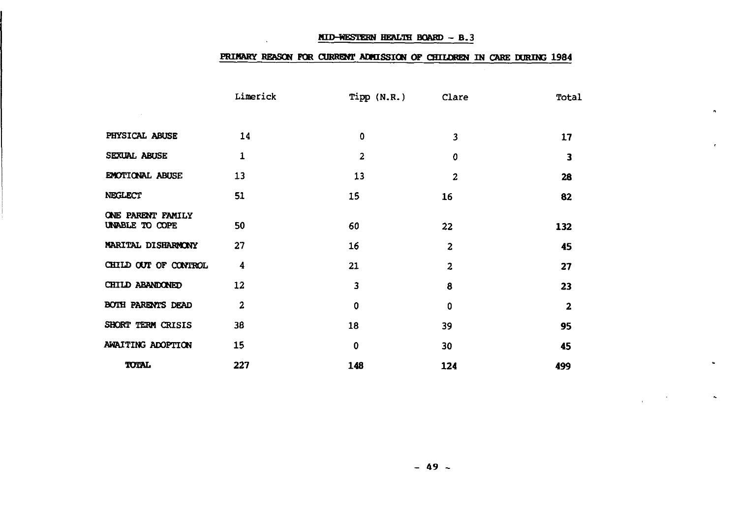## MID-WESTERN HEALTH BOARD - B.3

### PRIMARY REASON FOR CURRENT ADMISSION OF CHILDREN IN CARE DURING 1984

| | Limerick | Tipp (N.R.) | Clare | Total |
|---|---|---|---|---|
| PHYSICAL ABUSE | 14 | 0 | 3 | **17** |
| SEXUAL ABUSE | 1 | 2 | 0 | **3** |
| EMOTIONAL ABUSE | 13 | 13 | 2 | **28** |
| NEGLECT | 51 | 15 | 16 | **82** |
| ONE PARENT FAMILY UNABLE TO COPE | 50 | 60 | 22 | **132** |
| MARITAL DISHARMONY | 27 | 16 | 2 | **45** |
| CHILD OUT OF CONTROL | 4 | 21 | 2 | **27** |
| CHILD ABANDONED | 12 | 3 | 8 | **23** |
| BOTH PARENTS DEAD | 2 | 0 | 0 | **2** |
| SHORT TERM CRISIS | 38 | 18 | 39 | **95** |
| AWAITING ADOPTION | 15 | 0 | 30 | **45** |
| **TOTAL** | **227** | **148** | **124** | **499** |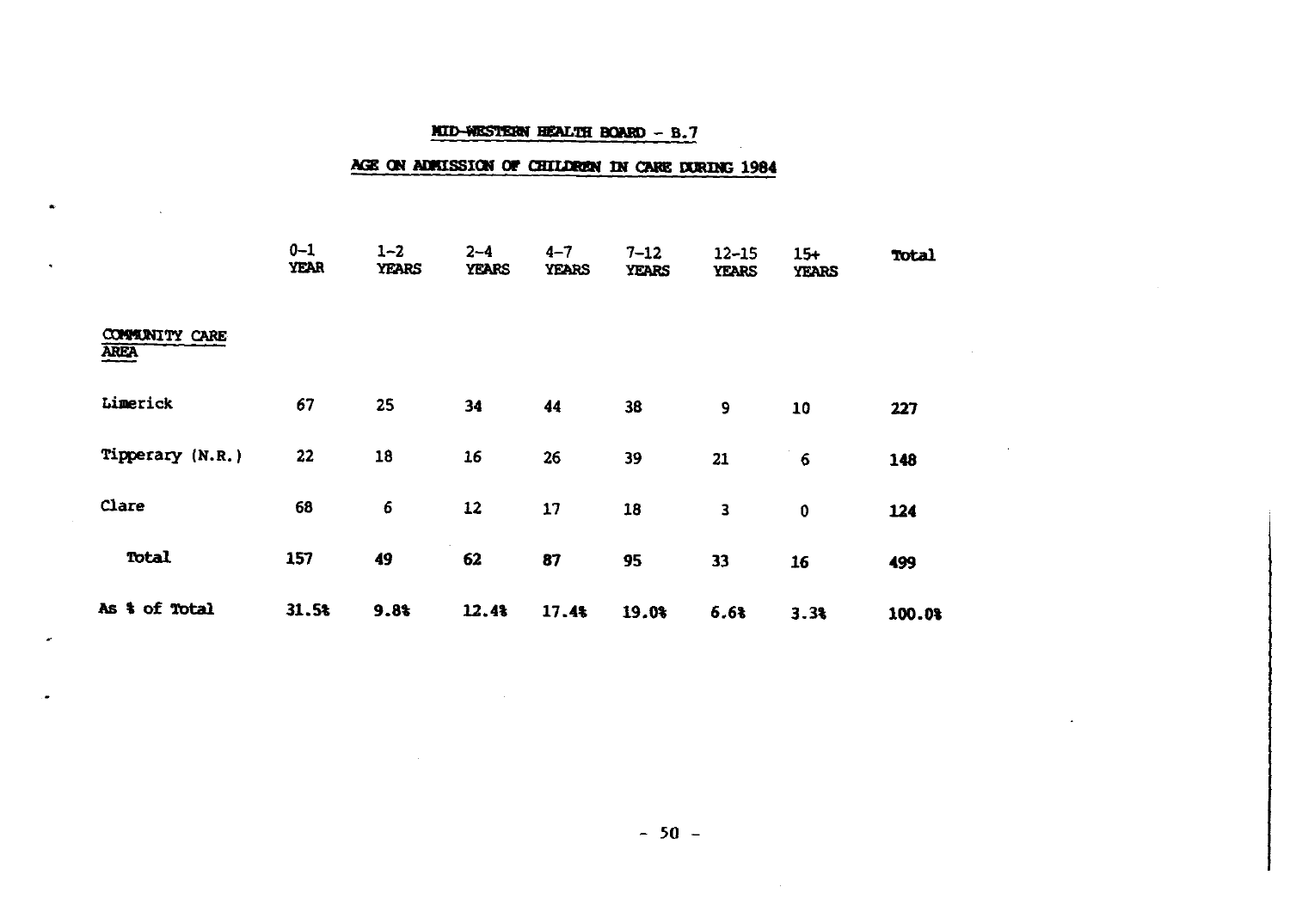## MID-WESTERN HEALTH BOARD - B.7

## AGE ON ADMISSION OF CHILDREN IN CARE DURING 1984

| COMMUNITY CARE AREA | 0–1 YEAR | 1–2 YEARS | 2–4 YEARS | 4–7 YEARS | 7–12 YEARS | 12–15 YEARS | 15+ YEARS | Total |
|---|---|---|---|---|---|---|---|---|
| Limerick | 67 | 25 | 34 | 44 | 38 | 9 | 10 | 227 |
| Tipperary (N.R.) | 22 | 18 | 16 | 26 | 39 | 21 | 6 | 148 |
| Clare | 68 | 6 | 12 | 17 | 18 | 3 | 0 | 124 |
| **Total** | **157** | **49** | **62** | **87** | **95** | **33** | **16** | **499** |
| **As % of Total** | **31.5%** | **9.8%** | **12.4%** | **17.4%** | **19.0%** | **6.6%** | **3.3%** | **100.0%** |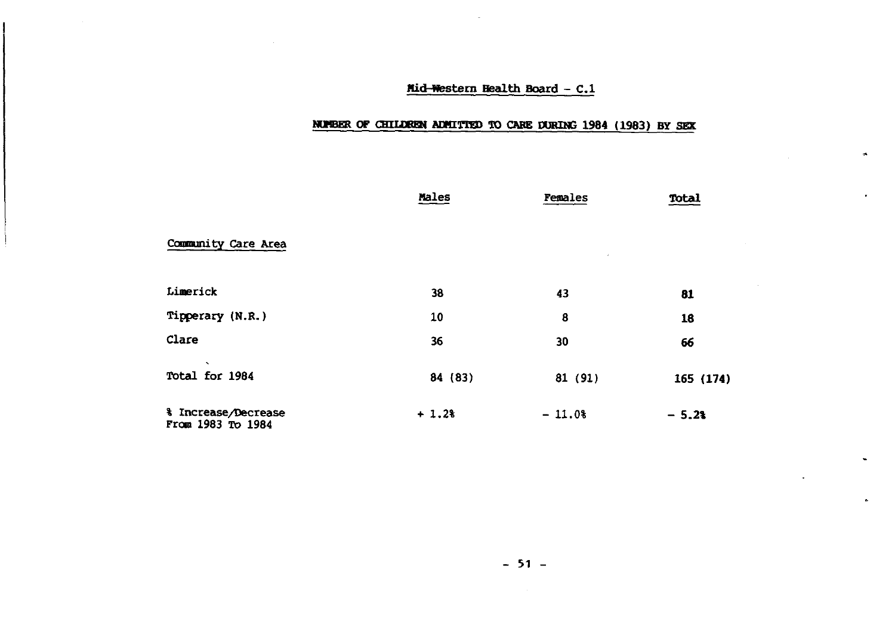## Mid-Western Health Board - C.1

## NUMBER OF CHILDREN ADMITTED TO CARE DURING 1984 (1983) BY SEX

| Community Care Area | Males | Females | Total |
|---|---|---|---|
| Limerick | 38 | 43 | **81** |
| Tipperary (N.R.) | 10 | 8 | **18** |
| Clare | 36 | 30 | **66** |
| Total for 1984 | 84 (83) | 81 (91) | **165 (174)** |
| % Increase/Decrease From 1983 To 1984 | + 1.2% | - 11.0% | **- 5.2%** |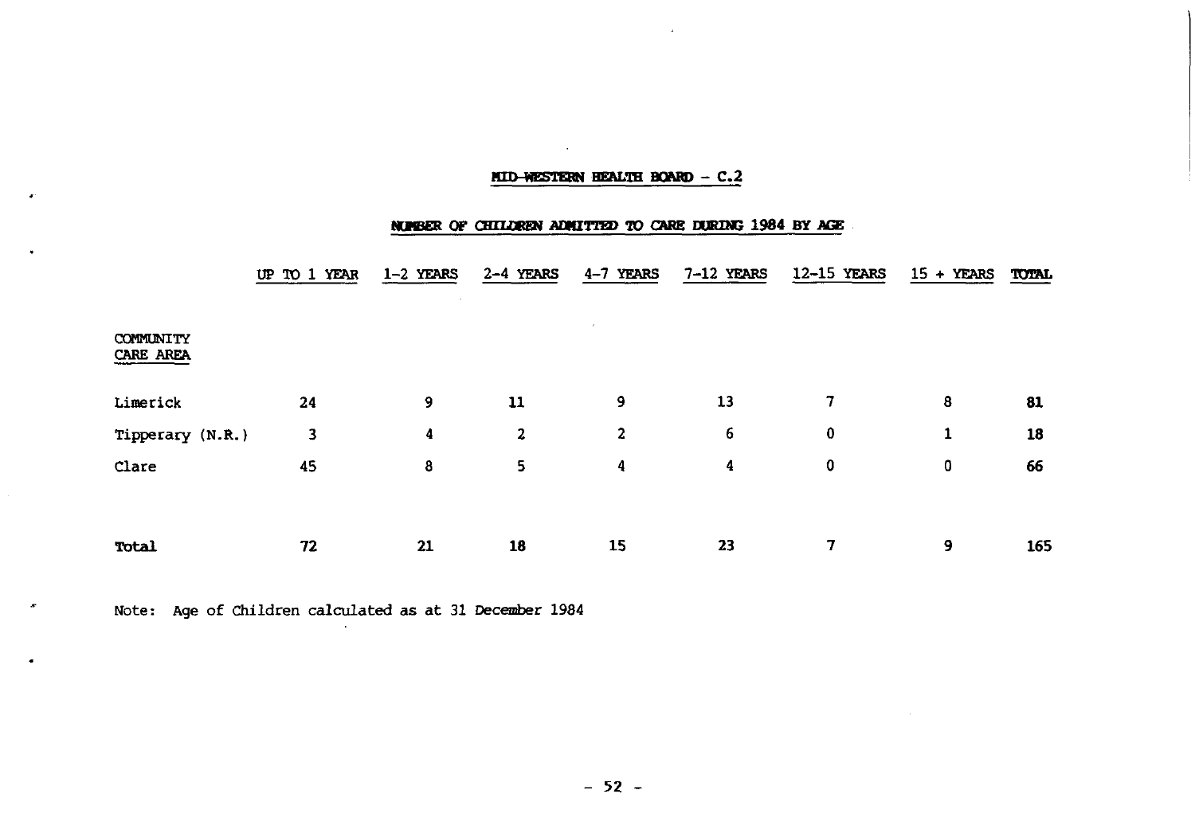## MID-WESTERN HEALTH BOARD - C.2

### NUMBER OF CHILDREN ADMITTED TO CARE DURING 1984 BY AGE

| COMMUNITY CARE AREA | UP TO 1 YEAR | 1-2 YEARS | 2-4 YEARS | 4-7 YEARS | 7-12 YEARS | 12-15 YEARS | 15 + YEARS | TOTAL |
|---|---|---|---|---|---|---|---|---|
| Limerick | 24 | 9 | 11 | 9 | 13 | 7 | 8 | **81** |
| Tipperary (N.R.) | 3 | 4 | 2 | 2 | 6 | 0 | 1 | **18** |
| Clare | 45 | 8 | 5 | 4 | 4 | 0 | 0 | **66** |
| **Total** | **72** | **21** | **18** | **15** | **23** | **7** | **9** | **165** |

Note: Age of Children calculated as at 31 December 1984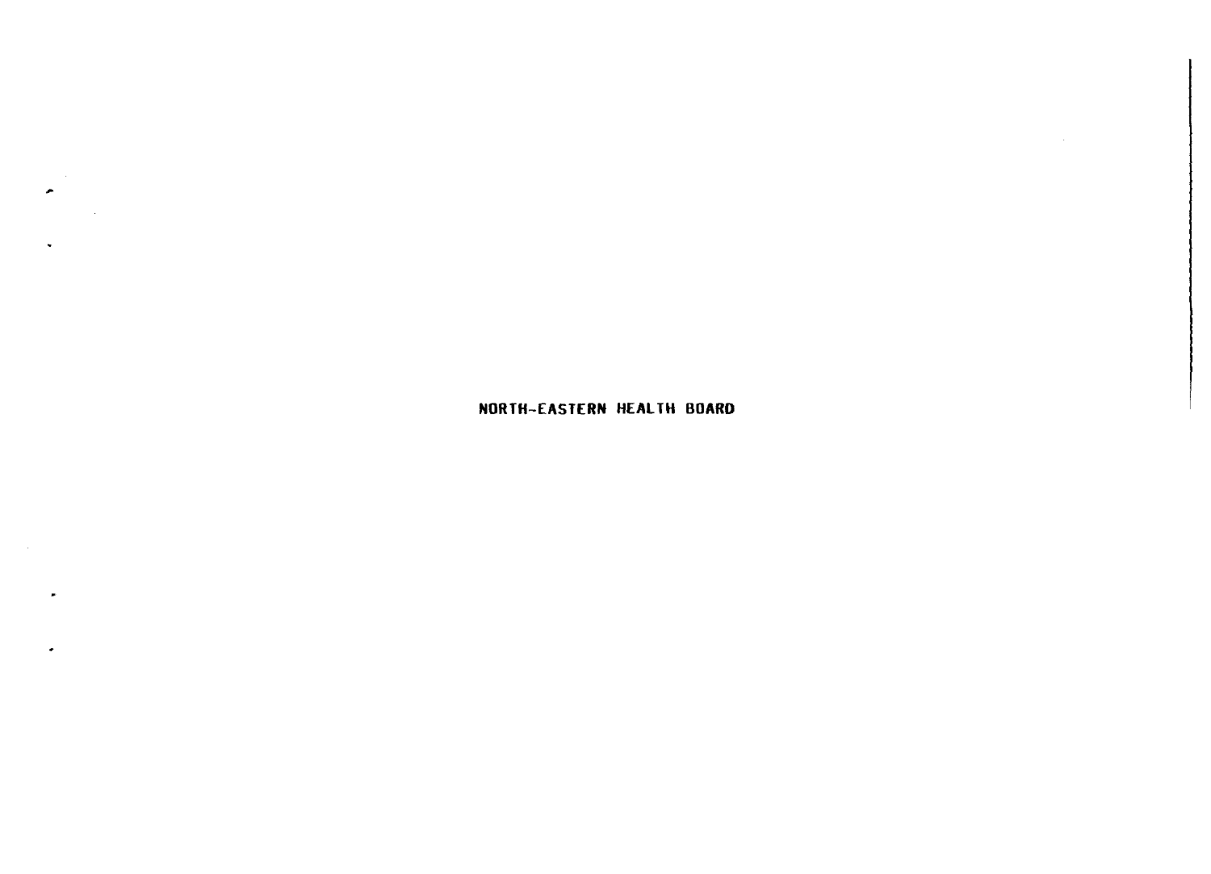# NORTH-EASTERN HEALTH BOARD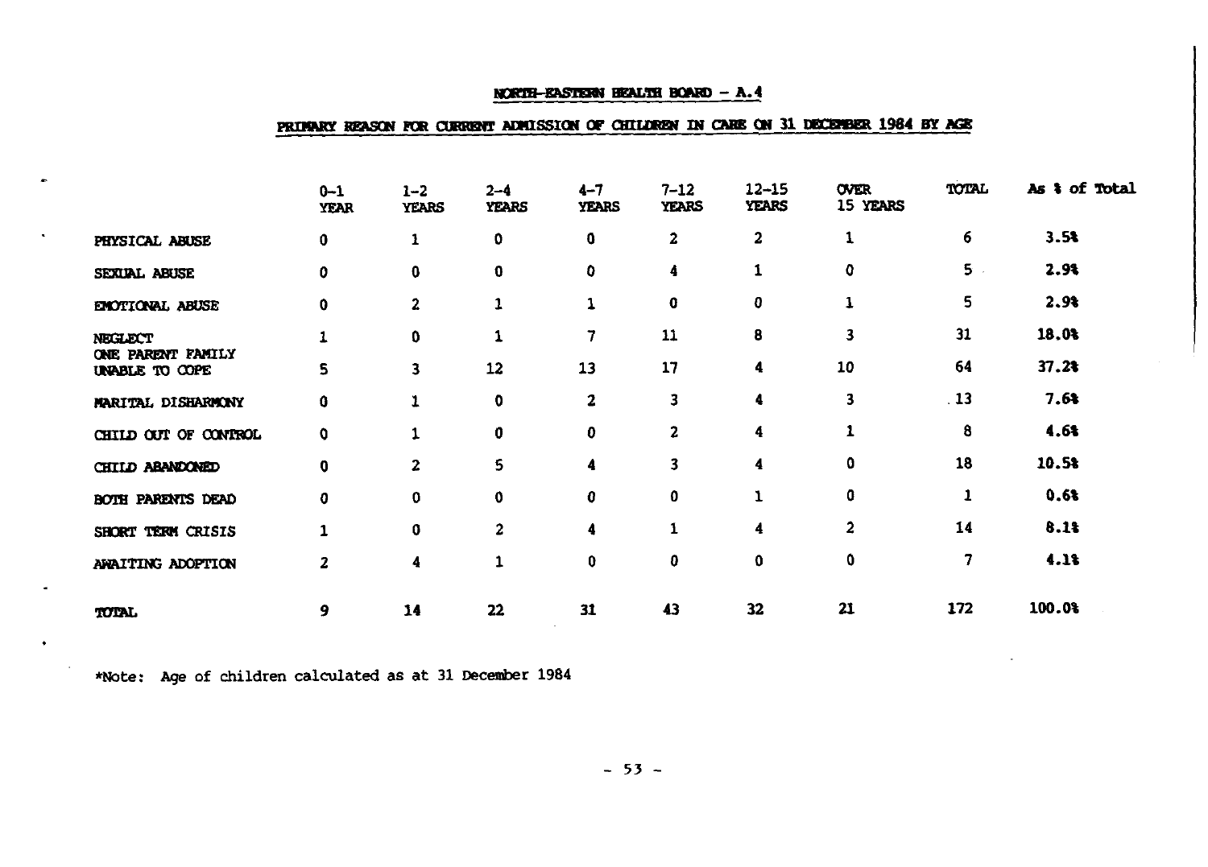## NORTH-EASTERN HEALTH BOARD – A.4

## PRIMARY REASON FOR CURRENT ADMISSION OF CHILDREN IN CARE ON 31 DECEMBER 1984 BY AGE

| | 0–1 YEAR | 1–2 YEARS | 2–4 YEARS | 4–7 YEARS | 7–12 YEARS | 12–15 YEARS | OVER 15 YEARS | TOTAL | As % of Total |
|---|---|---|---|---|---|---|---|---|---|
| PHYSICAL ABUSE | 0 | 1 | 0 | 0 | 2 | 2 | 1 | 6 | 3.5% |
| SEXUAL ABUSE | 0 | 0 | 0 | 0 | 4 | 1 | 0 | 5 | 2.9% |
| EMOTIONAL ABUSE | 0 | 2 | 1 | 1 | 0 | 0 | 1 | 5 | 2.9% |
| NEGLECT | 1 | 0 | 1 | 7 | 11 | 8 | 3 | 31 | 18.0% |
| ONE PARENT FAMILY UNABLE TO COPE | 5 | 3 | 12 | 13 | 17 | 4 | 10 | 64 | 37.2% |
| MARITAL DISHARMONY | 0 | 1 | 0 | 2 | 3 | 4 | 3 | 13 | 7.6% |
| CHILD OUT OF CONTROL | 0 | 1 | 0 | 0 | 2 | 4 | 1 | 8 | 4.6% |
| CHILD ABANDONED | 0 | 2 | 5 | 4 | 3 | 4 | 0 | 18 | 10.5% |
| BOTH PARENTS DEAD | 0 | 0 | 0 | 0 | 0 | 1 | 0 | 1 | 0.6% |
| SHORT TERM CRISIS | 1 | 0 | 2 | 4 | 1 | 4 | 2 | 14 | 8.1% |
| AWAITING ADOPTION | 2 | 4 | 1 | 0 | 0 | 0 | 0 | 7 | 4.1% |
| TOTAL | 9 | 14 | 22 | 31 | 43 | 32 | 21 | 172 | 100.0% |

*Note: Age of children calculated as at 31 December 1984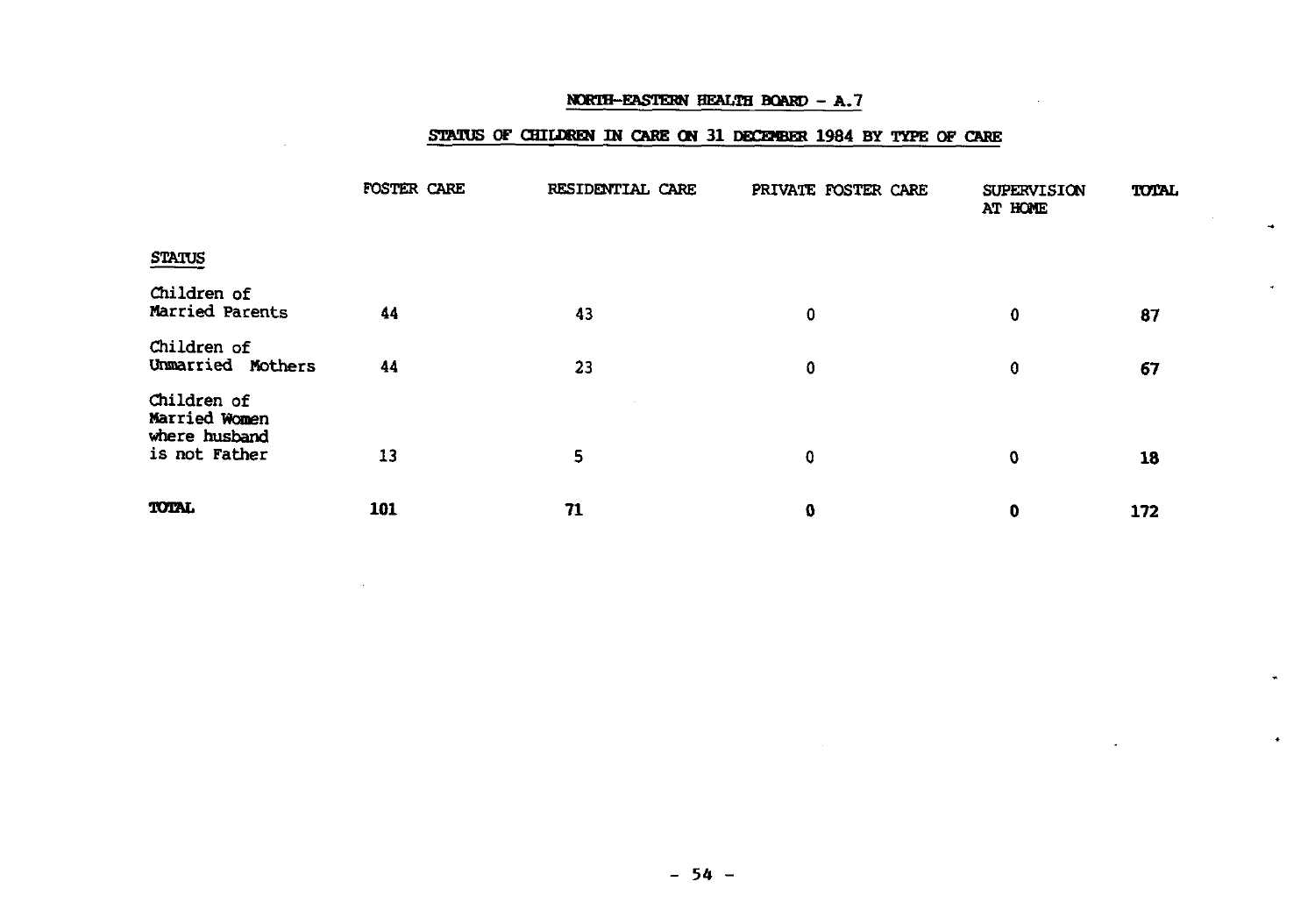## NORTH-EASTERN HEALTH BOARD - A.7

### STATUS OF CHILDREN IN CARE ON 31 DECEMBER 1984 BY TYPE OF CARE

| STATUS | FOSTER CARE | RESIDENTIAL CARE | PRIVATE FOSTER CARE | SUPERVISION AT HOME | TOTAL |
|---|---|---|---|---|---|
| Children of Married Parents | 44 | 43 | 0 | 0 | 87 |
| Children of Unmarried Mothers | 44 | 23 | 0 | 0 | 67 |
| Children of Married Women where husband is not Father | 13 | 5 | 0 | 0 | 18 |
| **TOTAL** | **101** | **71** | **0** | **0** | **172** |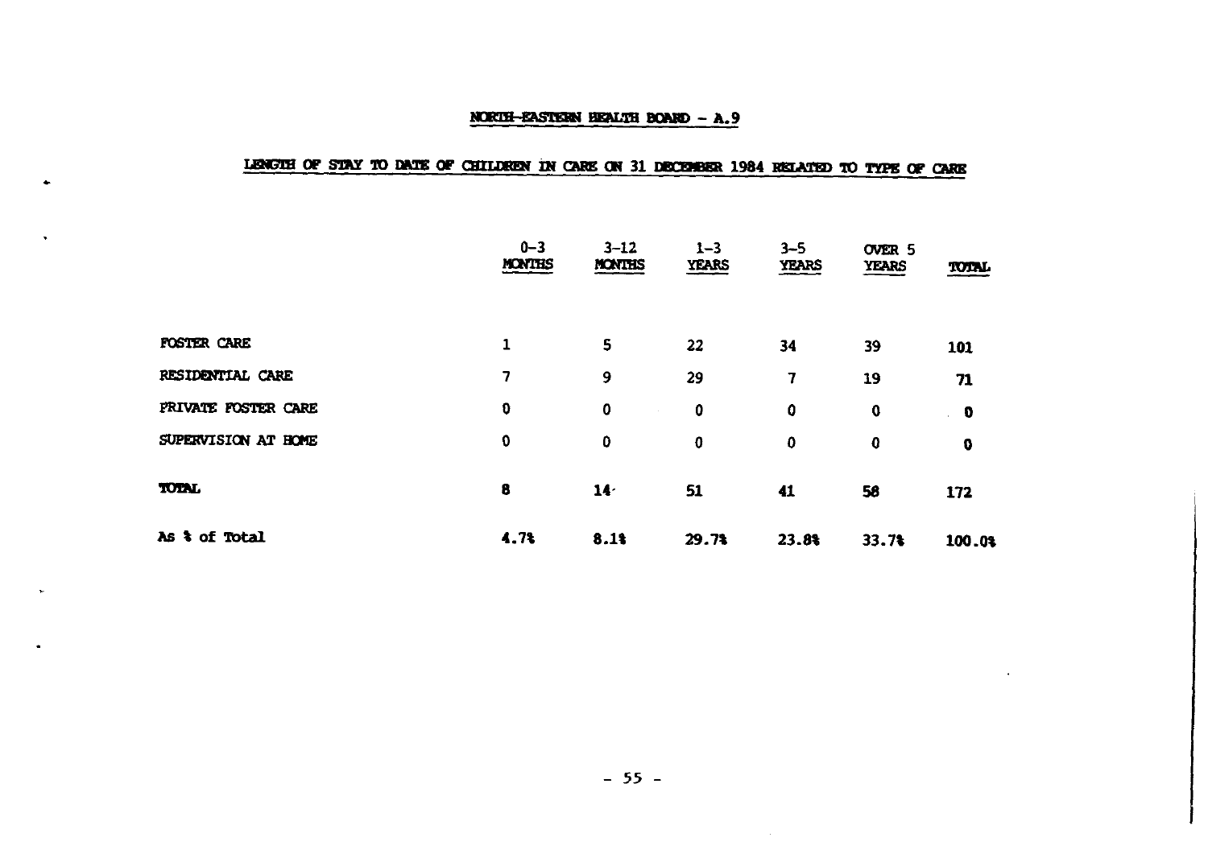## NORTH-EASTERN HEALTH BOARD - A.9

### LENGTH OF STAY TO DATE OF CHILDREN IN CARE ON 31 DECEMBER 1984 RELATED TO TYPE OF CARE

| | 0-3 MONTHS | 3-12 MONTHS | 1-3 YEARS | 3-5 YEARS | OVER 5 YEARS | TOTAL |
|---|---|---|---|---|---|---|
| FOSTER CARE | 1 | 5 | 22 | 34 | 39 | 101 |
| RESIDENTIAL CARE | 7 | 9 | 29 | 7 | 19 | 71 |
| PRIVATE FOSTER CARE | 0 | 0 | 0 | 0 | 0 | 0 |
| SUPERVISION AT HOME | 0 | 0 | 0 | 0 | 0 | 0 |
| **TOTAL** | **8** | **14** | **51** | **41** | **58** | **172** |
| **As % of Total** | **4.7%** | **8.1%** | **29.7%** | **23.8%** | **33.7%** | **100.0%** |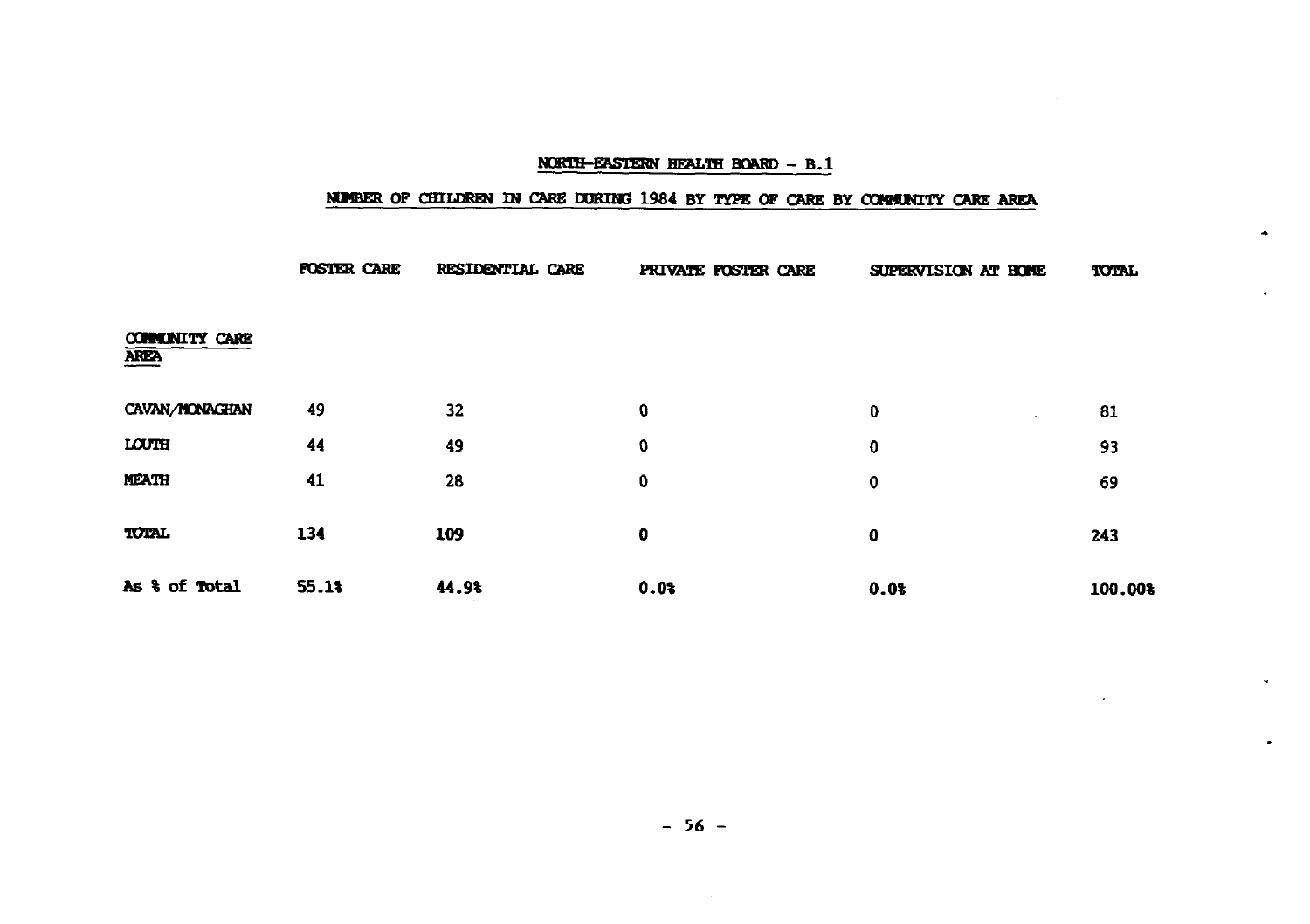## NORTH-EASTERN HEALTH BOARD – B.1

### NUMBER OF CHILDREN IN CARE DURING 1984 BY TYPE OF CARE BY COMMUNITY CARE AREA

| COMMUNITY CARE AREA | FOSTER CARE | RESIDENTIAL CARE | PRIVATE FOSTER CARE | SUPERVISION AT HOME | TOTAL |
|---|---|---|---|---|---|
| CAVAN/MONAGHAN | 49 | 32 | 0 | 0 | 81 |
| LOUTH | 44 | 49 | 0 | 0 | 93 |
| MEATH | 41 | 28 | 0 | 0 | 69 |
| **TOTAL** | **134** | **109** | **0** | **0** | **243** |
| **As % of Total** | **55.1%** | **44.9%** | **0.0%** | **0.0%** | **100.00%** |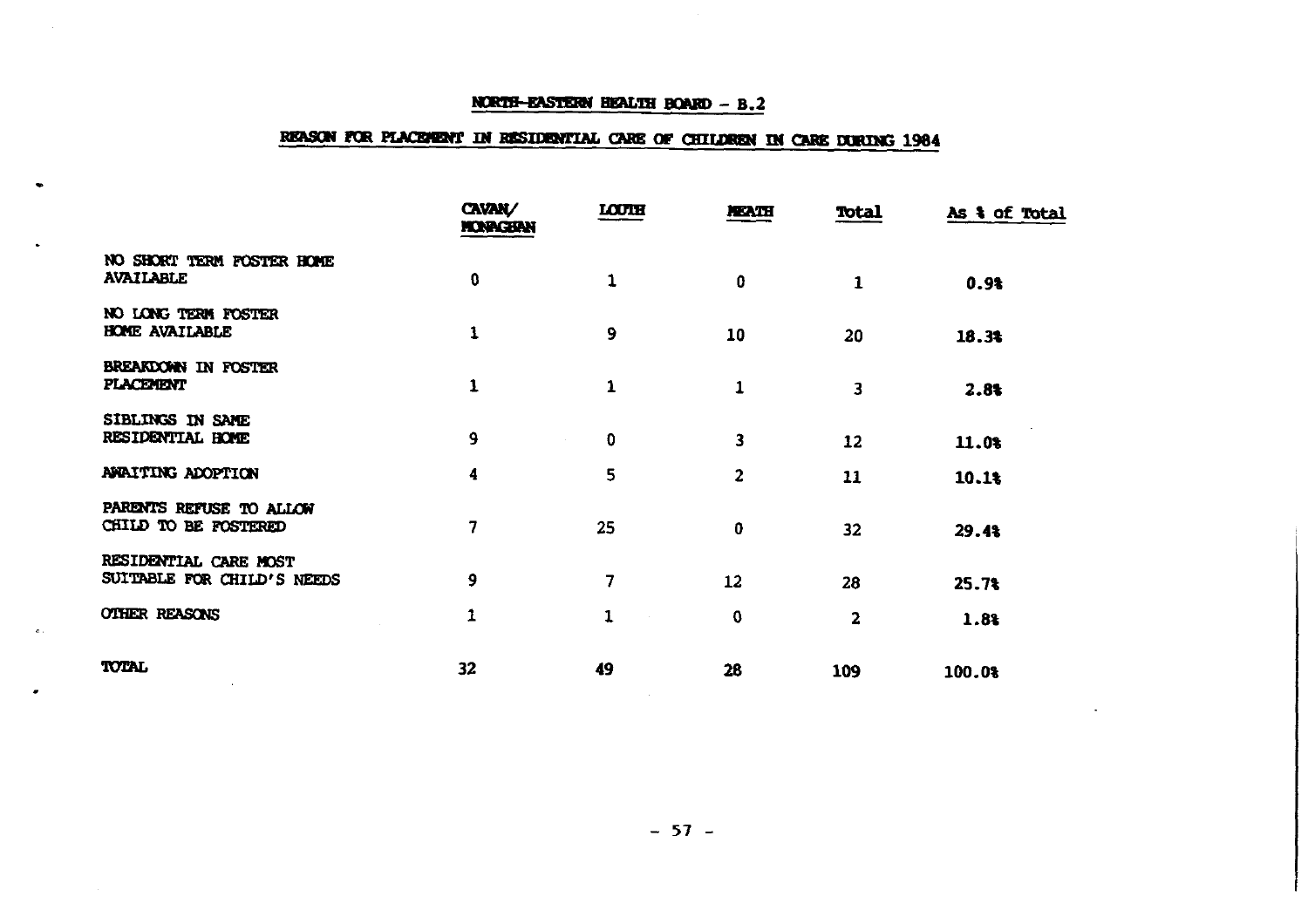## NORTH-EASTERN HEALTH BOARD - B.2

### REASON FOR PLACEMENT IN RESIDENTIAL CARE OF CHILDREN IN CARE DURING 1984

| | CAVAN/ MONAGHAN | LOUTH | MEATH | Total | As % of Total |
|---|---|---|---|---|---|
| NO SHORT TERM FOSTER HOME AVAILABLE | 0 | 1 | 0 | 1 | 0.9% |
| NO LONG TERM FOSTER HOME AVAILABLE | 1 | 9 | 10 | 20 | 18.3% |
| BREAKDOWN IN FOSTER PLACEMENT | 1 | 1 | 1 | 3 | 2.8% |
| SIBLINGS IN SAME RESIDENTIAL HOME | 9 | 0 | 3 | 12 | 11.0% |
| AWAITING ADOPTION | 4 | 5 | 2 | 11 | 10.1% |
| PARENTS REFUSE TO ALLOW CHILD TO BE FOSTERED | 7 | 25 | 0 | 32 | 29.4% |
| RESIDENTIAL CARE MOST SUITABLE FOR CHILD'S NEEDS | 9 | 7 | 12 | 28 | 25.7% |
| OTHER REASONS | 1 | 1 | 0 | 2 | 1.8% |
| TOTAL | 32 | 49 | 28 | 109 | 100.0% |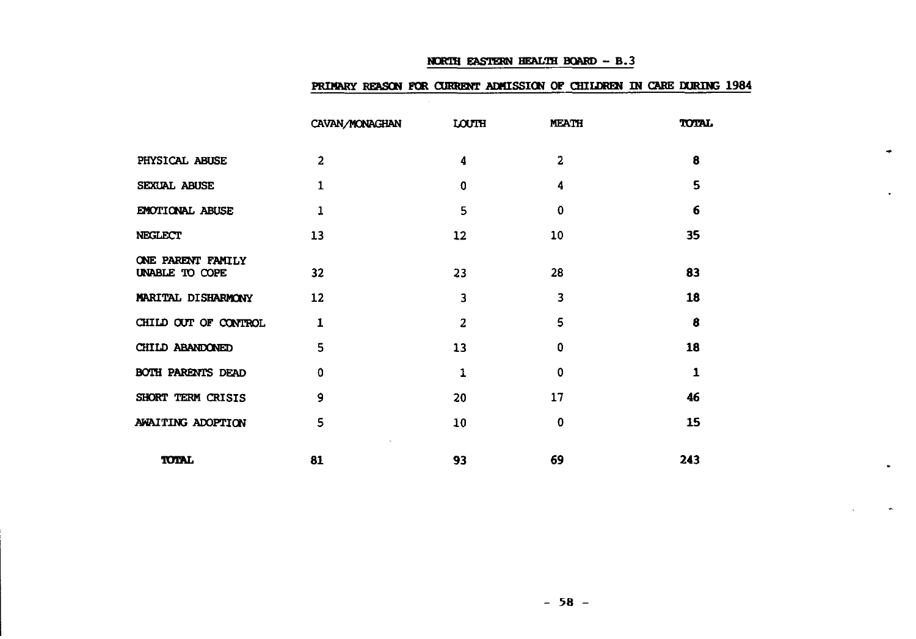## NORTH EASTERN HEALTH BOARD – B.3

### PRIMARY REASON FOR CURRENT ADMISSION OF CHILDREN IN CARE DURING 1984

| | CAVAN/MONAGHAN | LOUTH | MEATH | TOTAL |
|---|---|---|---|---|
| PHYSICAL ABUSE | 2 | 4 | 2 | **8** |
| SEXUAL ABUSE | 1 | 0 | 4 | **5** |
| EMOTIONAL ABUSE | 1 | 5 | 0 | **6** |
| NEGLECT | 13 | 12 | 10 | **35** |
| ONE PARENT FAMILY UNABLE TO COPE | 32 | 23 | 28 | **83** |
| MARITAL DISHARMONY | 12 | 3 | 3 | **18** |
| CHILD OUT OF CONTROL | 1 | 2 | 5 | **8** |
| CHILD ABANDONED | 5 | 13 | 0 | **18** |
| BOTH PARENTS DEAD | 0 | 1 | 0 | **1** |
| SHORT TERM CRISIS | 9 | 20 | 17 | **46** |
| AWAITING ADOPTION | 5 | 10 | 0 | **15** |
| **TOTAL** | **81** | **93** | **69** | **243** |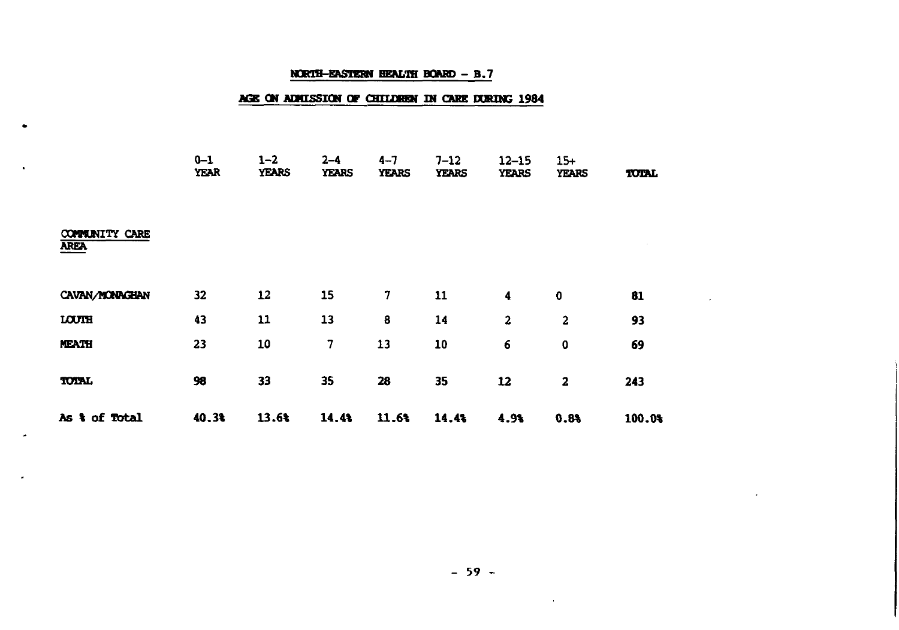## NORTH-EASTERN HEALTH BOARD – B.7

## AGE ON ADMISSION OF CHILDREN IN CARE DURING 1984

| COMMUNITY CARE AREA | 0–1 YEAR | 1–2 YEARS | 2–4 YEARS | 4–7 YEARS | 7–12 YEARS | 12–15 YEARS | 15+ YEARS | TOTAL |
|---|---|---|---|---|---|---|---|---|
| CAVAN/MONAGHAN | 32 | 12 | 15 | 7 | 11 | 4 | 0 | 81 |
| LOUTH | 43 | 11 | 13 | 8 | 14 | 2 | 2 | 93 |
| MEATH | 23 | 10 | 7 | 13 | 10 | 6 | 0 | 69 |
| TOTAL | 98 | 33 | 35 | 28 | 35 | 12 | 2 | 243 |
| As % of Total | 40.3% | 13.6% | 14.4% | 11.6% | 14.4% | 4.9% | 0.8% | 100.0% |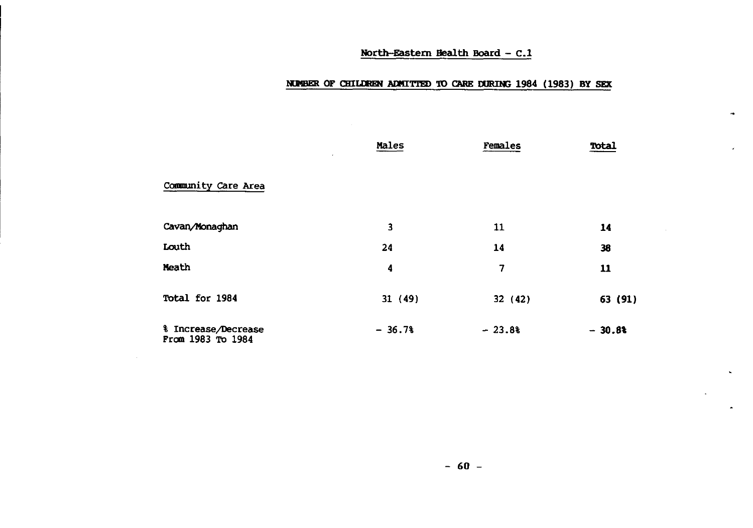## North-Eastern Health Board - C.1

### NUMBER OF CHILDREN ADMITTED TO CARE DURING 1984 (1983) BY SEX

| | Males | Females | Total |
|---|---|---|---|
| **Community Care Area** | | | |
| Cavan/Monaghan | 3 | 11 | **14** |
| Louth | 24 | 14 | **38** |
| Meath | 4 | 7 | **11** |
| Total for 1984 | 31 (49) | 32 (42) | **63 (91)** |
| % Increase/Decrease From 1983 To 1984 | - 36.7% | - 23.8% | **- 30.8%** |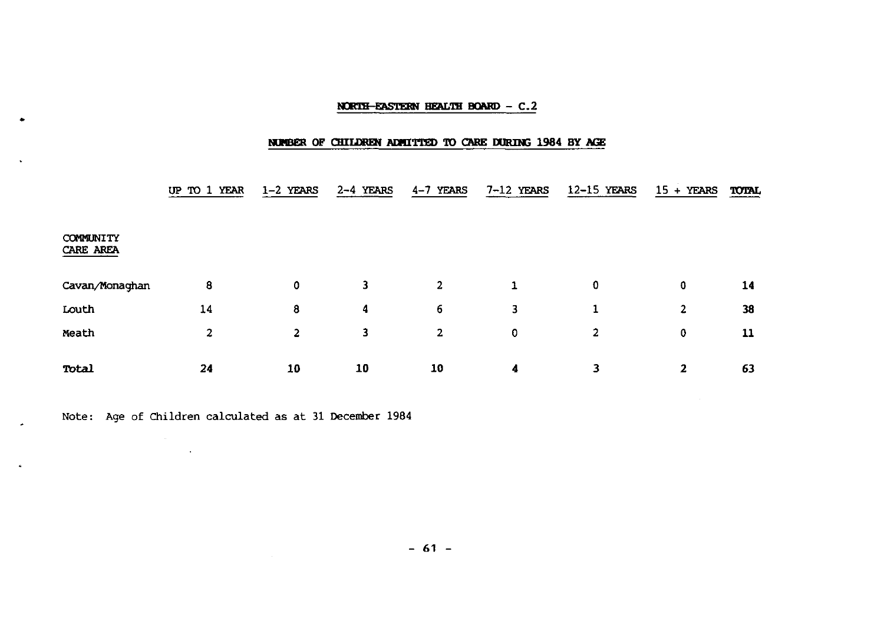## NORTH-EASTERN HEALTH BOARD - C.2

## NUMBER OF CHILDREN ADMITTED TO CARE DURING 1984 BY AGE

| COMMUNITY CARE AREA | UP TO 1 YEAR | 1-2 YEARS | 2-4 YEARS | 4-7 YEARS | 7-12 YEARS | 12-15 YEARS | 15 + YEARS | TOTAL |
|---|---|---|---|---|---|---|---|---|
| Cavan/Monaghan | 8 | 0 | 3 | 2 | 1 | 0 | 0 | **14** |
| Louth | 14 | 8 | 4 | 6 | 3 | 1 | 2 | **38** |
| Meath | 2 | 2 | 3 | 2 | 0 | 2 | 0 | **11** |
| **Total** | **24** | **10** | **10** | **10** | **4** | **3** | **2** | **63** |

Note: Age of Children calculated as at 31 December 1984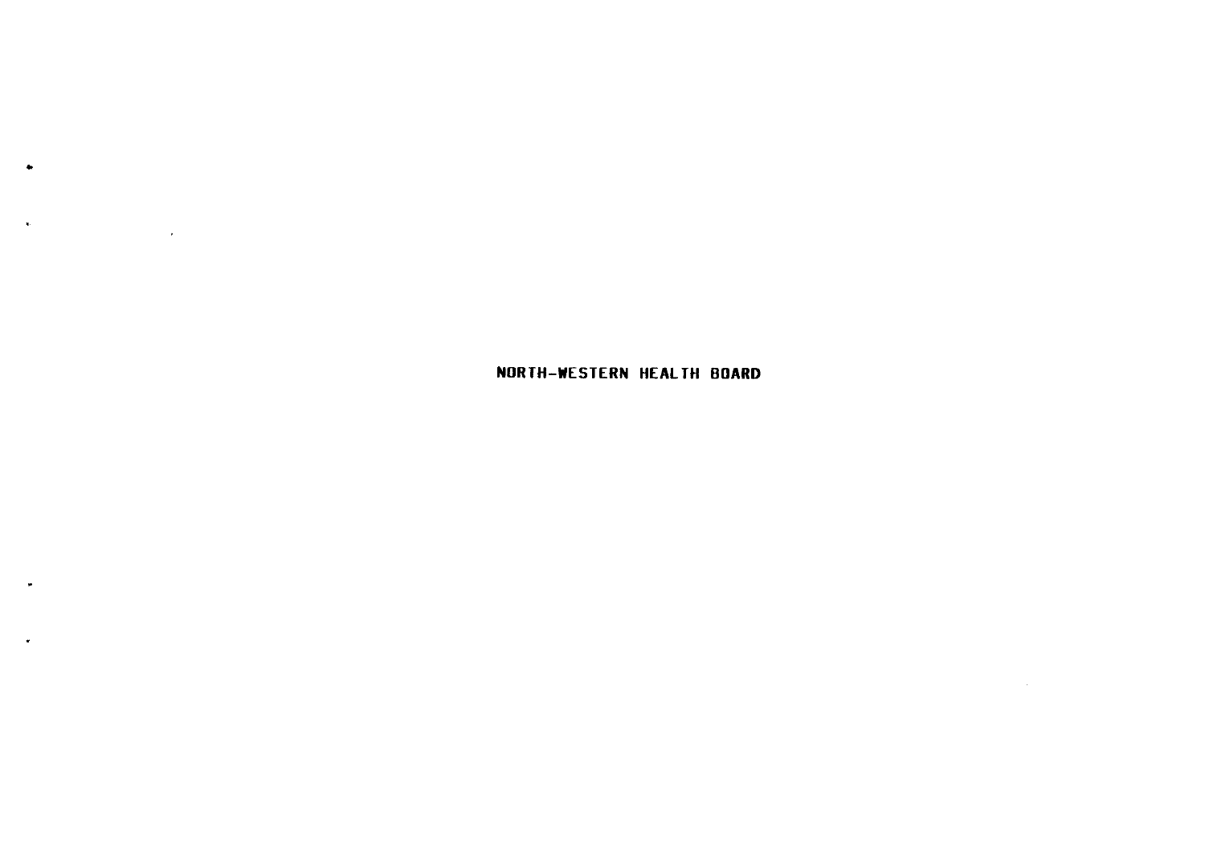# NORTH-WESTERN HEALTH BOARD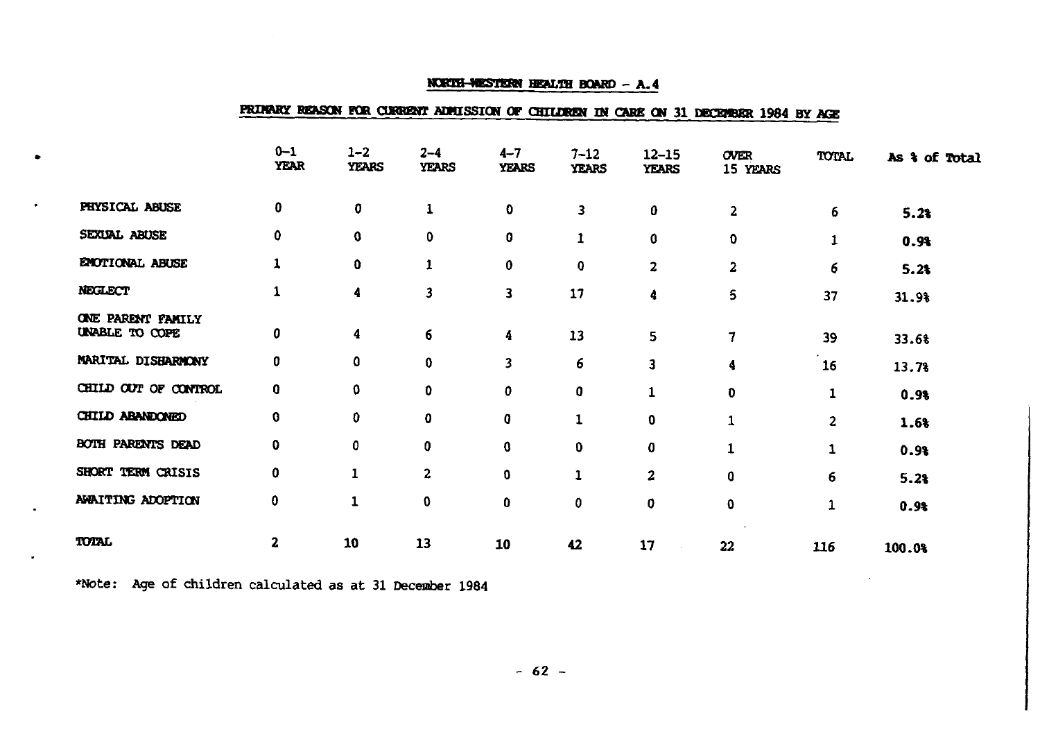## NORTH-WESTERN HEALTH BOARD – A.4

### PRIMARY REASON FOR CURRENT ADMISSION OF CHILDREN IN CARE ON 31 DECEMBER 1984 BY AGE

| | 0–1 YEAR | 1–2 YEARS | 2–4 YEARS | 4–7 YEARS | 7–12 YEARS | 12–15 YEARS | OVER 15 YEARS | TOTAL | As % of Total |
|---|---|---|---|---|---|---|---|---|---|
| PHYSICAL ABUSE | 0 | 0 | 1 | 0 | 3 | 0 | 2 | 6 | **5.2%** |
| SEXUAL ABUSE | 0 | 0 | 0 | 0 | 1 | 0 | 0 | 1 | **0.9%** |
| EMOTIONAL ABUSE | 1 | 0 | 1 | 0 | 0 | 2 | 2 | 6 | **5.2%** |
| NEGLECT | 1 | 4 | 3 | 3 | 17 | 4 | 5 | 37 | **31.9%** |
| ONE PARENT FAMILY UNABLE TO COPE | 0 | 4 | 6 | 4 | 13 | 5 | 7 | 39 | **33.6%** |
| MARITAL DISHARMONY | 0 | 0 | 0 | 3 | 6 | 3 | 4 | 16 | **13.7%** |
| CHILD OUT OF CONTROL | 0 | 0 | 0 | 0 | 0 | 1 | 0 | 1 | **0.9%** |
| CHILD ABANDONED | 0 | 0 | 0 | 0 | 1 | 0 | 1 | 2 | **1.6%** |
| BOTH PARENTS DEAD | 0 | 0 | 0 | 0 | 0 | 0 | 1 | 1 | **0.9%** |
| SHORT TERM CRISIS | 0 | 1 | 2 | 0 | 1 | 2 | 0 | 6 | **5.2%** |
| AWAITING ADOPTION | 0 | 1 | 0 | 0 | 0 | 0 | 0 | 1 | **0.9%** |
| **TOTAL** | **2** | **10** | **13** | **10** | **42** | **17** | **22** | **116** | **100.0%** |

*Note: Age of children calculated as at 31 December 1984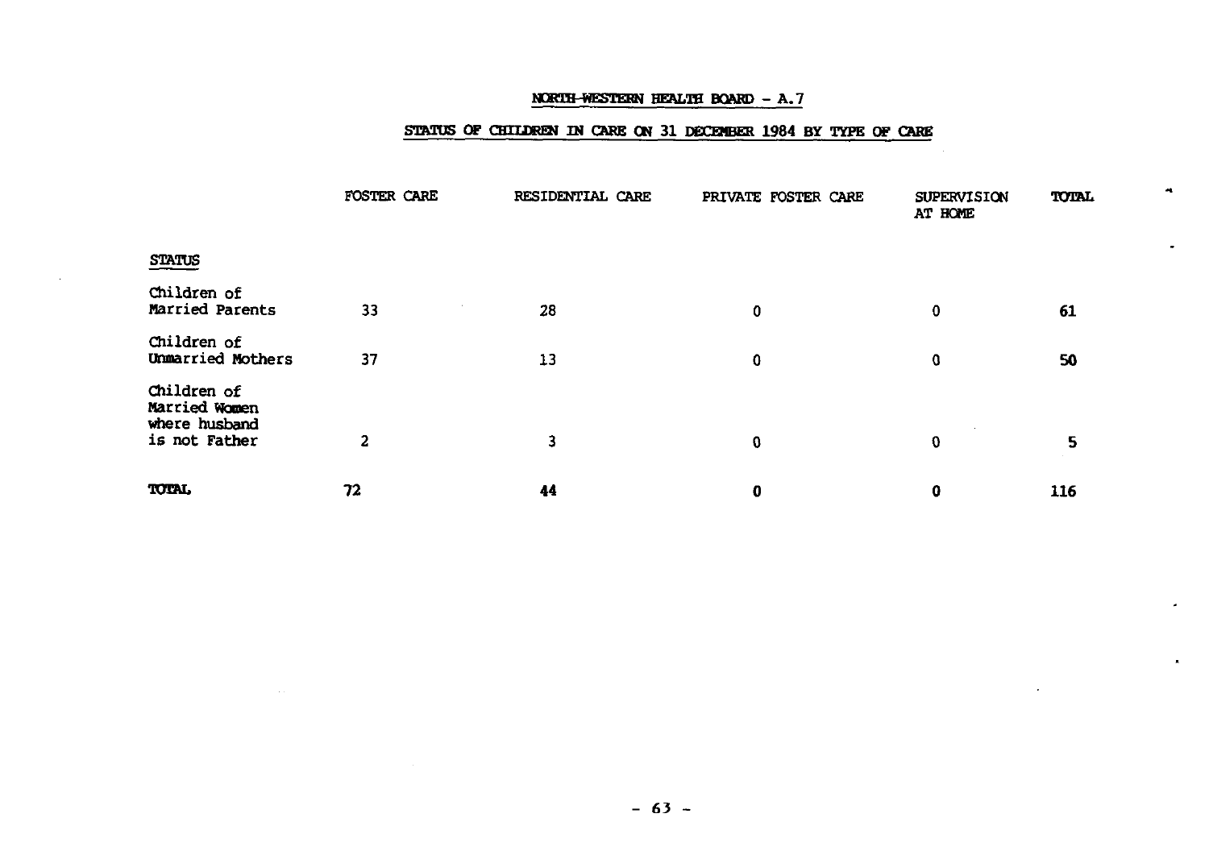## NORTH-WESTERN HEALTH BOARD - A.7

## STATUS OF CHILDREN IN CARE ON 31 DECEMBER 1984 BY TYPE OF CARE

| STATUS | FOSTER CARE | RESIDENTIAL CARE | PRIVATE FOSTER CARE | SUPERVISION AT HOME | TOTAL |
|---|---|---|---|---|---|
| Children of Married Parents | 33 | 28 | 0 | 0 | 61 |
| Children of Unmarried Mothers | 37 | 13 | 0 | 0 | 50 |
| Children of Married Women where husband is not Father | 2 | 3 | 0 | 0 | 5 |
| TOTAL | 72 | 44 | 0 | 0 | 116 |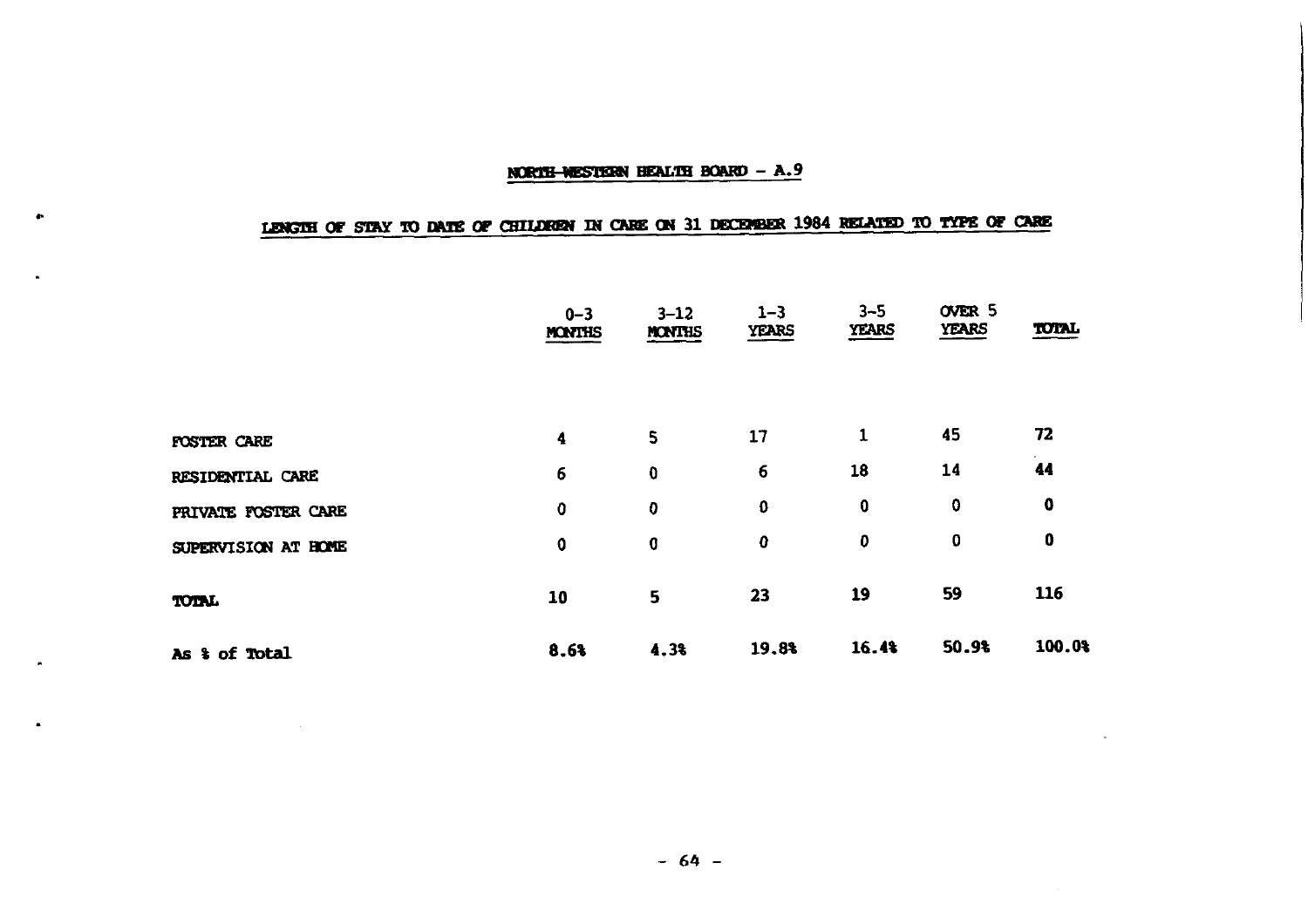## NORTH-WESTERN HEALTH BOARD – A.9

## LENGTH OF STAY TO DATE OF CHILDREN IN CARE ON 31 DECEMBER 1984 RELATED TO TYPE OF CARE

| | 0–3 MONTHS | 3–12 MONTHS | 1–3 YEARS | 3–5 YEARS | OVER 5 YEARS | TOTAL |
|---|---|---|---|---|---|---|
| FOSTER CARE | 4 | 5 | 17 | 1 | 45 | 72 |
| RESIDENTIAL CARE | 6 | 0 | 6 | 18 | 14 | 44 |
| PRIVATE FOSTER CARE | 0 | 0 | 0 | 0 | 0 | 0 |
| SUPERVISION AT HOME | 0 | 0 | 0 | 0 | 0 | 0 |
| TOTAL | 10 | 5 | 23 | 19 | 59 | 116 |
| As % of Total | 8.6% | 4.3% | 19.8% | 16.4% | 50.9% | 100.0% |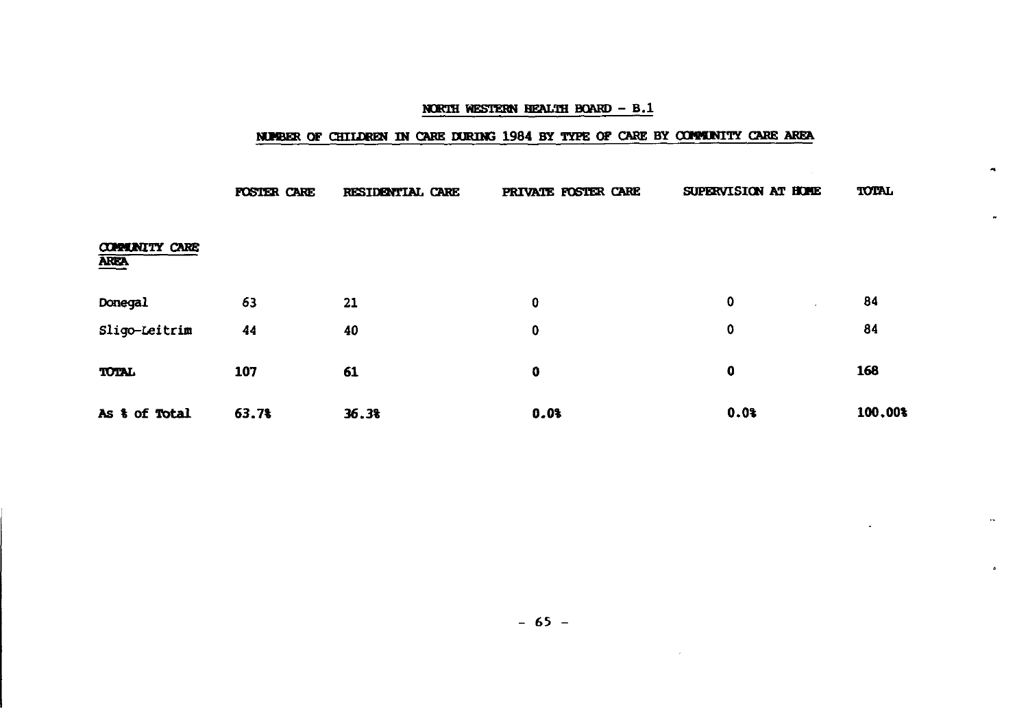## NORTH WESTERN HEALTH BOARD - B.1

### NUMBER OF CHILDREN IN CARE DURING 1984 BY TYPE OF CARE BY COMMUNITY CARE AREA

| COMMUNITY CARE AREA | FOSTER CARE | RESIDENTIAL CARE | PRIVATE FOSTER CARE | SUPERVISION AT HOME | TOTAL |
|---|---|---|---|---|---|
| Donegal | 63 | 21 | 0 | 0 | 84 |
| Sligo-Leitrim | 44 | 40 | 0 | 0 | 84 |
| **TOTAL** | **107** | **61** | **0** | **0** | **168** |
| **As % of Total** | **63.7%** | **36.3%** | **0.0%** | **0.0%** | **100.00%** |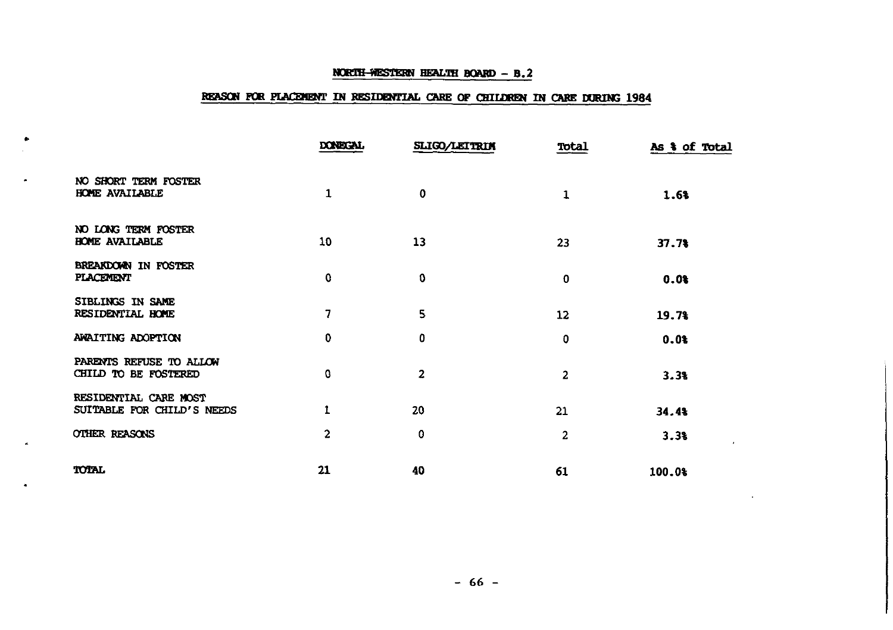## NORTH-WESTERN HEALTH BOARD - B.2

## REASON FOR PLACEMENT IN RESIDENTIAL CARE OF CHILDREN IN CARE DURING 1984

| | DONEGAL | SLIGO/LEITRIM | Total | As % of Total |
|---|---|---|---|---|
| NO SHORT TERM FOSTER HOME AVAILABLE | 1 | 0 | 1 | 1.6% |
| NO LONG TERM FOSTER HOME AVAILABLE | 10 | 13 | 23 | 37.7% |
| BREAKDOWN IN FOSTER PLACEMENT | 0 | 0 | 0 | 0.0% |
| SIBLINGS IN SAME RESIDENTIAL HOME | 7 | 5 | 12 | 19.7% |
| AWAITING ADOPTION | 0 | 0 | 0 | 0.0% |
| PARENTS REFUSE TO ALLOW CHILD TO BE FOSTERED | 0 | 2 | 2 | 3.3% |
| RESIDENTIAL CARE MOST SUITABLE FOR CHILD'S NEEDS | 1 | 20 | 21 | 34.4% |
| OTHER REASONS | 2 | 0 | 2 | 3.3% |
| TOTAL | 21 | 40 | 61 | 100.0% |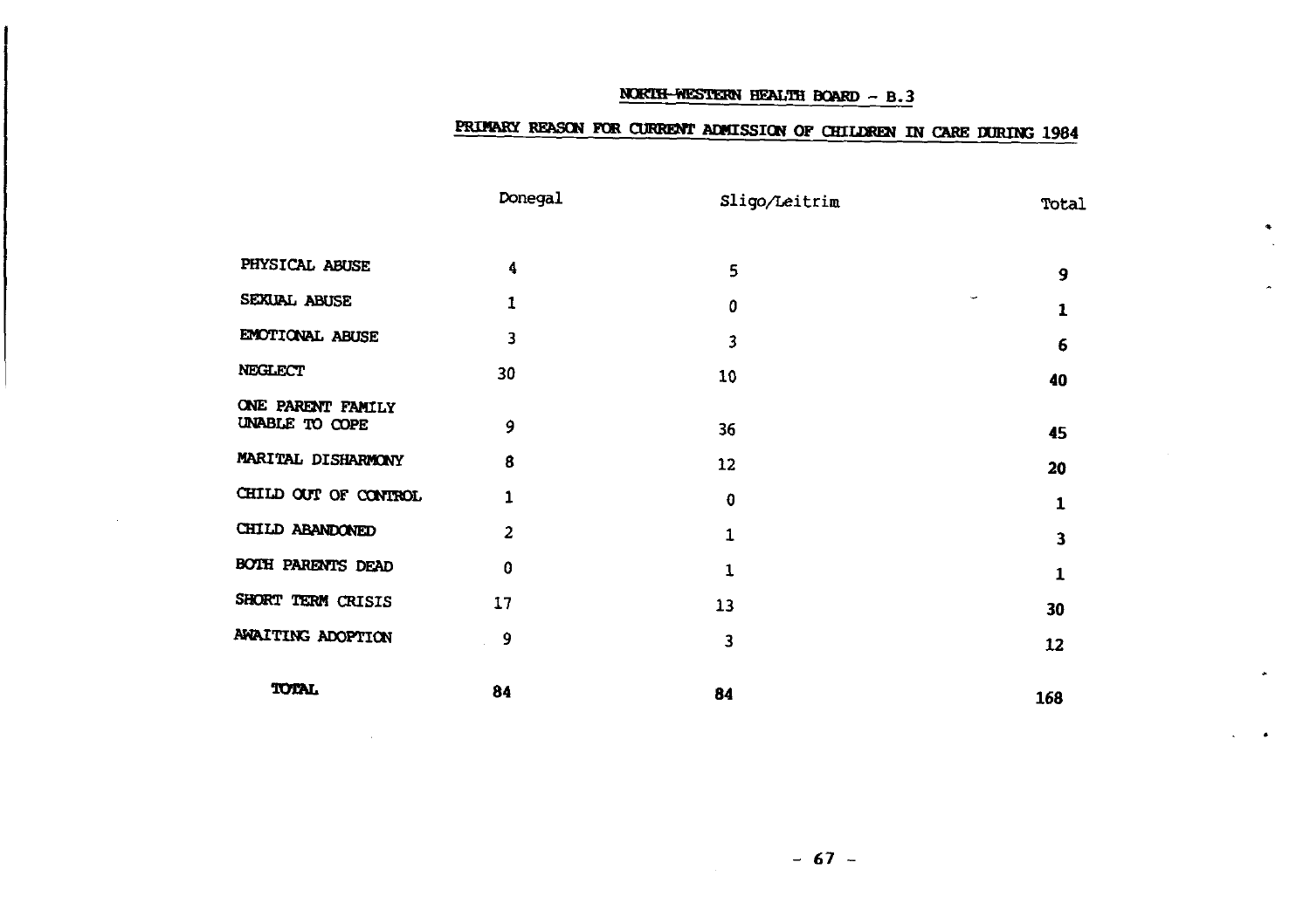## NORTH-WESTERN HEALTH BOARD – B.3

## PRIMARY REASON FOR CURRENT ADMISSION OF CHILDREN IN CARE DURING 1984

| | Donegal | Sligo/Leitrim | Total |
|---|---|---|---|
| PHYSICAL ABUSE | 4 | 5 | 9 |
| SEXUAL ABUSE | 1 | 0 | 1 |
| EMOTIONAL ABUSE | 3 | 3 | 6 |
| NEGLECT | 30 | 10 | 40 |
| ONE PARENT FAMILY UNABLE TO COPE | 9 | 36 | 45 |
| MARITAL DISHARMONY | 8 | 12 | 20 |
| CHILD OUT OF CONTROL | 1 | 0 | 1 |
| CHILD ABANDONED | 2 | 1 | 3 |
| BOTH PARENTS DEAD | 0 | 1 | 1 |
| SHORT TERM CRISIS | 17 | 13 | 30 |
| AWAITING ADOPTION | 9 | 3 | 12 |
| **TOTAL** | **84** | **84** | **168** |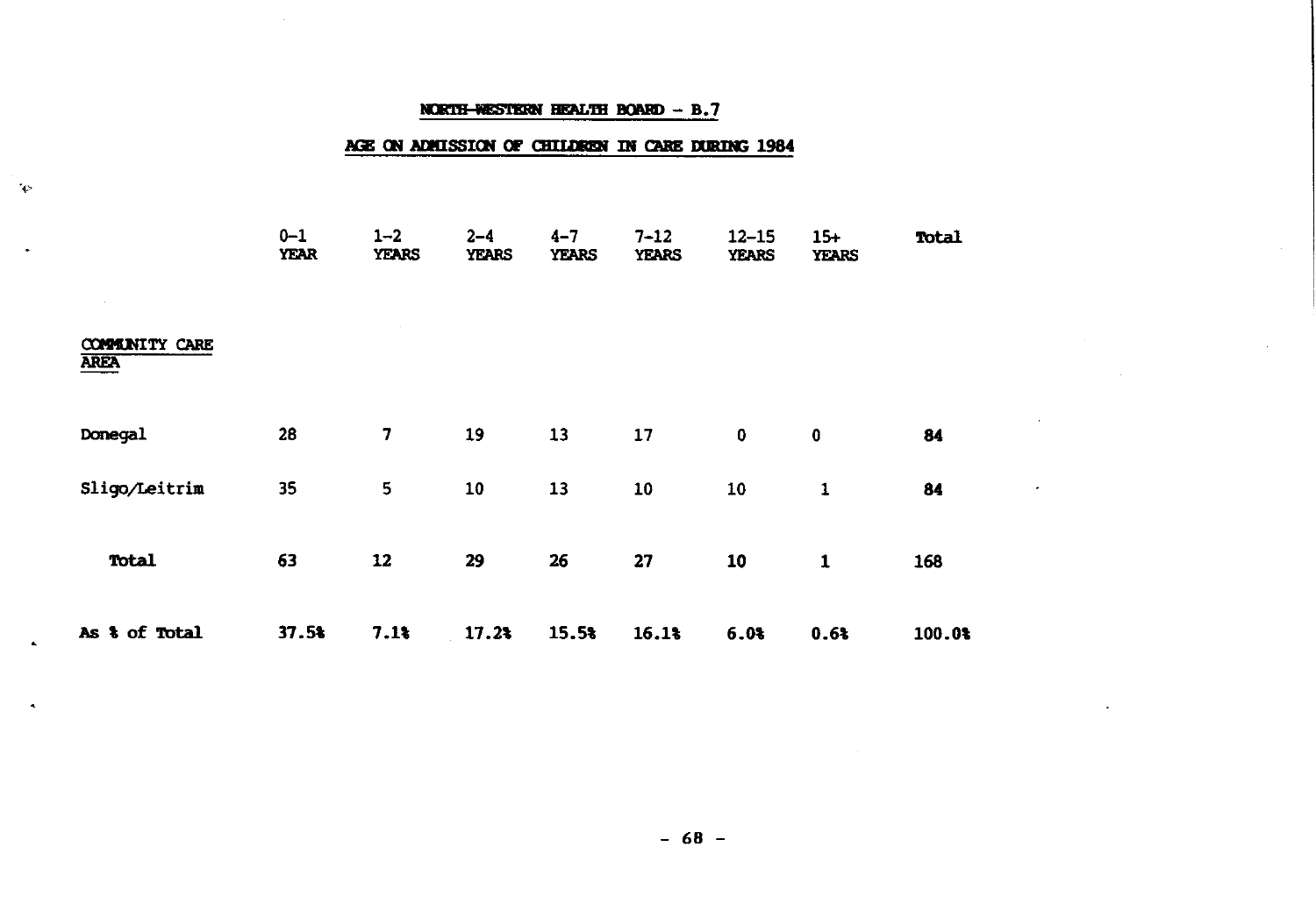## NORTH-WESTERN HEALTH BOARD - B.7

## AGE ON ADMISSION OF CHILDREN IN CARE DURING 1984

| COMMUNITY CARE AREA | 0-1 YEAR | 1-2 YEARS | 2-4 YEARS | 4-7 YEARS | 7-12 YEARS | 12-15 YEARS | 15+ YEARS | Total |
|---|---|---|---|---|---|---|---|---|
| Donegal | 28 | 7 | 19 | 13 | 17 | 0 | 0 | **84** |
| Sligo/Leitrim | 35 | 5 | 10 | 13 | 10 | 10 | 1 | **84** |
| **Total** | **63** | **12** | **29** | **26** | **27** | **10** | **1** | **168** |
| **As % of Total** | **37.5%** | **7.1%** | **17.2%** | **15.5%** | **16.1%** | **6.0%** | **0.6%** | **100.0%** |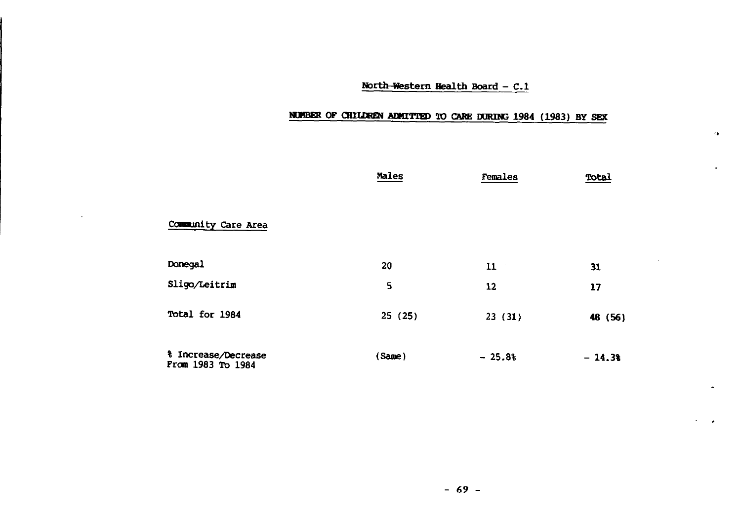## North-Western Health Board - C.1

### NUMBER OF CHILDREN ADMITTED TO CARE DURING 1984 (1983) BY SEX

| | Males | Females | Total |
|---|---|---|---|
| Community Care Area | | | |
| Donegal | 20 | 11 | 31 |
| Sligo/Leitrim | 5 | 12 | 17 |
| Total for 1984 | 25 (25) | 23 (31) | 48 (56) |
| % Increase/Decrease From 1983 To 1984 | (Same) | - 25.8% | - 14.3% |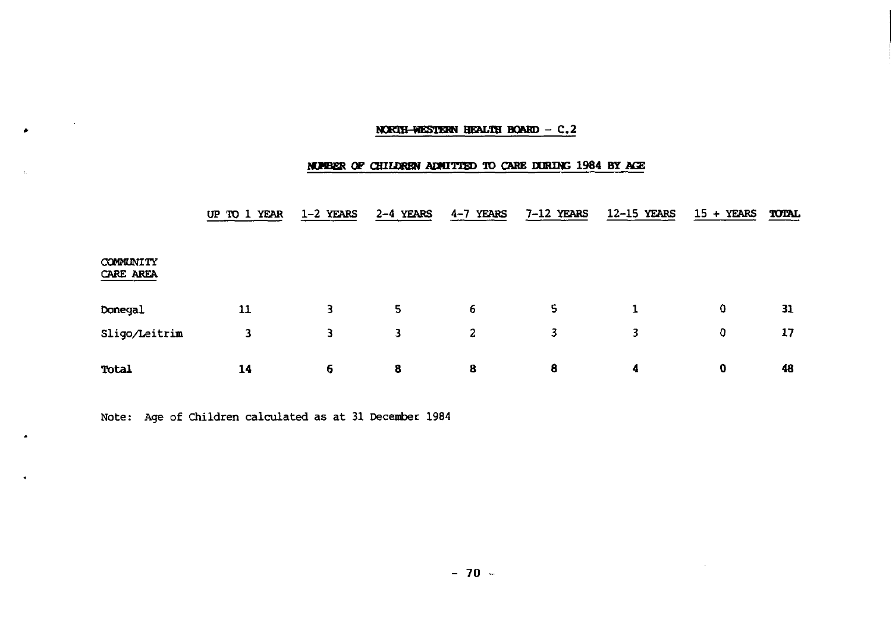## NORTH-WESTERN HEALTH BOARD - C.2

### NUMBER OF CHILDREN ADMITTED TO CARE DURING 1984 BY AGE

| COMMUNITY CARE AREA | UP TO 1 YEAR | 1-2 YEARS | 2-4 YEARS | 4-7 YEARS | 7-12 YEARS | 12-15 YEARS | 15 + YEARS | TOTAL |
|---|---|---|---|---|---|---|---|---|
| Donegal | 11 | 3 | 5 | 6 | 5 | 1 | 0 | **31** |
| Sligo/Leitrim | 3 | 3 | 3 | 2 | 3 | 3 | 0 | **17** |
| **Total** | **14** | **6** | **8** | **8** | **8** | **4** | **0** | **48** |

Note: Age of Children calculated as at 31 December 1984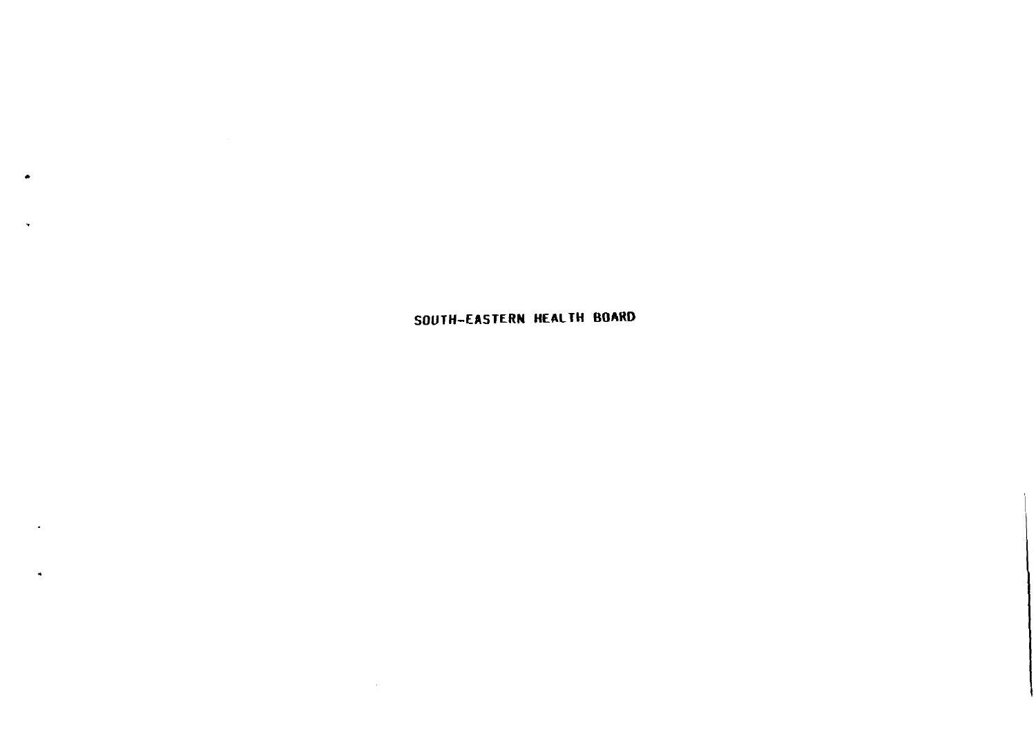# SOUTH-EASTERN HEALTH BOARD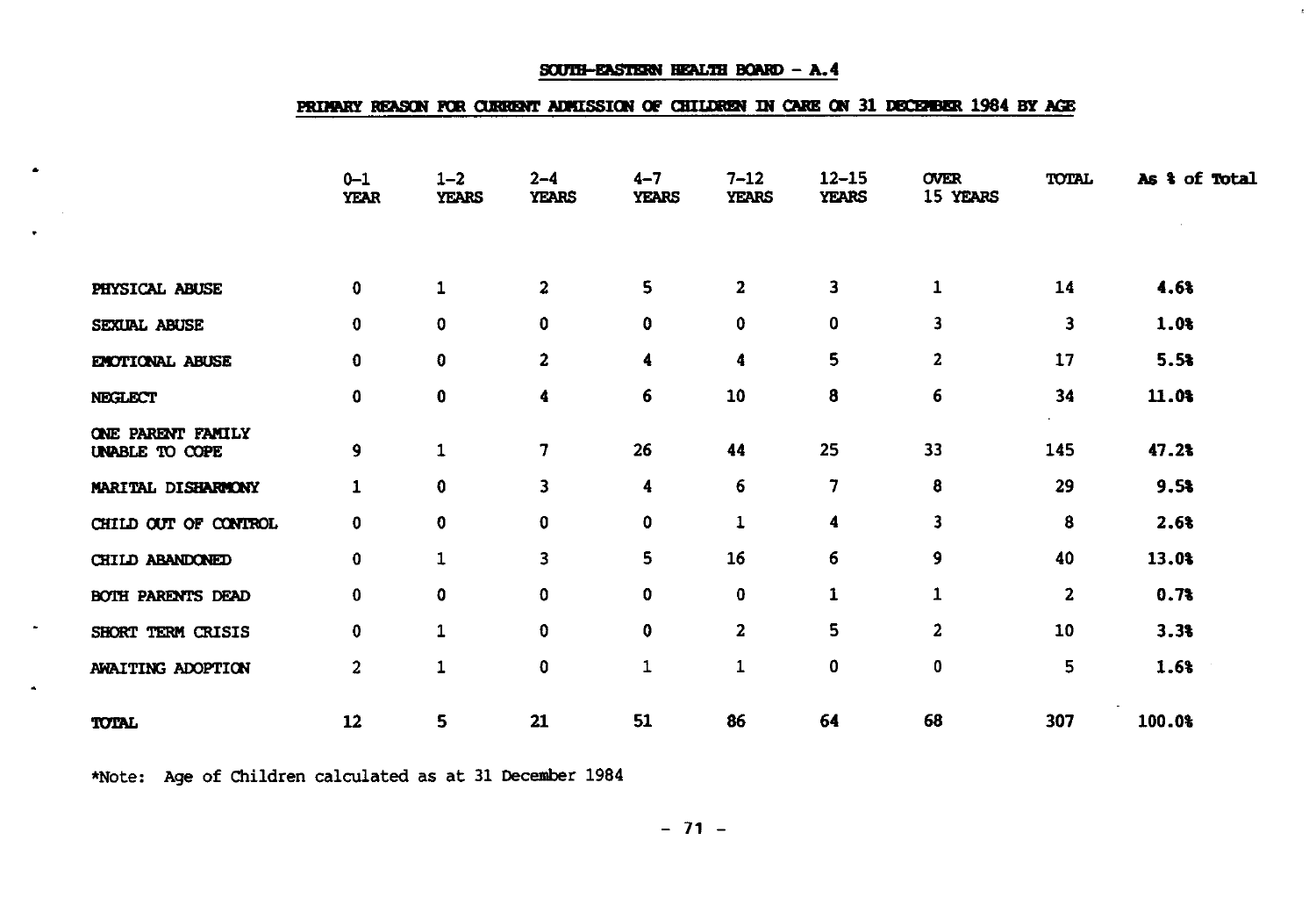## SOUTH-EASTERN HEALTH BOARD - A.4

### PRIMARY REASON FOR CURRENT ADMISSION OF CHILDREN IN CARE ON 31 DECEMBER 1984 BY AGE

| | 0-1 YEAR | 1-2 YEARS | 2-4 YEARS | 4-7 YEARS | 7-12 YEARS | 12-15 YEARS | OVER 15 YEARS | TOTAL | As % of Total |
|---|---|---|---|---|---|---|---|---|---|
| PHYSICAL ABUSE | 0 | 1 | 2 | 5 | 2 | 3 | 1 | 14 | 4.6% |
| SEXUAL ABUSE | 0 | 0 | 0 | 0 | 0 | 0 | 3 | 3 | 1.0% |
| EMOTIONAL ABUSE | 0 | 0 | 2 | 4 | 4 | 5 | 2 | 17 | 5.5% |
| NEGLECT | 0 | 0 | 4 | 6 | 10 | 8 | 6 | 34 | 11.0% |
| ONE PARENT FAMILY UNABLE TO COPE | 9 | 1 | 7 | 26 | 44 | 25 | 33 | 145 | 47.2% |
| MARITAL DISHARMONY | 1 | 0 | 3 | 4 | 6 | 7 | 8 | 29 | 9.5% |
| CHILD OUT OF CONTROL | 0 | 0 | 0 | 0 | 1 | 4 | 3 | 8 | 2.6% |
| CHILD ABANDONED | 0 | 1 | 3 | 5 | 16 | 6 | 9 | 40 | 13.0% |
| BOTH PARENTS DEAD | 0 | 0 | 0 | 0 | 0 | 1 | 1 | 2 | 0.7% |
| SHORT TERM CRISIS | 0 | 1 | 0 | 0 | 2 | 5 | 2 | 10 | 3.3% |
| AWAITING ADOPTION | 2 | 1 | 0 | 1 | 1 | 0 | 0 | 5 | 1.6% |
| TOTAL | 12 | 5 | 21 | 51 | 86 | 64 | 68 | 307 | 100.0% |

*Note: Age of Children calculated as at 31 December 1984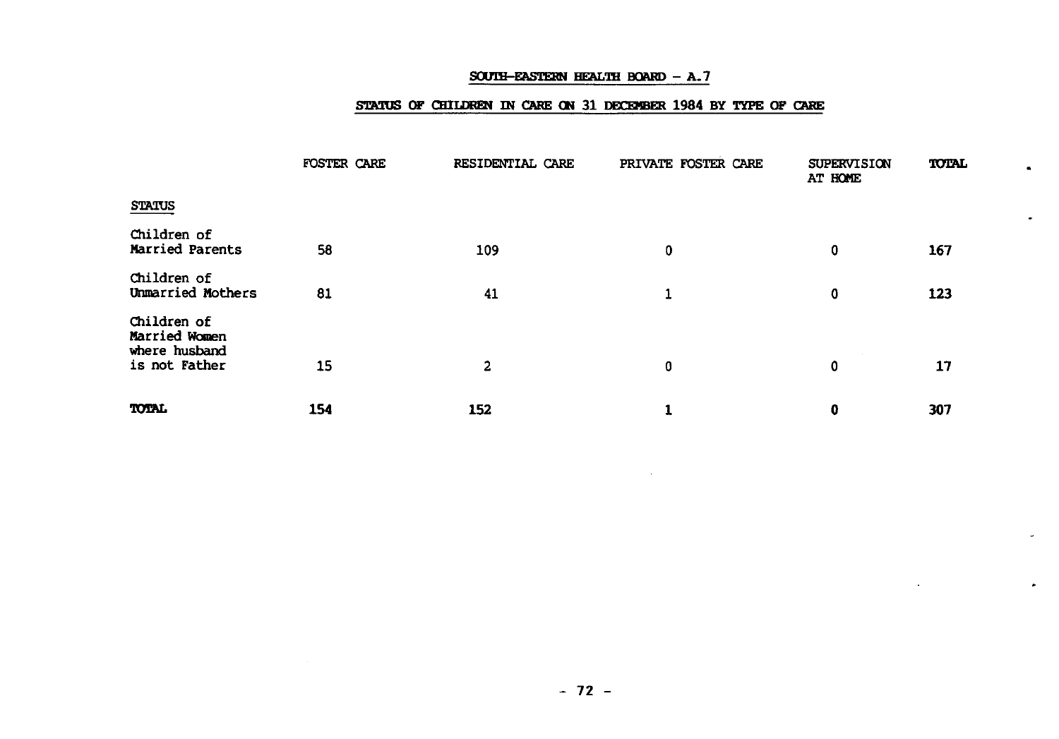## SOUTH-EASTERN HEALTH BOARD - A.7

## STATUS OF CHILDREN IN CARE ON 31 DECEMBER 1984 BY TYPE OF CARE

| STATUS | FOSTER CARE | RESIDENTIAL CARE | PRIVATE FOSTER CARE | SUPERVISION AT HOME | TOTAL |
|---|---|---|---|---|---|
| Children of Married Parents | 58 | 109 | 0 | 0 | 167 |
| Children of Unmarried Mothers | 81 | 41 | 1 | 0 | 123 |
| Children of Married Women where husband is not Father | 15 | 2 | 0 | 0 | 17 |
| **TOTAL** | **154** | **152** | **1** | **0** | **307** |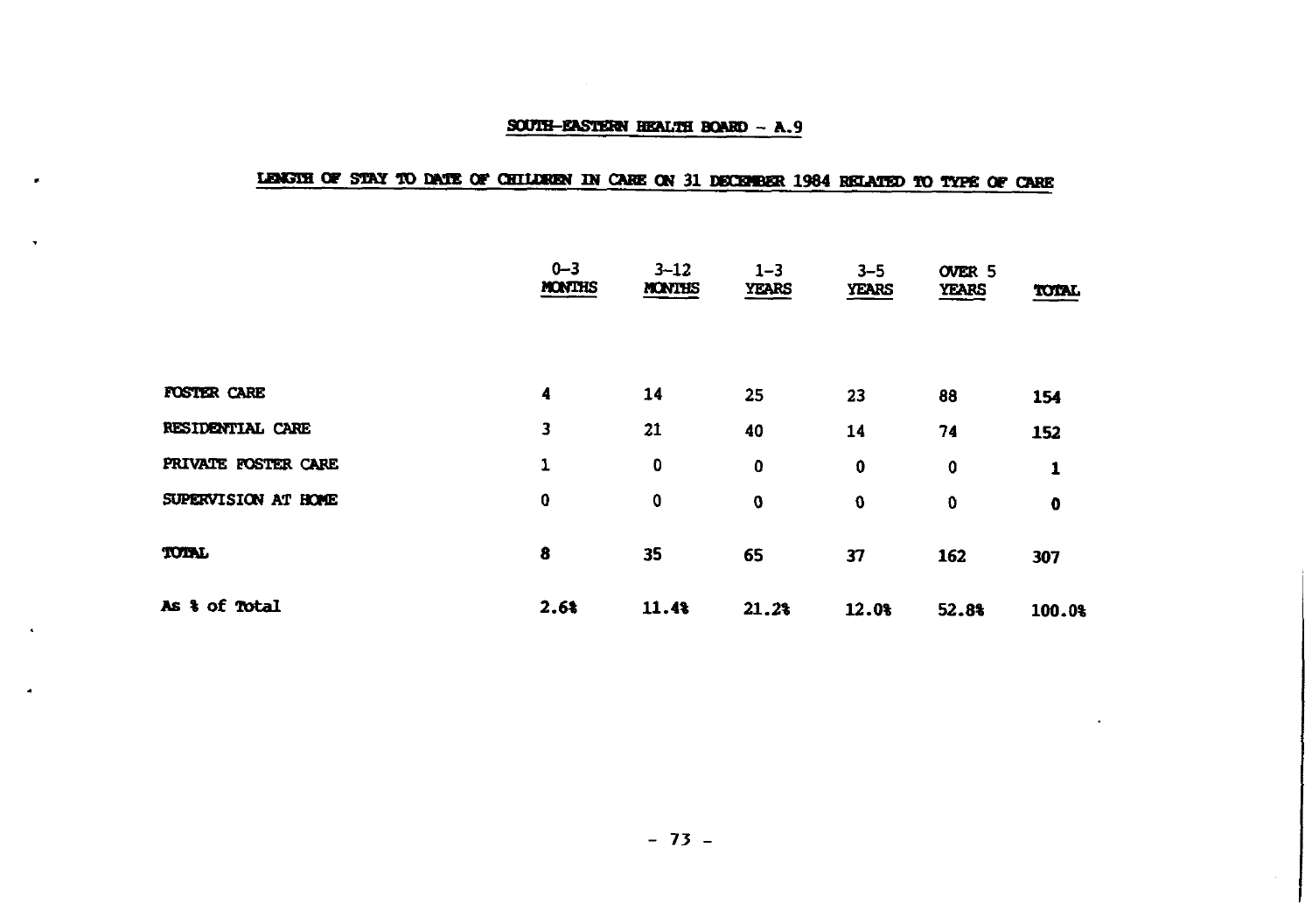## SOUTH-EASTERN HEALTH BOARD - A.9

### LENGTH OF STAY TO DATE OF CHILDREN IN CARE ON 31 DECEMBER 1984 RELATED TO TYPE OF CARE

| | 0-3 MONTHS | 3-12 MONTHS | 1-3 YEARS | 3-5 YEARS | OVER 5 YEARS | TOTAL |
|---|---|---|---|---|---|---|
| FOSTER CARE | 4 | 14 | 25 | 23 | 88 | 154 |
| RESIDENTIAL CARE | 3 | 21 | 40 | 14 | 74 | 152 |
| PRIVATE FOSTER CARE | 1 | 0 | 0 | 0 | 0 | 1 |
| SUPERVISION AT HOME | 0 | 0 | 0 | 0 | 0 | 0 |
| TOTAL | 8 | 35 | 65 | 37 | 162 | 307 |
| As % of Total | 2.6% | 11.4% | 21.2% | 12.0% | 52.8% | 100.0% |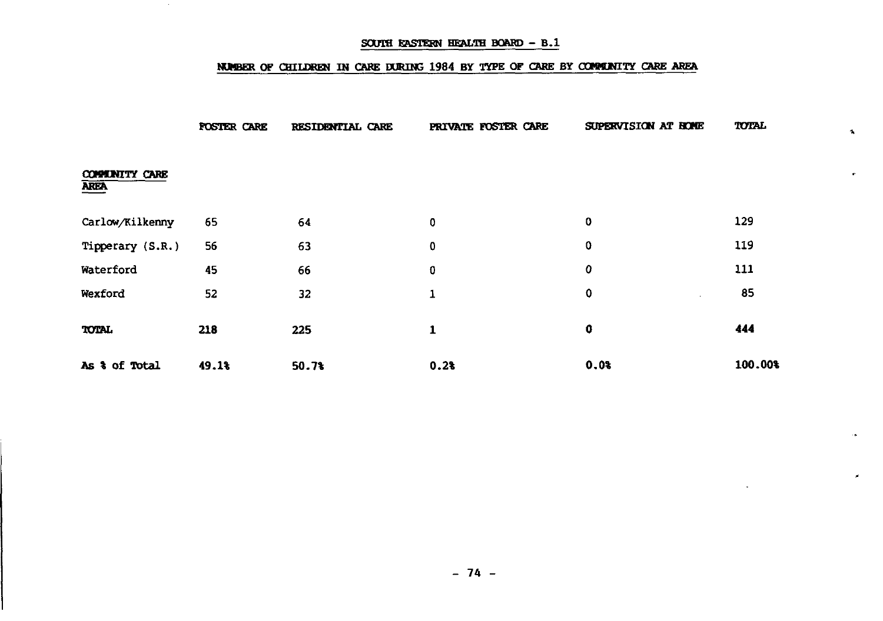## SOUTH EASTERN HEALTH BOARD - B.1

### NUMBER OF CHILDREN IN CARE DURING 1984 BY TYPE OF CARE BY COMMUNITY CARE AREA

| COMMUNITY CARE AREA | FOSTER CARE | RESIDENTIAL CARE | PRIVATE FOSTER CARE | SUPERVISION AT HOME | TOTAL |
|---|---|---|---|---|---|
| Carlow/Kilkenny | 65 | 64 | 0 | 0 | 129 |
| Tipperary (S.R.) | 56 | 63 | 0 | 0 | 119 |
| Waterford | 45 | 66 | 0 | 0 | 111 |
| Wexford | 52 | 32 | 1 | 0 | 85 |
| **TOTAL** | **218** | **225** | **1** | **0** | **444** |
| **As % of Total** | **49.1%** | **50.7%** | **0.2%** | **0.0%** | **100.00%** |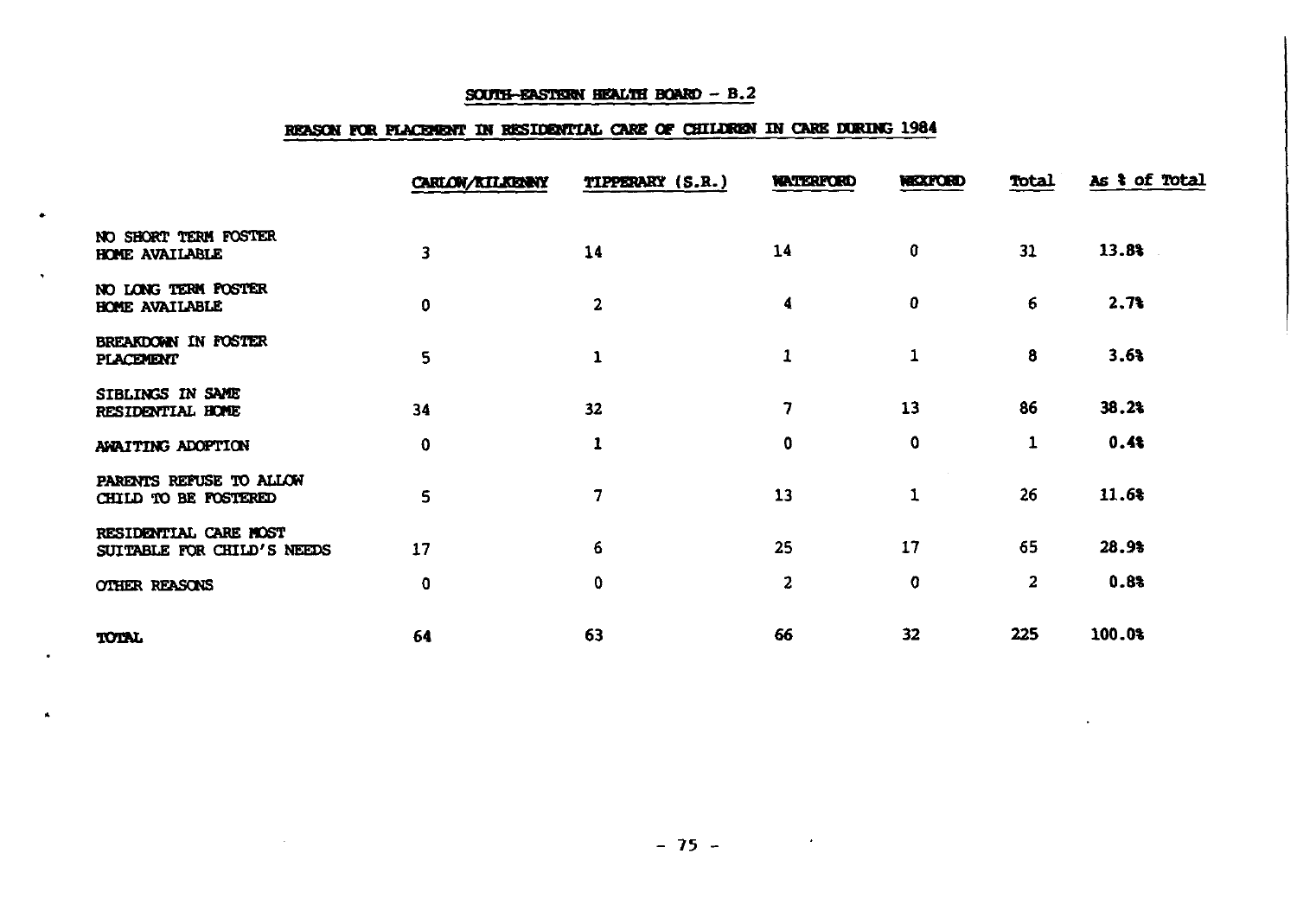## SOUTH-EASTERN HEALTH BOARD - B.2

## REASON FOR PLACEMENT IN RESIDENTIAL CARE OF CHILDREN IN CARE DURING 1984

| | CARLOW/KILKENNY | TIPPERARY (S.R.) | WATERFORD | WEXFORD | Total | As % of Total |
|---|---|---|---|---|---|---|
| NO SHORT TERM FOSTER HOME AVAILABLE | 3 | 14 | 14 | 0 | 31 | 13.8% |
| NO LONG TERM FOSTER HOME AVAILABLE | 0 | 2 | 4 | 0 | 6 | 2.7% |
| BREAKDOWN IN FOSTER PLACEMENT | 5 | 1 | 1 | 1 | 8 | 3.6% |
| SIBLINGS IN SAME RESIDENTIAL HOME | 34 | 32 | 7 | 13 | 86 | 38.2% |
| AWAITING ADOPTION | 0 | 1 | 0 | 0 | 1 | 0.4% |
| PARENTS REFUSE TO ALLOW CHILD TO BE FOSTERED | 5 | 7 | 13 | 1 | 26 | 11.6% |
| RESIDENTIAL CARE MOST SUITABLE FOR CHILD'S NEEDS | 17 | 6 | 25 | 17 | 65 | 28.9% |
| OTHER REASONS | 0 | 0 | 2 | 0 | 2 | 0.8% |
| TOTAL | 64 | 63 | 66 | 32 | 225 | 100.0% |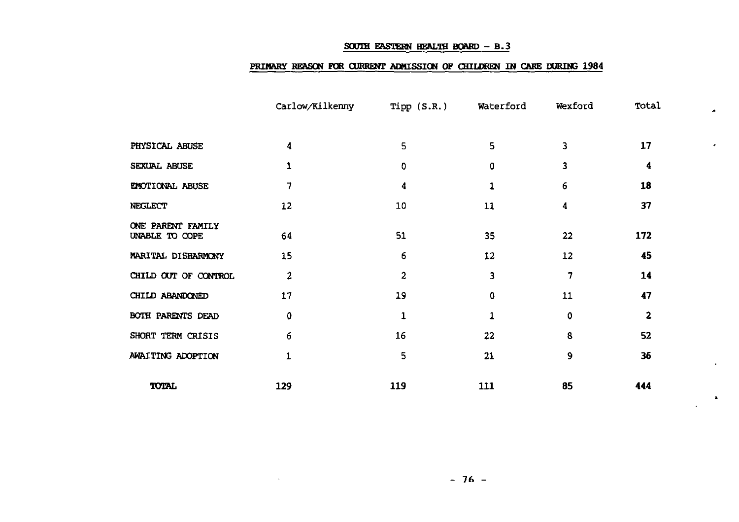## SOUTH EASTERN HEALTH BOARD – B.3

### PRIMARY REASON FOR CURRENT ADMISSION OF CHILDREN IN CARE DURING 1984

| | Carlow/Kilkenny | Tipp (S.R.) | Waterford | Wexford | Total |
|---|---|---|---|---|---|
| PHYSICAL ABUSE | 4 | 5 | 5 | 3 | **17** |
| SEXUAL ABUSE | 1 | 0 | 0 | 3 | **4** |
| EMOTIONAL ABUSE | 7 | 4 | 1 | 6 | **18** |
| NEGLECT | 12 | 10 | 11 | 4 | **37** |
| ONE PARENT FAMILY UNABLE TO COPE | 64 | 51 | 35 | 22 | **172** |
| MARITAL DISHARMONY | 15 | 6 | 12 | 12 | **45** |
| CHILD OUT OF CONTROL | 2 | 2 | 3 | 7 | **14** |
| CHILD ABANDONED | 17 | 19 | 0 | 11 | **47** |
| BOTH PARENTS DEAD | 0 | 1 | 1 | 0 | **2** |
| SHORT TERM CRISIS | 6 | 16 | 22 | 8 | **52** |
| AWAITING ADOPTION | 1 | 5 | 21 | 9 | **36** |
| **TOTAL** | **129** | **119** | **111** | **85** | **444** |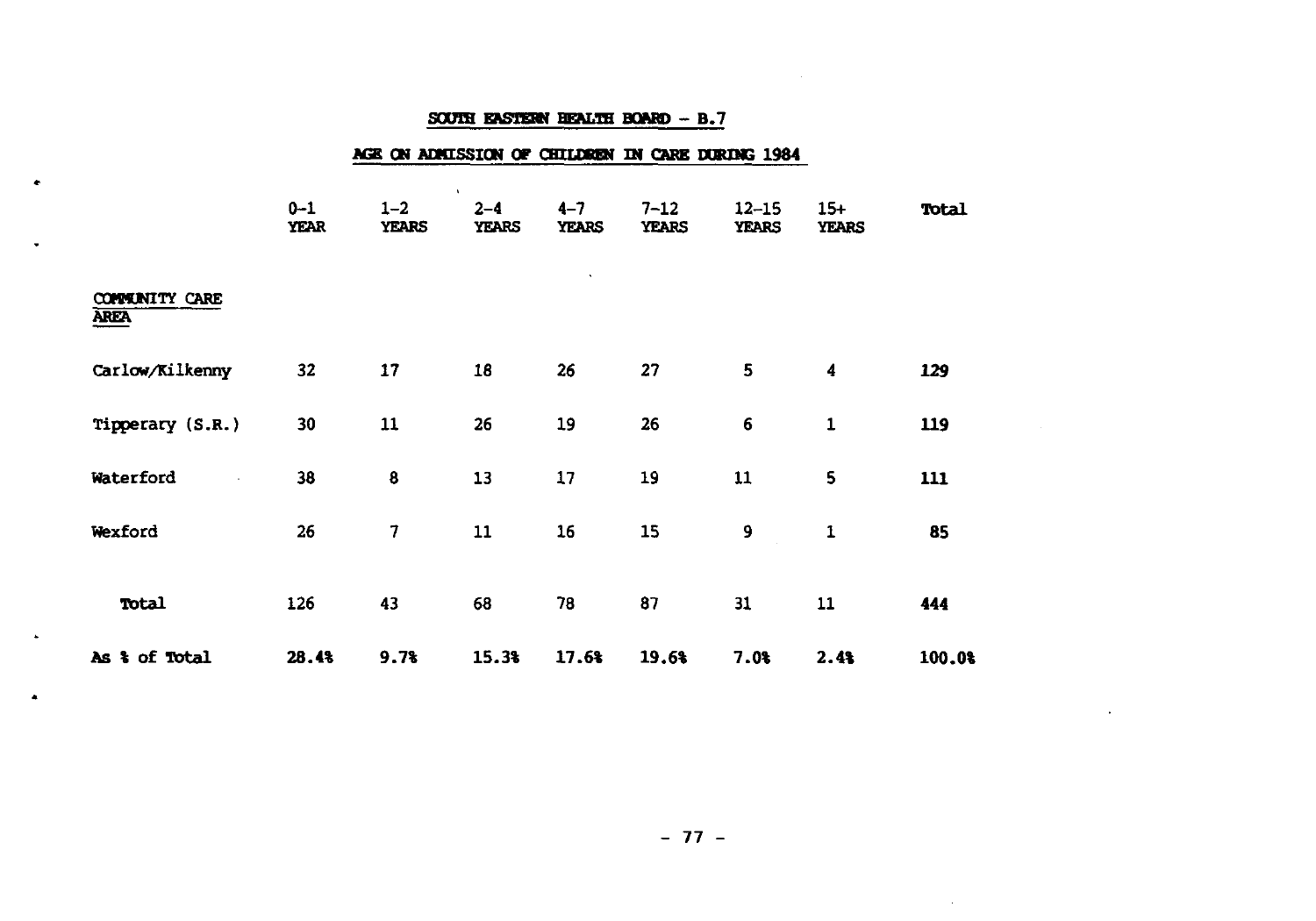## SOUTH EASTERN HEALTH BOARD – B.7

## AGE ON ADMISSION OF CHILDREN IN CARE DURING 1984

| COMMUNITY CARE AREA | 0–1 YEAR | 1–2 YEARS | 2–4 YEARS | 4–7 YEARS | 7–12 YEARS | 12–15 YEARS | 15+ YEARS | Total |
|---|---|---|---|---|---|---|---|---|
| Carlow/Kilkenny | 32 | 17 | 18 | 26 | 27 | 5 | 4 | **129** |
| Tipperary (S.R.) | 30 | 11 | 26 | 19 | 26 | 6 | 1 | **119** |
| Waterford | 38 | 8 | 13 | 17 | 19 | 11 | 5 | **111** |
| Wexford | 26 | 7 | 11 | 16 | 15 | 9 | 1 | **85** |
| **Total** | 126 | 43 | 68 | 78 | 87 | 31 | 11 | **444** |
| **As % of Total** | **28.4%** | **9.7%** | **15.3%** | **17.6%** | **19.6%** | **7.0%** | **2.4%** | **100.0%** |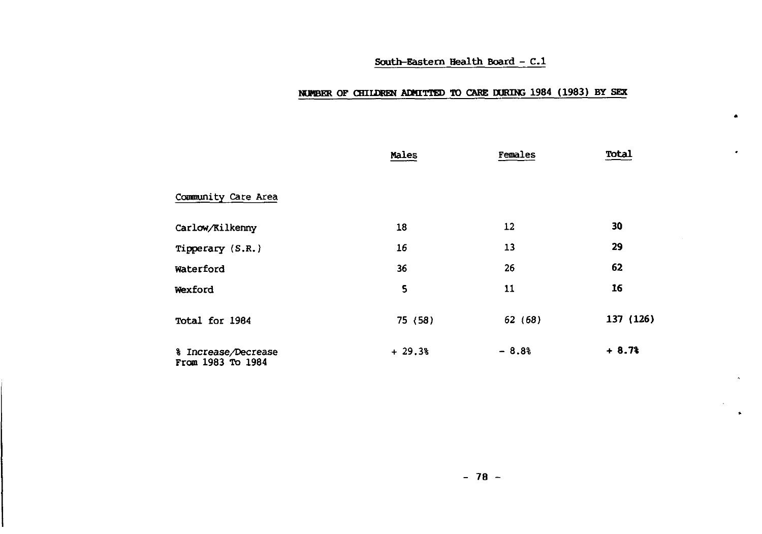South-Eastern Health Board - C.1

## NUMBER OF CHILDREN ADMITTED TO CARE DURING 1984 (1983) BY SEX

| | Males | Females | Total |
|---|---|---|---|
| Community Care Area | | | |
| Carlow/Kilkenny | 18 | 12 | 30 |
| Tipperary (S.R.) | 16 | 13 | 29 |
| Waterford | 36 | 26 | 62 |
| Wexford | 5 | 11 | 16 |
| Total for 1984 | 75 (58) | 62 (68) | 137 (126) |
| % Increase/Decrease From 1983 To 1984 | + 29.3% | - 8.8% | + 8.7% |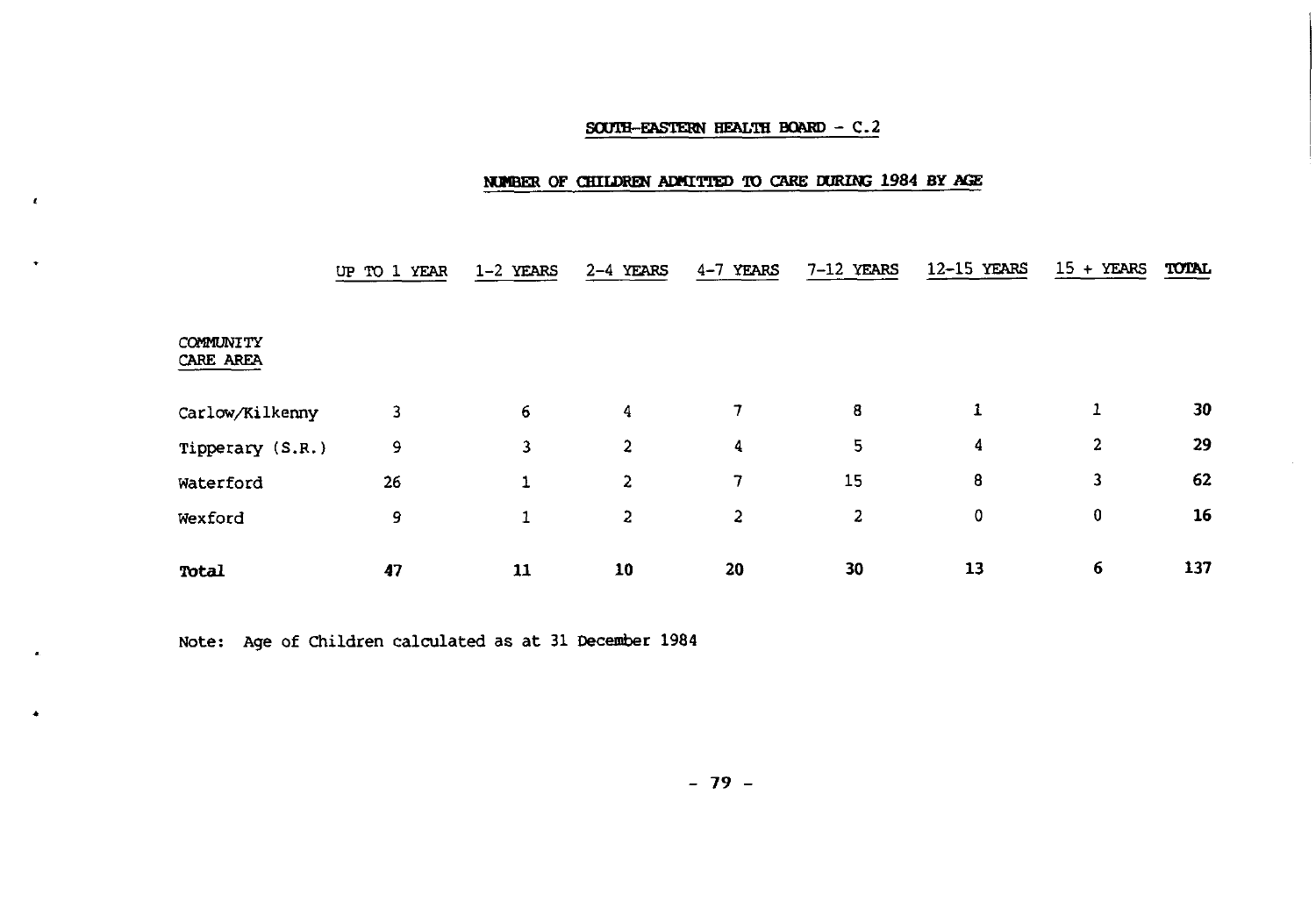## SOUTH-EASTERN HEALTH BOARD - C.2

### NUMBER OF CHILDREN ADMITTED TO CARE DURING 1984 BY AGE

| COMMUNITY CARE AREA | UP TO 1 YEAR | 1-2 YEARS | 2-4 YEARS | 4-7 YEARS | 7-12 YEARS | 12-15 YEARS | 15 + YEARS | TOTAL |
|---|---|---|---|---|---|---|---|---|
| Carlow/Kilkenny | 3 | 6 | 4 | 7 | 8 | 1 | 1 | **30** |
| Tipperary (S.R.) | 9 | 3 | 2 | 4 | 5 | 4 | 2 | **29** |
| Waterford | 26 | 1 | 2 | 7 | 15 | 8 | 3 | **62** |
| Wexford | 9 | 1 | 2 | 2 | 2 | 0 | 0 | **16** |
| **Total** | **47** | **11** | **10** | **20** | **30** | **13** | **6** | **137** |

Note: Age of Children calculated as at 31 December 1984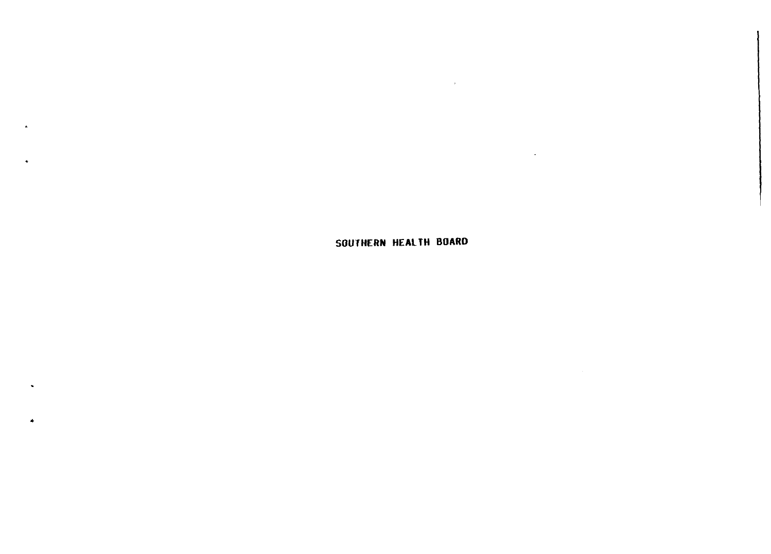# SOUTHERN HEALTH BOARD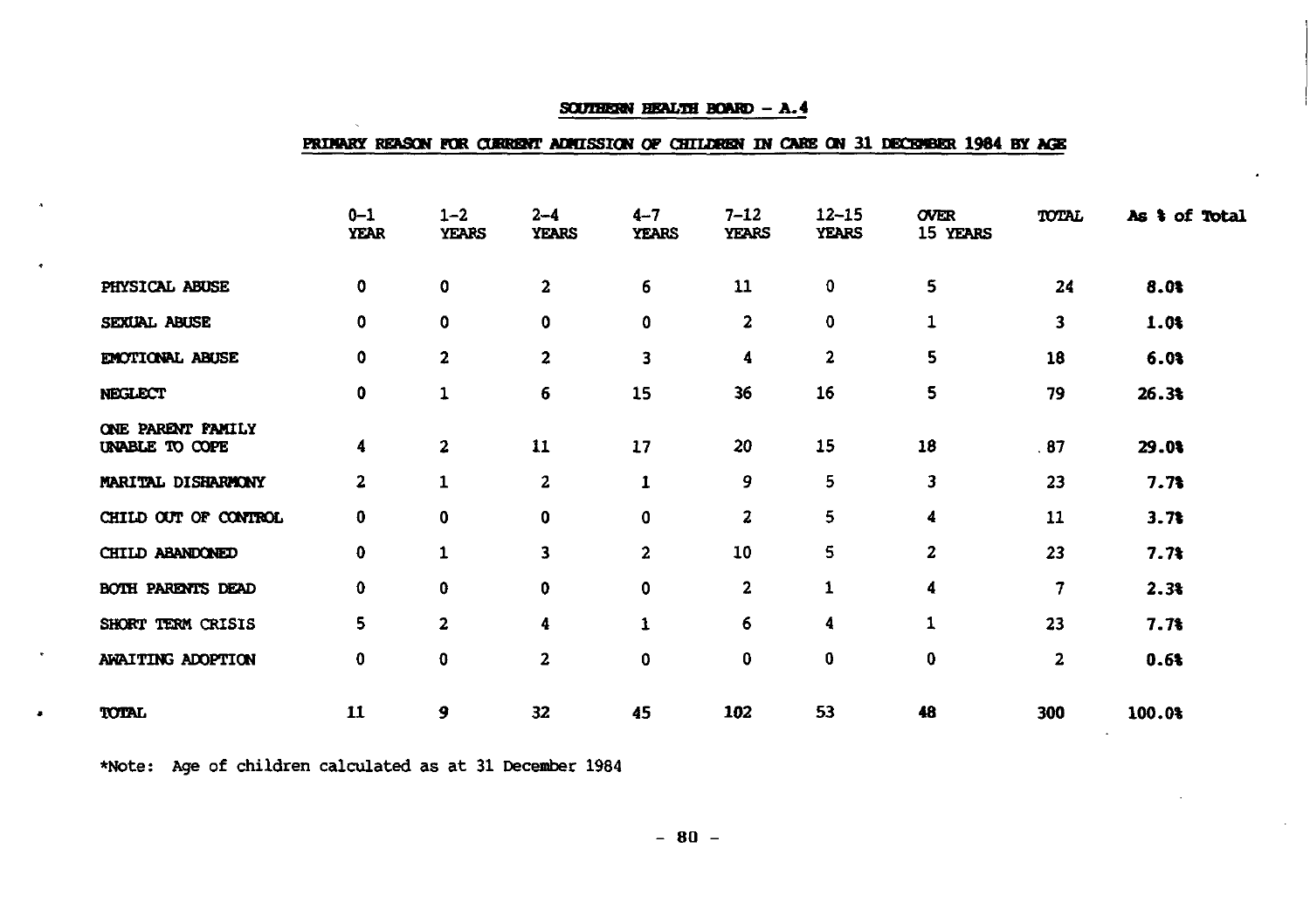## SOUTHERN HEALTH BOARD - A.4

### PRIMARY REASON FOR CURRENT ADMISSION OF CHILDREN IN CARE ON 31 DECEMBER 1984 BY AGE

| | 0-1 YEAR | 1-2 YEARS | 2-4 YEARS | 4-7 YEARS | 7-12 YEARS | 12-15 YEARS | OVER 15 YEARS | TOTAL | As % of Total |
|---|---|---|---|---|---|---|---|---|---|
| PHYSICAL ABUSE | 0 | 0 | 2 | 6 | 11 | 0 | 5 | 24 | 8.0% |
| SEXUAL ABUSE | 0 | 0 | 0 | 0 | 2 | 0 | 1 | 3 | 1.0% |
| EMOTIONAL ABUSE | 0 | 2 | 2 | 3 | 4 | 2 | 5 | 18 | 6.0% |
| NEGLECT | 0 | 1 | 6 | 15 | 36 | 16 | 5 | 79 | 26.3% |
| ONE PARENT FAMILY UNABLE TO COPE | 4 | 2 | 11 | 17 | 20 | 15 | 18 | 87 | 29.0% |
| MARITAL DISHARMONY | 2 | 1 | 2 | 1 | 9 | 5 | 3 | 23 | 7.7% |
| CHILD OUT OF CONTROL | 0 | 0 | 0 | 0 | 2 | 5 | 4 | 11 | 3.7% |
| CHILD ABANDONED | 0 | 1 | 3 | 2 | 10 | 5 | 2 | 23 | 7.7% |
| BOTH PARENTS DEAD | 0 | 0 | 0 | 0 | 2 | 1 | 4 | 7 | 2.3% |
| SHORT TERM CRISIS | 5 | 2 | 4 | 1 | 6 | 4 | 1 | 23 | 7.7% |
| AWAITING ADOPTION | 0 | 0 | 2 | 0 | 0 | 0 | 0 | 2 | 0.6% |
| TOTAL | 11 | 9 | 32 | 45 | 102 | 53 | 48 | 300 | 100.0% |

*Note: Age of children calculated as at 31 December 1984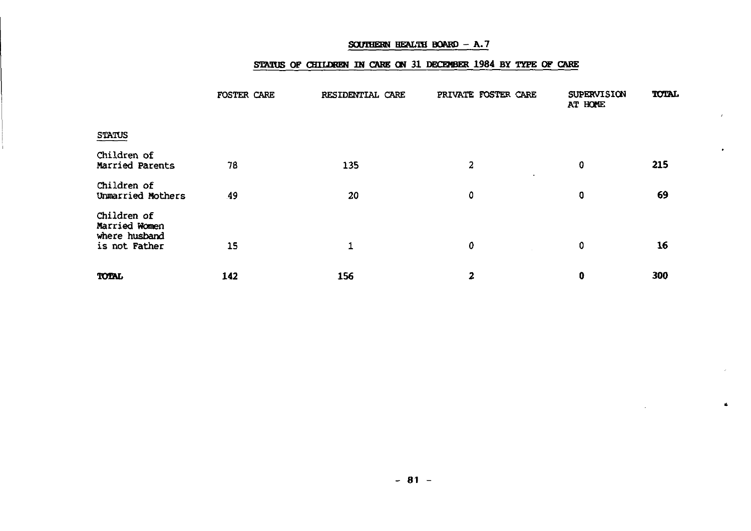## SOUTHERN HEALTH BOARD – A.7

### STATUS OF CHILDREN IN CARE ON 31 DECEMBER 1984 BY TYPE OF CARE

| STATUS | FOSTER CARE | RESIDENTIAL CARE | PRIVATE FOSTER CARE | SUPERVISION AT HOME | TOTAL |
|---|---|---|---|---|---|
| Children of Married Parents | 78 | 135 | 2 | 0 | **215** |
| Children of Unmarried Mothers | 49 | 20 | 0 | 0 | **69** |
| Children of Married Women where husband is not Father | 15 | 1 | 0 | 0 | **16** |
| **TOTAL** | **142** | **156** | **2** | **0** | **300** |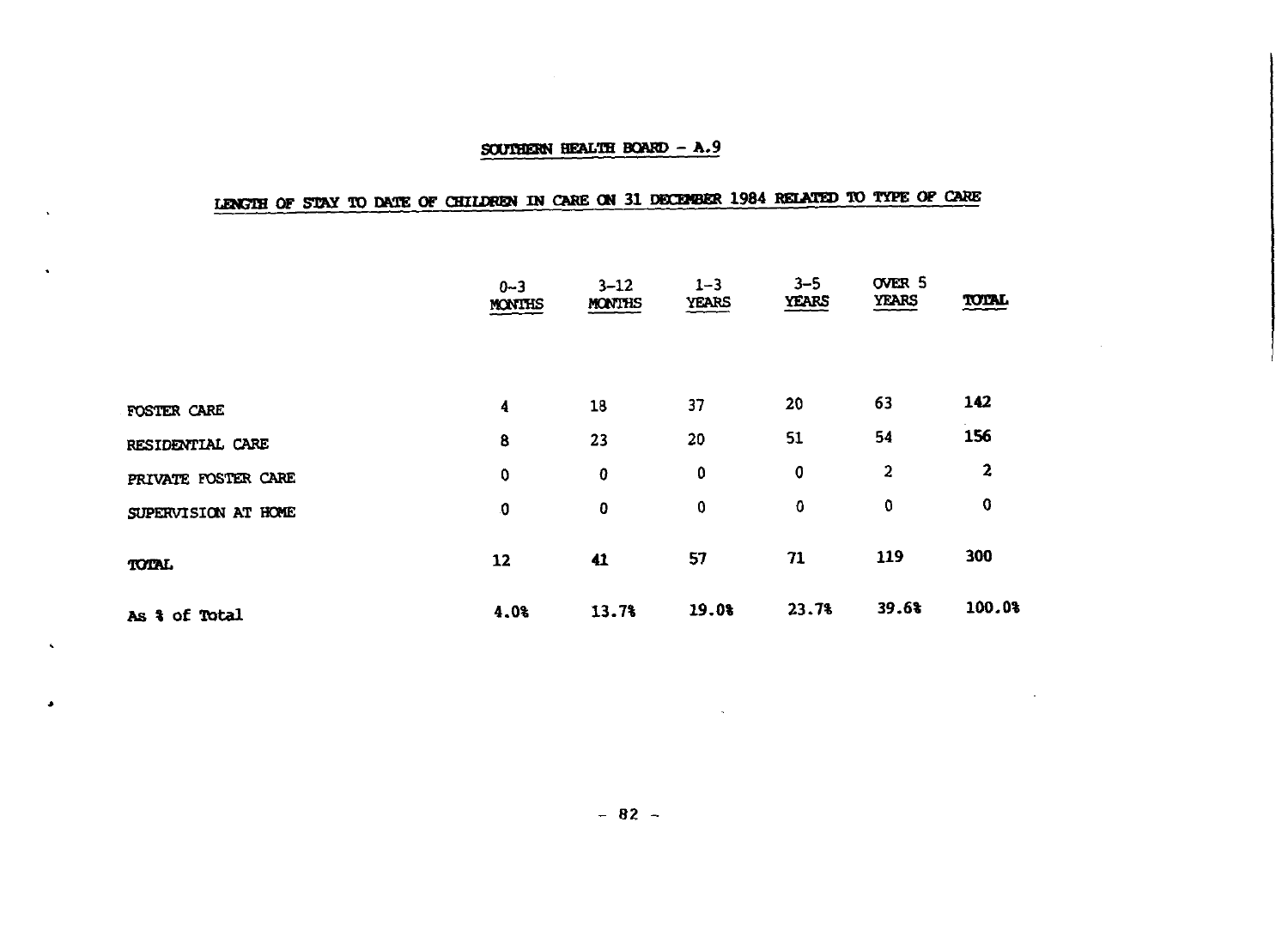## SOUTHERN HEALTH BOARD – A.9

### LENGTH OF STAY TO DATE OF CHILDREN IN CARE ON 31 DECEMBER 1984 RELATED TO TYPE OF CARE

| | 0–3 MONTHS | 3–12 MONTHS | 1–3 YEARS | 3–5 YEARS | OVER 5 YEARS | TOTAL |
|---|---|---|---|---|---|---|
| FOSTER CARE | 4 | 18 | 37 | 20 | 63 | 142 |
| RESIDENTIAL CARE | 8 | 23 | 20 | 51 | 54 | 156 |
| PRIVATE FOSTER CARE | 0 | 0 | 0 | 0 | 2 | 2 |
| SUPERVISION AT HOME | 0 | 0 | 0 | 0 | 0 | 0 |
| TOTAL | 12 | 41 | 57 | 71 | 119 | 300 |
| As % of Total | 4.0% | 13.7% | 19.0% | 23.7% | 39.6% | 100.0% |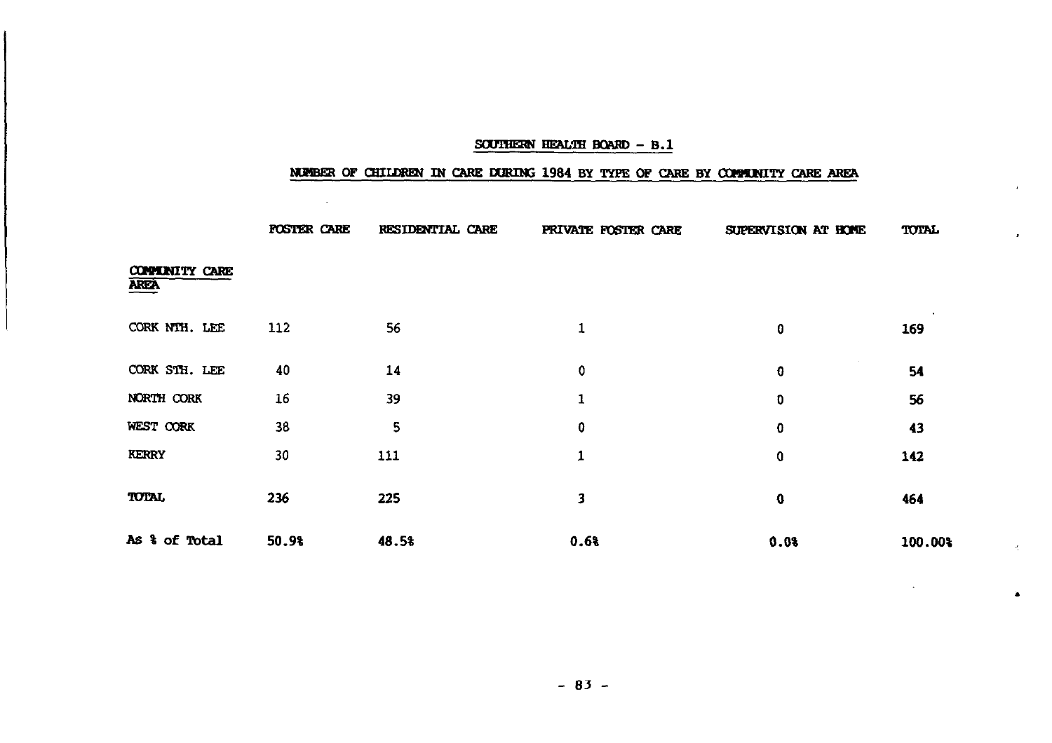## SOUTHERN HEALTH BOARD - B.1

### NUMBER OF CHILDREN IN CARE DURING 1984 BY TYPE OF CARE BY COMMUNITY CARE AREA

| COMMUNITY CARE AREA | FOSTER CARE | RESIDENTIAL CARE | PRIVATE FOSTER CARE | SUPERVISION AT HOME | TOTAL |
|---|---|---|---|---|---|
| CORK NTH. LEE | 112 | 56 | 1 | 0 | 169 |
| CORK STH. LEE | 40 | 14 | 0 | 0 | 54 |
| NORTH CORK | 16 | 39 | 1 | 0 | 56 |
| WEST CORK | 38 | 5 | 0 | 0 | 43 |
| KERRY | 30 | 111 | 1 | 0 | 142 |
| **TOTAL** | **236** | **225** | **3** | **0** | **464** |
| **As % of Total** | **50.9%** | **48.5%** | **0.6%** | **0.0%** | **100.00%** |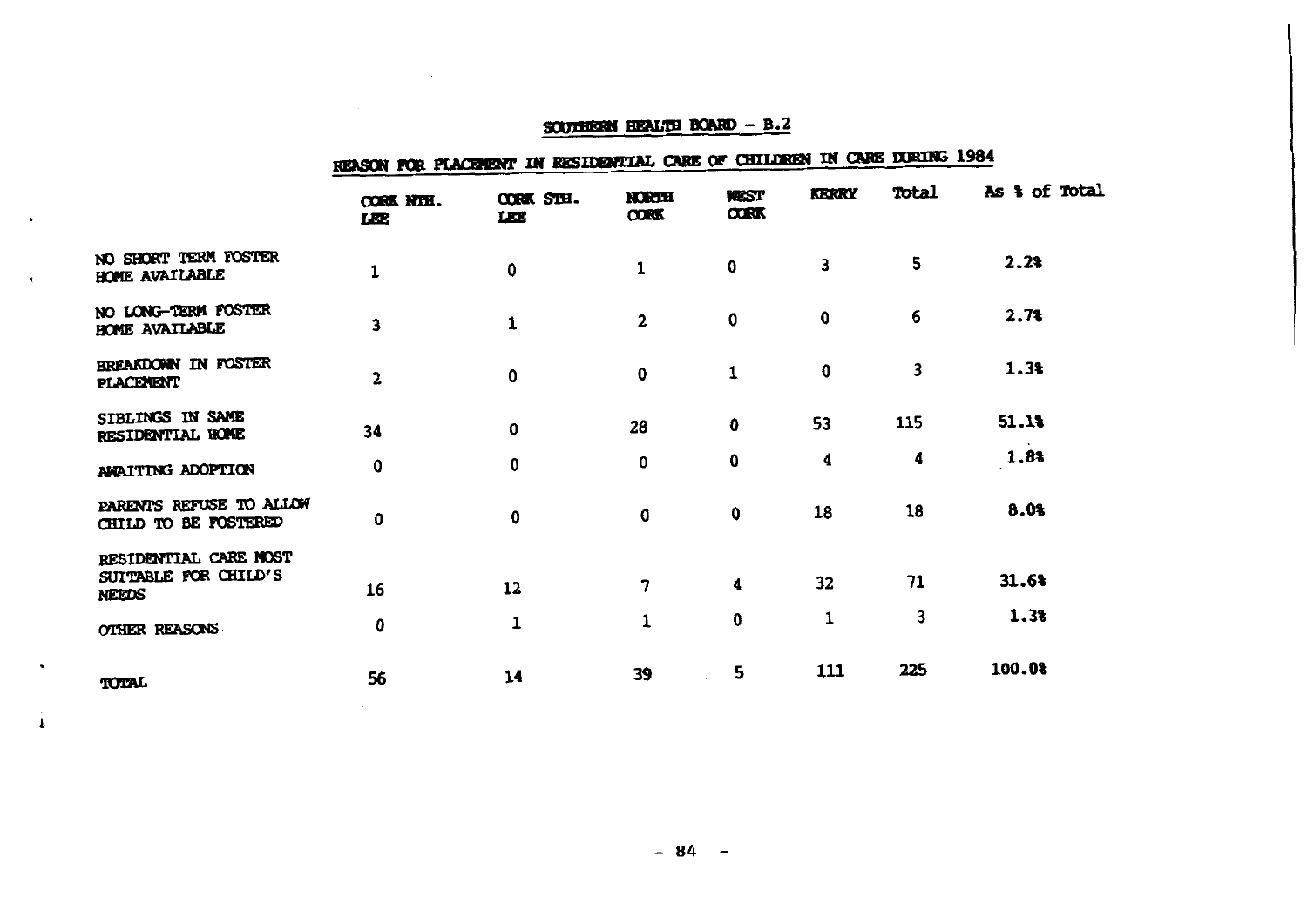## SOUTHERN HEALTH BOARD - B.2

### REASON FOR PLACEMENT IN RESIDENTIAL CARE OF CHILDREN IN CARE DURING 1984

| | CORK NTH. LEE | CORK STH. LEE | NORTH CORK | WEST CORK | KERRY | Total | As % of Total |
|---|---|---|---|---|---|---|---|
| NO SHORT TERM FOSTER HOME AVAILABLE | 1 | 0 | 1 | 0 | 3 | 5 | 2.2% |
| NO LONG-TERM FOSTER HOME AVAILABLE | 3 | 1 | 2 | 0 | 0 | 6 | 2.7% |
| BREAKDOWN IN FOSTER PLACEMENT | 2 | 0 | 0 | 1 | 0 | 3 | 1.3% |
| SIBLINGS IN SAME RESIDENTIAL HOME | 34 | 0 | 28 | 0 | 53 | 115 | 51.1% |
| AWAITING ADOPTION | 0 | 0 | 0 | 0 | 4 | 4 | 1.8% |
| PARENTS REFUSE TO ALLOW CHILD TO BE FOSTERED | 0 | 0 | 0 | 0 | 18 | 18 | 8.0% |
| RESIDENTIAL CARE MOST SUITABLE FOR CHILD'S NEEDS | 16 | 12 | 7 | 4 | 32 | 71 | 31.6% |
| OTHER REASONS | 0 | 1 | 1 | 0 | 1 | 3 | 1.3% |
| TOTAL | 56 | 14 | 39 | 5 | 111 | 225 | 100.0% |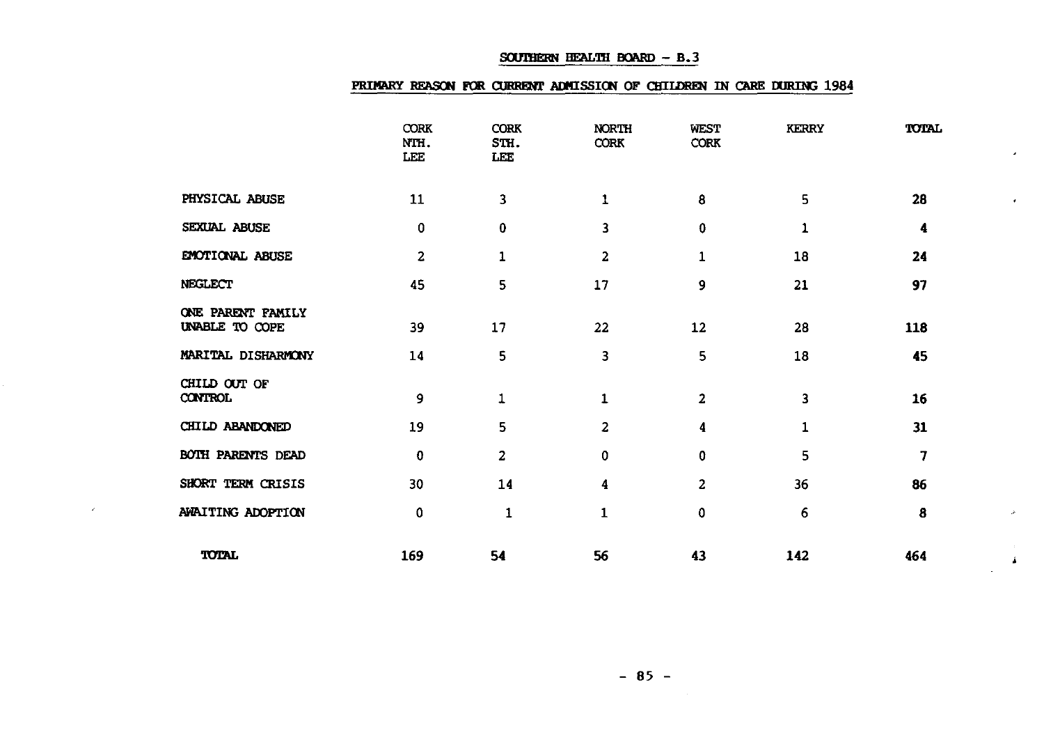## SOUTHERN HEALTH BOARD - B.3

### PRIMARY REASON FOR CURRENT ADMISSION OF CHILDREN IN CARE DURING 1984

| | CORK NTH. LEE | CORK STH. LEE | NORTH CORK | WEST CORK | KERRY | TOTAL |
|---|---|---|---|---|---|---|
| PHYSICAL ABUSE | 11 | 3 | 1 | 8 | 5 | **28** |
| SEXUAL ABUSE | 0 | 0 | 3 | 0 | 1 | **4** |
| EMOTIONAL ABUSE | 2 | 1 | 2 | 1 | 18 | **24** |
| NEGLECT | 45 | 5 | 17 | 9 | 21 | **97** |
| ONE PARENT FAMILY UNABLE TO COPE | 39 | 17 | 22 | 12 | 28 | **118** |
| MARITAL DISHARMONY | 14 | 5 | 3 | 5 | 18 | **45** |
| CHILD OUT OF CONTROL | 9 | 1 | 1 | 2 | 3 | **16** |
| CHILD ABANDONED | 19 | 5 | 2 | 4 | 1 | **31** |
| BOTH PARENTS DEAD | 0 | 2 | 0 | 0 | 5 | **7** |
| SHORT TERM CRISIS | 30 | 14 | 4 | 2 | 36 | **86** |
| AWAITING ADOPTION | 0 | 1 | 1 | 0 | 6 | **8** |
| **TOTAL** | **169** | **54** | **56** | **43** | **142** | **464** |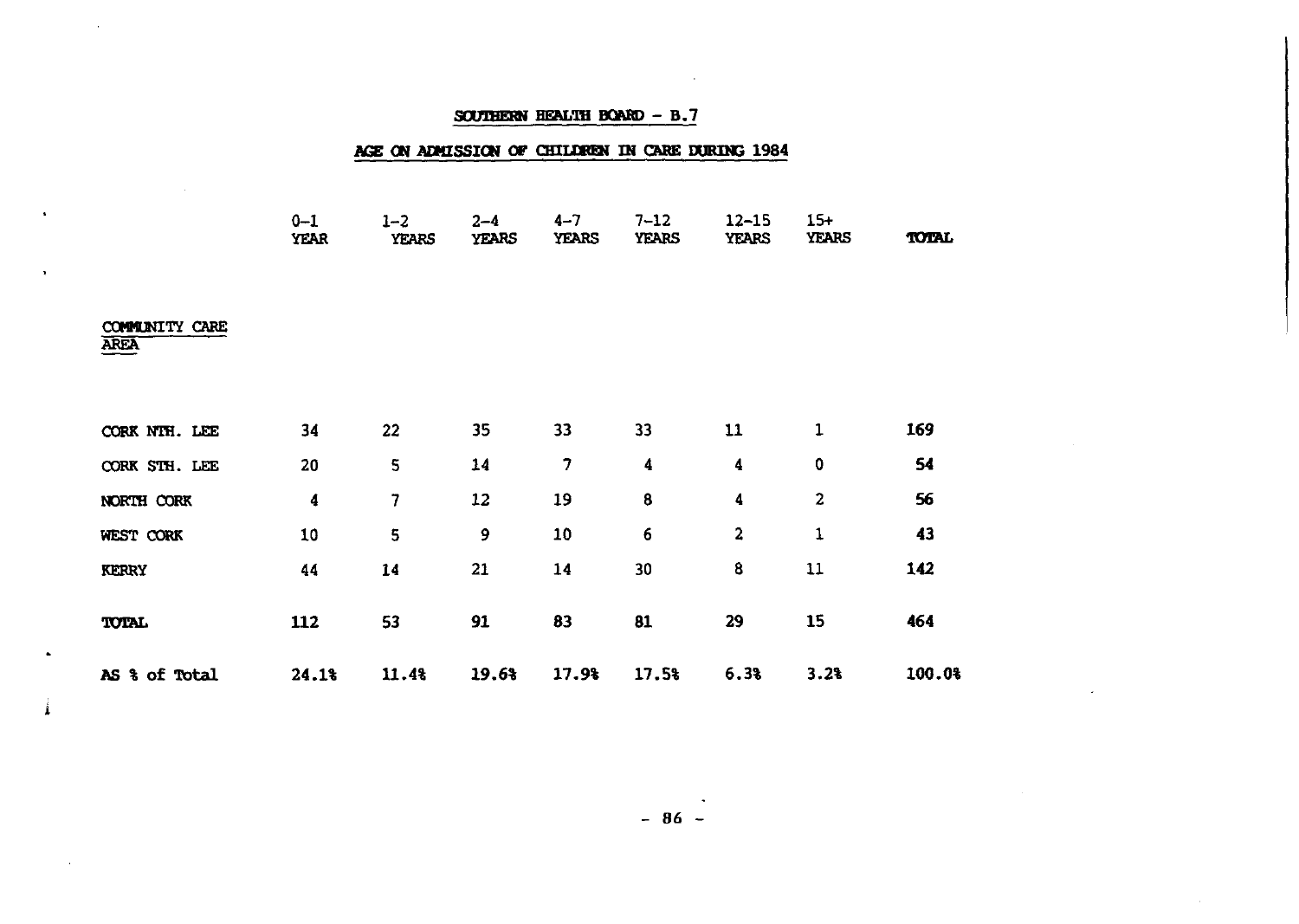## SOUTHERN HEALTH BOARD - B.7

## AGE ON ADMISSION OF CHILDREN IN CARE DURING 1984

| COMMUNITY CARE AREA | 0-1 YEAR | 1-2 YEARS | 2-4 YEARS | 4-7 YEARS | 7-12 YEARS | 12-15 YEARS | 15+ YEARS | TOTAL |
|---|---|---|---|---|---|---|---|---|
| CORK NTH. LEE | 34 | 22 | 35 | 33 | 33 | 11 | 1 | 169 |
| CORK STH. LEE | 20 | 5 | 14 | 7 | 4 | 4 | 0 | 54 |
| NORTH CORK | 4 | 7 | 12 | 19 | 8 | 4 | 2 | 56 |
| WEST CORK | 10 | 5 | 9 | 10 | 6 | 2 | 1 | 43 |
| KERRY | 44 | 14 | 21 | 14 | 30 | 8 | 11 | 142 |
| TOTAL | 112 | 53 | 91 | 83 | 81 | 29 | 15 | 464 |
| AS % of Total | 24.1% | 11.4% | 19.6% | 17.9% | 17.5% | 6.3% | 3.2% | 100.0% |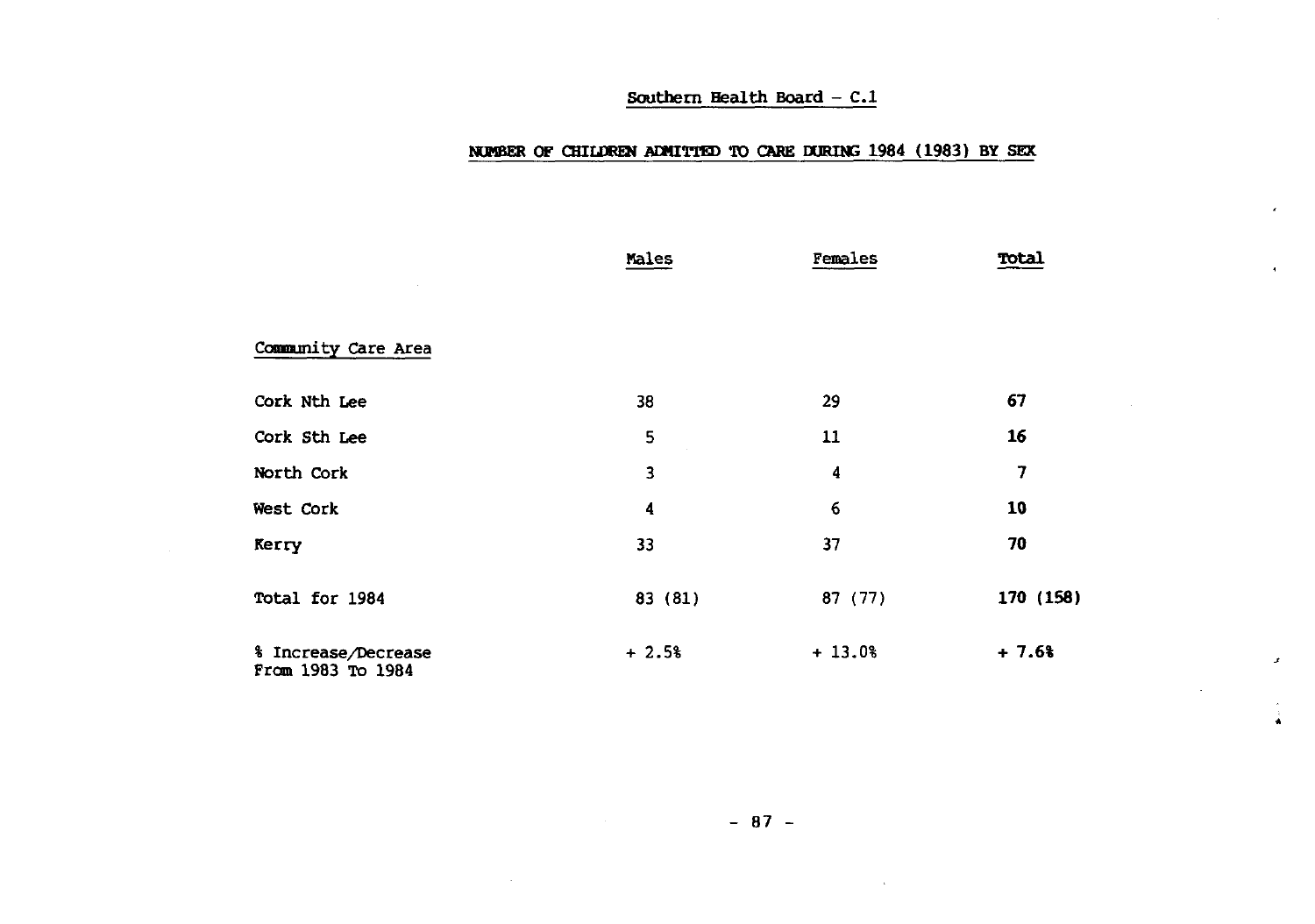## Southern Health Board - C.1

### NUMBER OF CHILDREN ADMITTED TO CARE DURING 1984 (1983) BY SEX

| | Males | Females | Total |
|---|---|---|---|
| Community Care Area | | | |
| Cork Nth Lee | 38 | 29 | **67** |
| Cork Sth Lee | 5 | 11 | **16** |
| North Cork | 3 | 4 | **7** |
| West Cork | 4 | 6 | **10** |
| Kerry | 33 | 37 | **70** |
| Total for 1984 | 83 (81) | 87 (77) | **170 (158)** |
| % Increase/Decrease From 1983 To 1984 | + 2.5% | + 13.0% | **+ 7.6%** |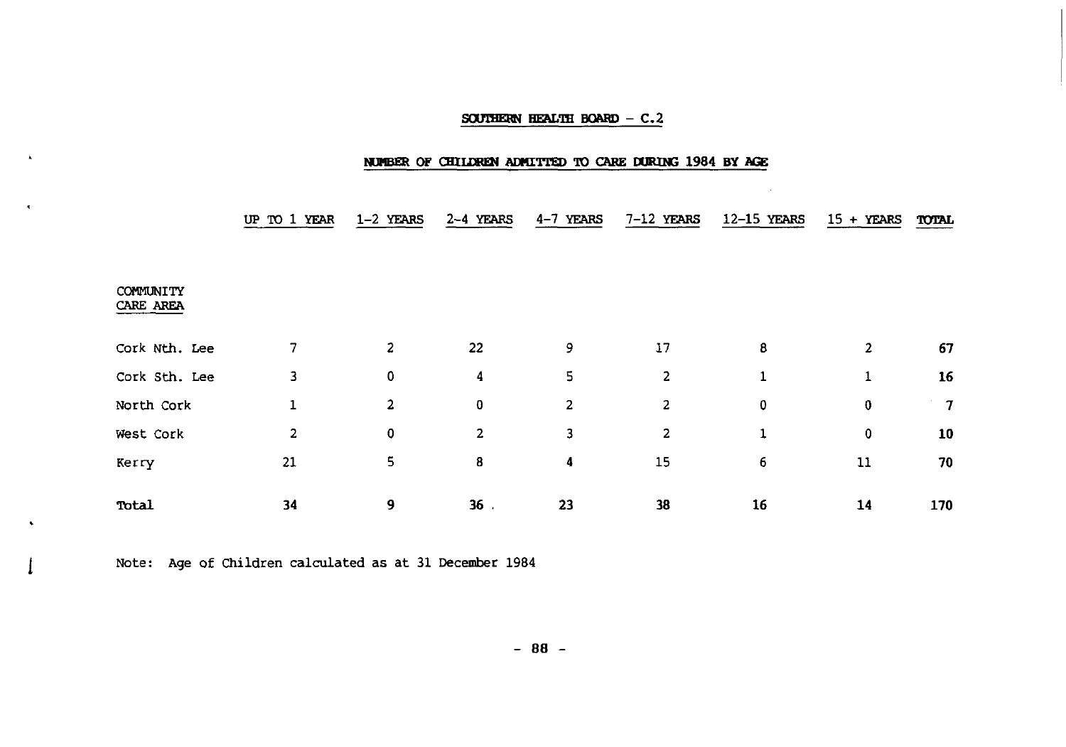## SOUTHERN HEALTH BOARD – C.2

## NUMBER OF CHILDREN ADMITTED TO CARE DURING 1984 BY AGE

| COMMUNITY CARE AREA | UP TO 1 YEAR | 1-2 YEARS | 2-4 YEARS | 4-7 YEARS | 7-12 YEARS | 12-15 YEARS | 15 + YEARS | TOTAL |
|---|---|---|---|---|---|---|---|---|
| Cork Nth. Lee | 7 | 2 | 22 | 9 | 17 | 8 | 2 | **67** |
| Cork Sth. Lee | 3 | 0 | 4 | 5 | 2 | 1 | 1 | **16** |
| North Cork | 1 | 2 | 0 | 2 | 2 | 0 | 0 | **7** |
| West Cork | 2 | 0 | 2 | 3 | 2 | 1 | 0 | **10** |
| Kerry | 21 | 5 | 8 | 4 | 15 | 6 | 11 | **70** |
| **Total** | **34** | **9** | **36** | **23** | **38** | **16** | **14** | **170** |

Note: Age of Children calculated as at 31 December 1984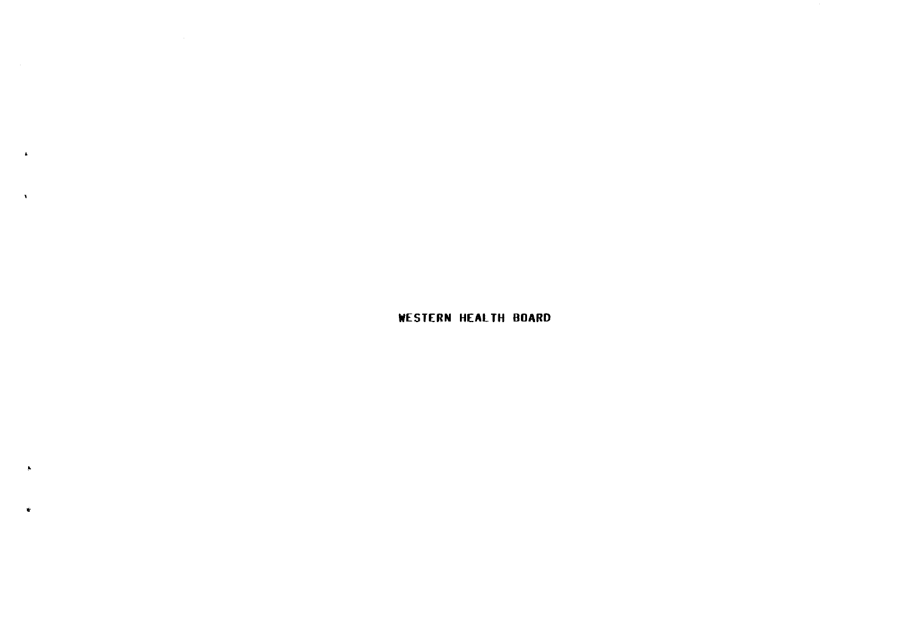# WESTERN HEALTH BOARD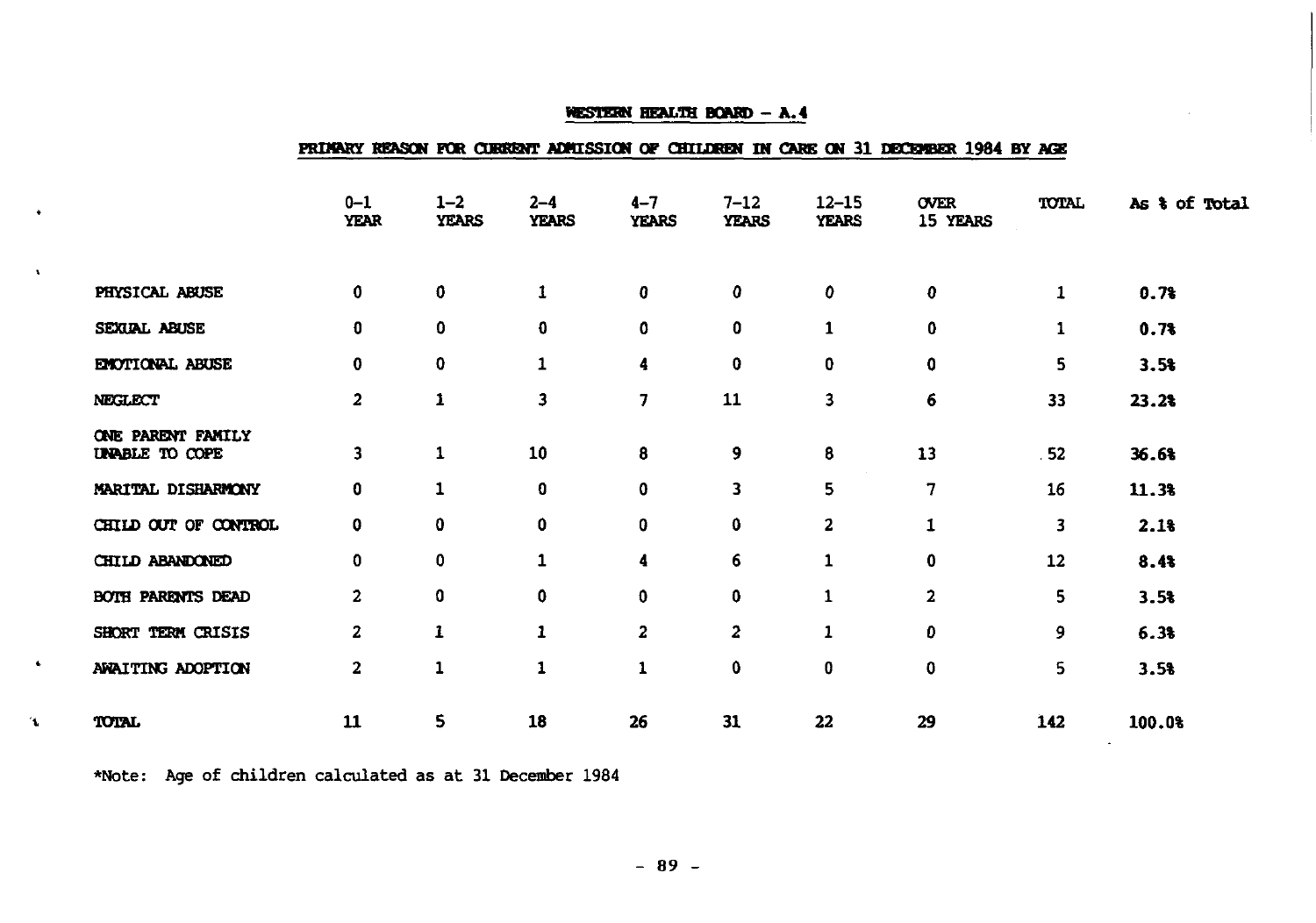## WESTERN HEALTH BOARD – A.4

### PRIMARY REASON FOR CURRENT ADMISSION OF CHILDREN IN CARE ON 31 DECEMBER 1984 BY AGE

| | 0–1 YEAR | 1–2 YEARS | 2–4 YEARS | 4–7 YEARS | 7–12 YEARS | 12–15 YEARS | OVER 15 YEARS | TOTAL | As % of Total |
|---|---|---|---|---|---|---|---|---|---|
| PHYSICAL ABUSE | 0 | 0 | 1 | 0 | 0 | 0 | 0 | 1 | 0.7% |
| SEXUAL ABUSE | 0 | 0 | 0 | 0 | 0 | 1 | 0 | 1 | 0.7% |
| EMOTIONAL ABUSE | 0 | 0 | 1 | 4 | 0 | 0 | 0 | 5 | 3.5% |
| NEGLECT | 2 | 1 | 3 | 7 | 11 | 3 | 6 | 33 | 23.2% |
| ONE PARENT FAMILY UNABLE TO COPE | 3 | 1 | 10 | 8 | 9 | 8 | 13 | 52 | 36.6% |
| MARITAL DISHARMONY | 0 | 1 | 0 | 0 | 3 | 5 | 7 | 16 | 11.3% |
| CHILD OUT OF CONTROL | 0 | 0 | 0 | 0 | 0 | 2 | 1 | 3 | 2.1% |
| CHILD ABANDONED | 0 | 0 | 1 | 4 | 6 | 1 | 0 | 12 | 8.4% |
| BOTH PARENTS DEAD | 2 | 0 | 0 | 0 | 0 | 1 | 2 | 5 | 3.5% |
| SHORT TERM CRISIS | 2 | 1 | 1 | 2 | 2 | 1 | 0 | 9 | 6.3% |
| AWAITING ADOPTION | 2 | 1 | 1 | 1 | 0 | 0 | 0 | 5 | 3.5% |
| TOTAL | 11 | 5 | 18 | 26 | 31 | 22 | 29 | 142 | 100.0% |

*Note: Age of children calculated as at 31 December 1984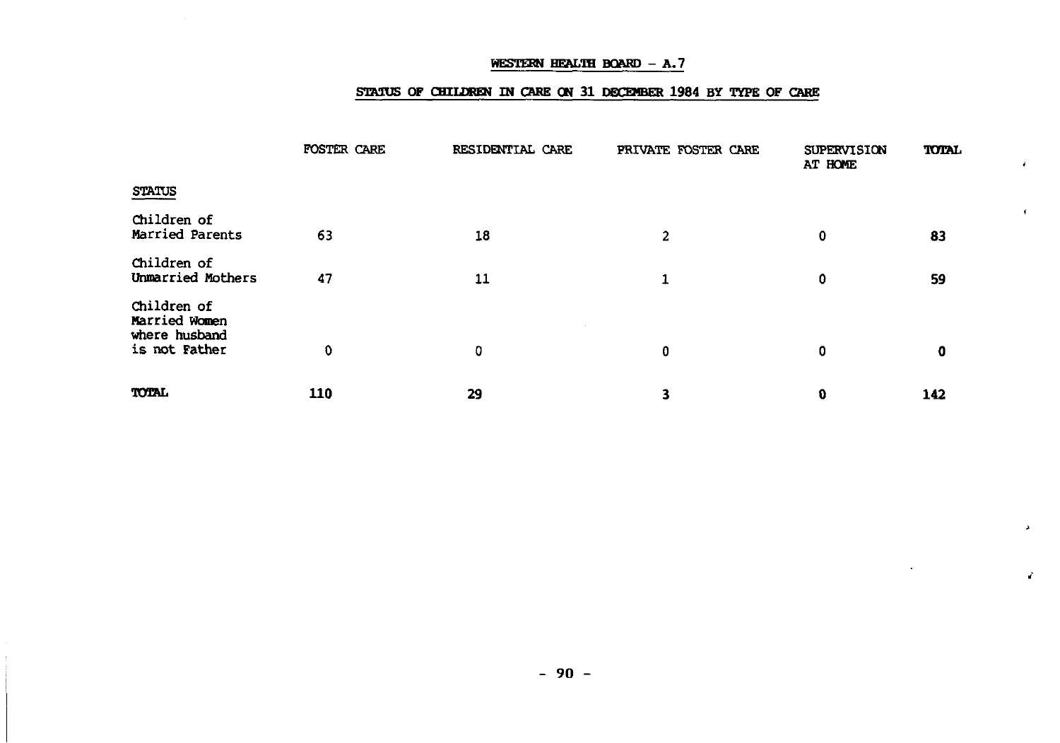## WESTERN HEALTH BOARD - A.7

### STATUS OF CHILDREN IN CARE ON 31 DECEMBER 1984 BY TYPE OF CARE

| STATUS | FOSTER CARE | RESIDENTIAL CARE | PRIVATE FOSTER CARE | SUPERVISION AT HOME | TOTAL |
|---|---|---|---|---|---|
| Children of Married Parents | 63 | 18 | 2 | 0 | **83** |
| Children of Unmarried Mothers | 47 | 11 | 1 | 0 | **59** |
| Children of Married Women where husband is not Father | 0 | 0 | 0 | 0 | **0** |
| **TOTAL** | **110** | **29** | **3** | **0** | **142** |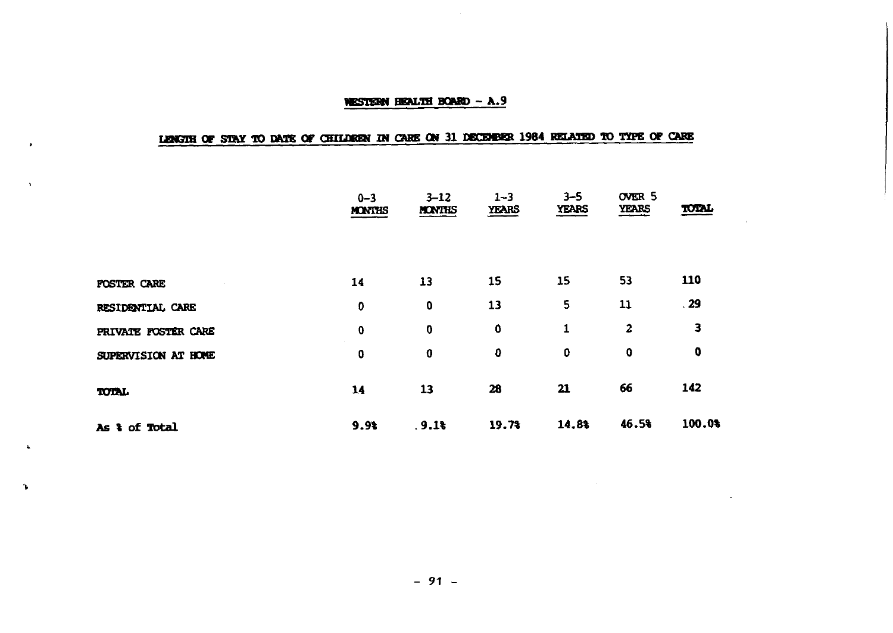## WESTERN HEALTH BOARD – A.9

### LENGTH OF STAY TO DATE OF CHILDREN IN CARE ON 31 DECEMBER 1984 RELATED TO TYPE OF CARE

| | 0–3 MONTHS | 3–12 MONTHS | 1–3 YEARS | 3–5 YEARS | OVER 5 YEARS | TOTAL |
|---|---|---|---|---|---|---|
| FOSTER CARE | 14 | 13 | 15 | 15 | 53 | 110 |
| RESIDENTIAL CARE | 0 | 0 | 13 | 5 | 11 | 29 |
| PRIVATE FOSTER CARE | 0 | 0 | 0 | 1 | 2 | 3 |
| SUPERVISION AT HOME | 0 | 0 | 0 | 0 | 0 | 0 |
| TOTAL | 14 | 13 | 28 | 21 | 66 | 142 |
| As % of Total | 9.9% | 9.1% | 19.7% | 14.8% | 46.5% | 100.0% |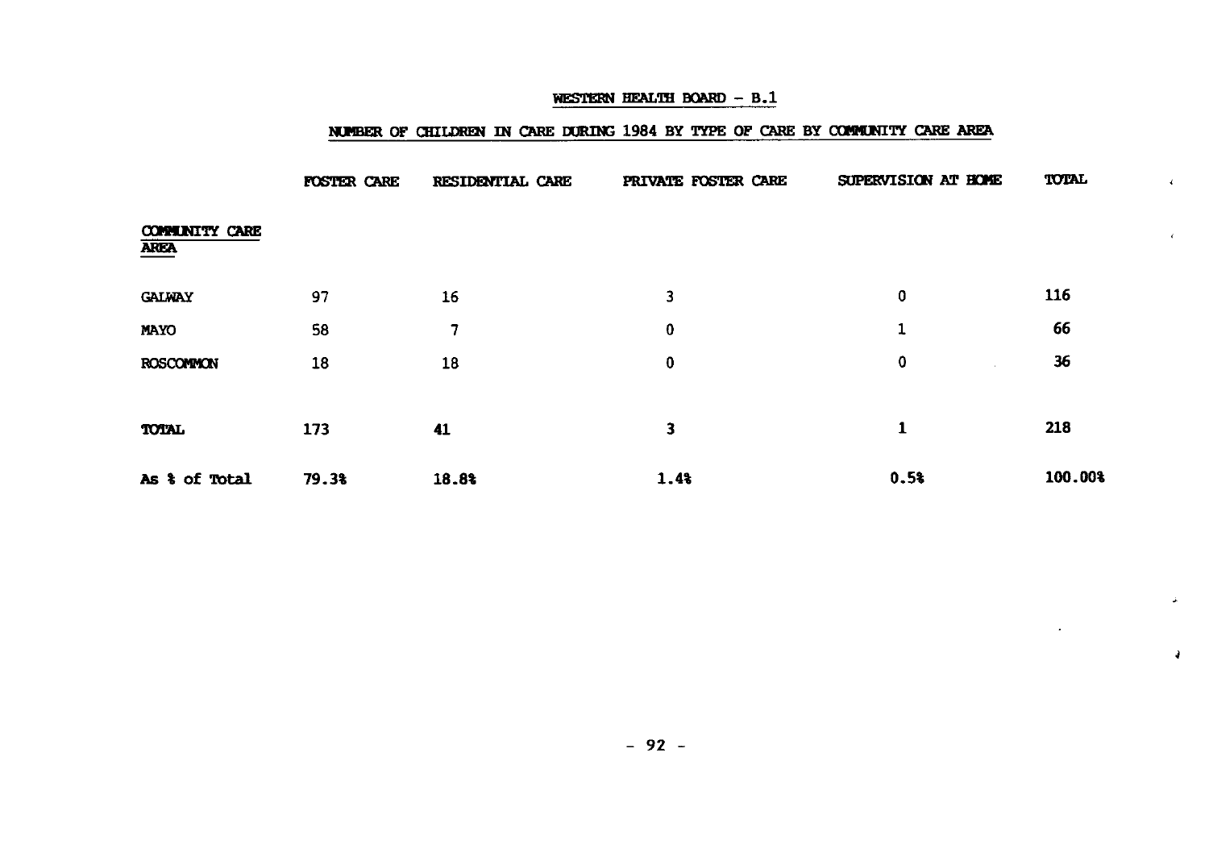## WESTERN HEALTH BOARD - B.1

### NUMBER OF CHILDREN IN CARE DURING 1984 BY TYPE OF CARE BY COMMUNITY CARE AREA

| COMMUNITY CARE AREA | FOSTER CARE | RESIDENTIAL CARE | PRIVATE FOSTER CARE | SUPERVISION AT HOME | TOTAL |
|---|---|---|---|---|---|
| GALWAY | 97 | 16 | 3 | 0 | 116 |
| MAYO | 58 | 7 | 0 | 1 | 66 |
| ROSCOMMON | 18 | 18 | 0 | 0 | 36 |
| **TOTAL** | **173** | **41** | **3** | **1** | **218** |
| **As % of Total** | **79.3%** | **18.8%** | **1.4%** | **0.5%** | **100.00%** |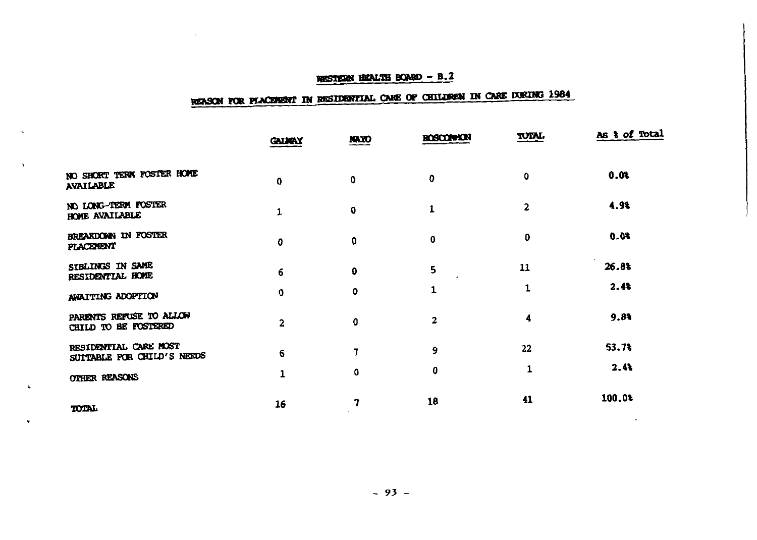## WESTERN HEALTH BOARD – B.2

## REASON FOR PLACEMENT IN RESIDENTIAL CARE OF CHILDREN IN CARE DURING 1984

| | GALWAY | MAYO | ROSCOMMON | TOTAL | As % of Total |
|---|---|---|---|---|---|
| NO SHORT TERM FOSTER HOME AVAILABLE | 0 | 0 | 0 | 0 | 0.0% |
| NO LONG-TERM FOSTER HOME AVAILABLE | 1 | 0 | 1 | 2 | 4.9% |
| BREAKDOWN IN FOSTER PLACEMENT | 0 | 0 | 0 | 0 | 0.0% |
| SIBLINGS IN SAME RESIDENTIAL HOME | 6 | 0 | 5 | 11 | 26.8% |
| AWAITING ADOPTION | 0 | 0 | 1 | 1 | 2.4% |
| PARENTS REFUSE TO ALLOW CHILD TO BE FOSTERED | 2 | 0 | 2 | 4 | 9.8% |
| RESIDENTIAL CARE MOST SUITABLE FOR CHILD'S NEEDS | 6 | 7 | 9 | 22 | 53.7% |
| OTHER REASONS | 1 | 0 | 0 | 1 | 2.4% |
| TOTAL | 16 | 7 | 18 | 41 | 100.0% |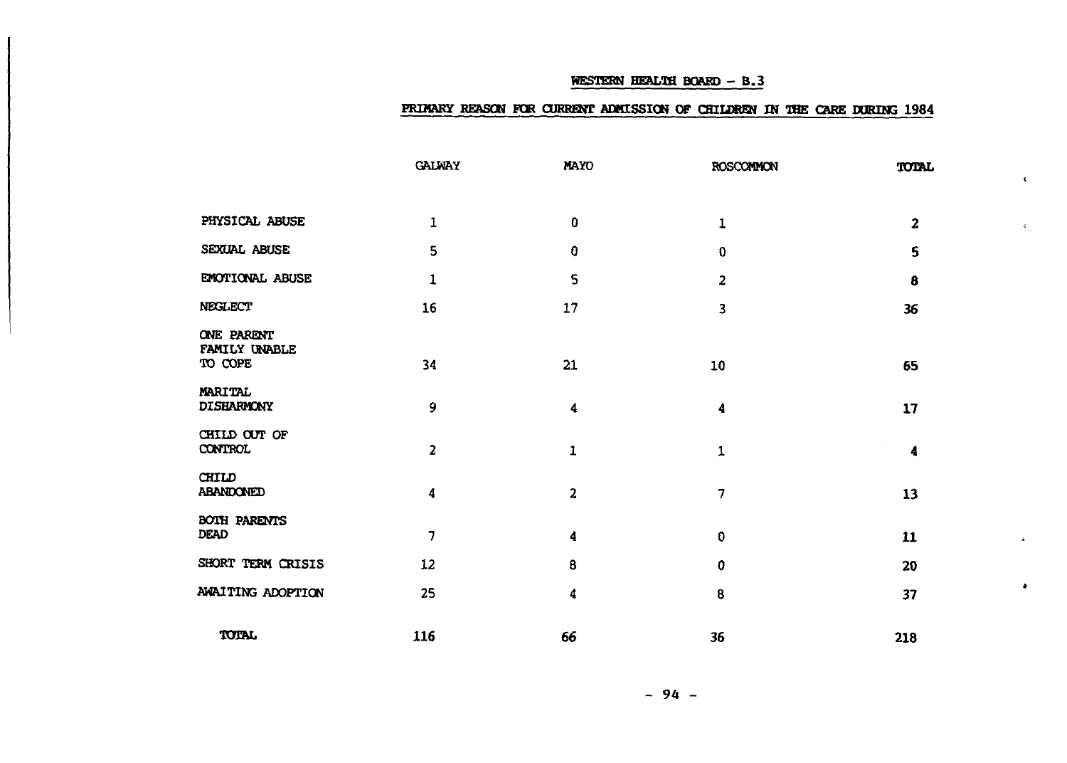## WESTERN HEALTH BOARD - B.3

### PRIMARY REASON FOR CURRENT ADMISSION OF CHILDREN IN THE CARE DURING 1984

| | GALWAY | MAYO | ROSCOMMON | TOTAL |
|---|---|---|---|---|
| PHYSICAL ABUSE | 1 | 0 | 1 | 2 |
| SEXUAL ABUSE | 5 | 0 | 0 | 5 |
| EMOTIONAL ABUSE | 1 | 5 | 2 | 8 |
| NEGLECT | 16 | 17 | 3 | 36 |
| ONE PARENT FAMILY UNABLE TO COPE | 34 | 21 | 10 | 65 |
| MARITAL DISHARMONY | 9 | 4 | 4 | 17 |
| CHILD OUT OF CONTROL | 2 | 1 | 1 | 4 |
| CHILD ABANDONED | 4 | 2 | 7 | 13 |
| BOTH PARENTS DEAD | 7 | 4 | 0 | 11 |
| SHORT TERM CRISIS | 12 | 8 | 0 | 20 |
| AWAITING ADOPTION | 25 | 4 | 8 | 37 |
| TOTAL | 116 | 66 | 36 | 218 |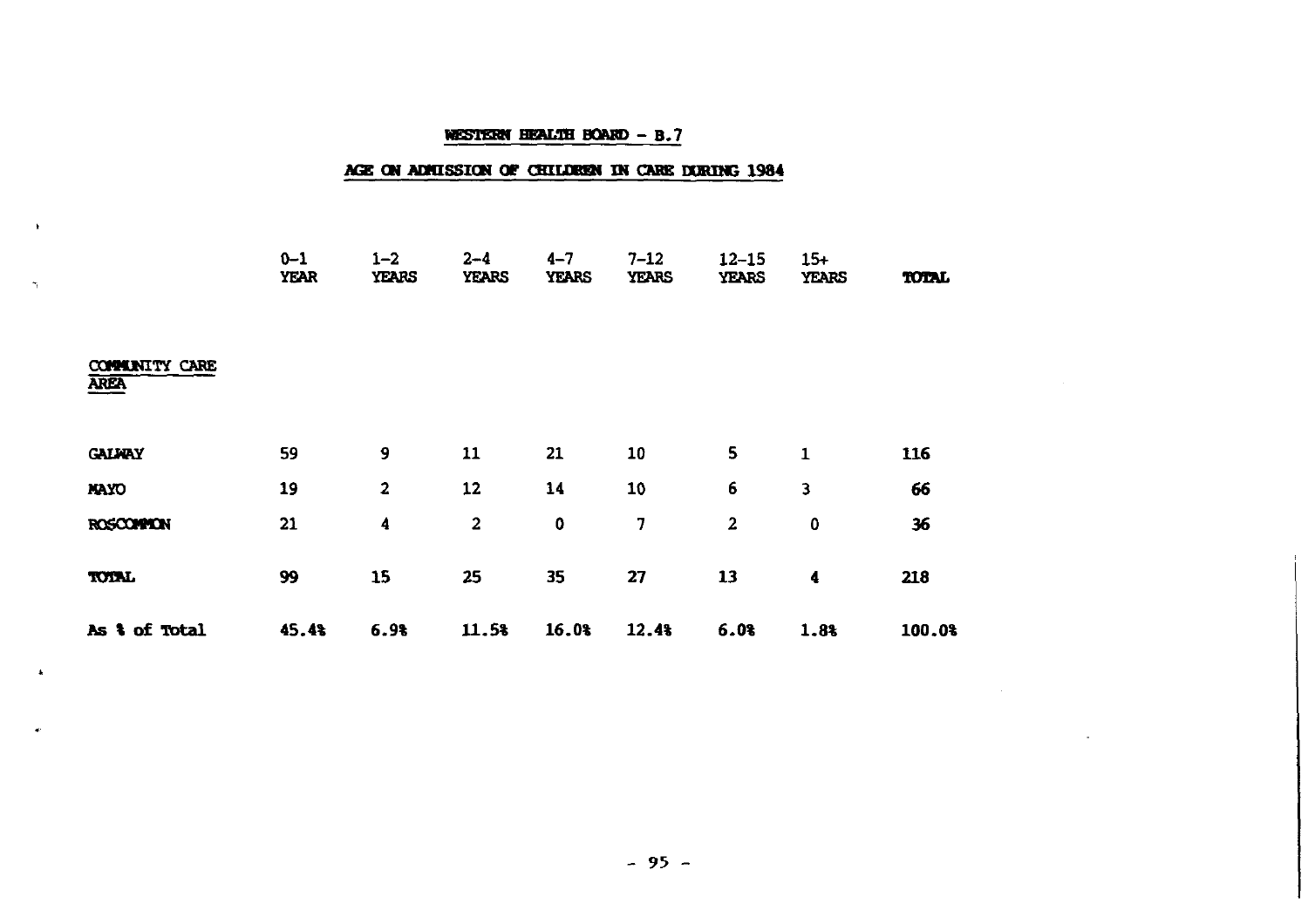## WESTERN HEALTH BOARD - B.7

## AGE ON ADMISSION OF CHILDREN IN CARE DURING 1984

| COMMUNITY CARE AREA | 0-1 YEAR | 1-2 YEARS | 2-4 YEARS | 4-7 YEARS | 7-12 YEARS | 12-15 YEARS | 15+ YEARS | TOTAL |
|---|---|---|---|---|---|---|---|---|
| GALWAY | 59 | 9 | 11 | 21 | 10 | 5 | 1 | 116 |
| MAYO | 19 | 2 | 12 | 14 | 10 | 6 | 3 | 66 |
| ROSCOMMON | 21 | 4 | 2 | 0 | 7 | 2 | 0 | 36 |
| TOTAL | 99 | 15 | 25 | 35 | 27 | 13 | 4 | 218 |
| As % of Total | 45.4% | 6.9% | 11.5% | 16.0% | 12.4% | 6.0% | 1.8% | 100.0% |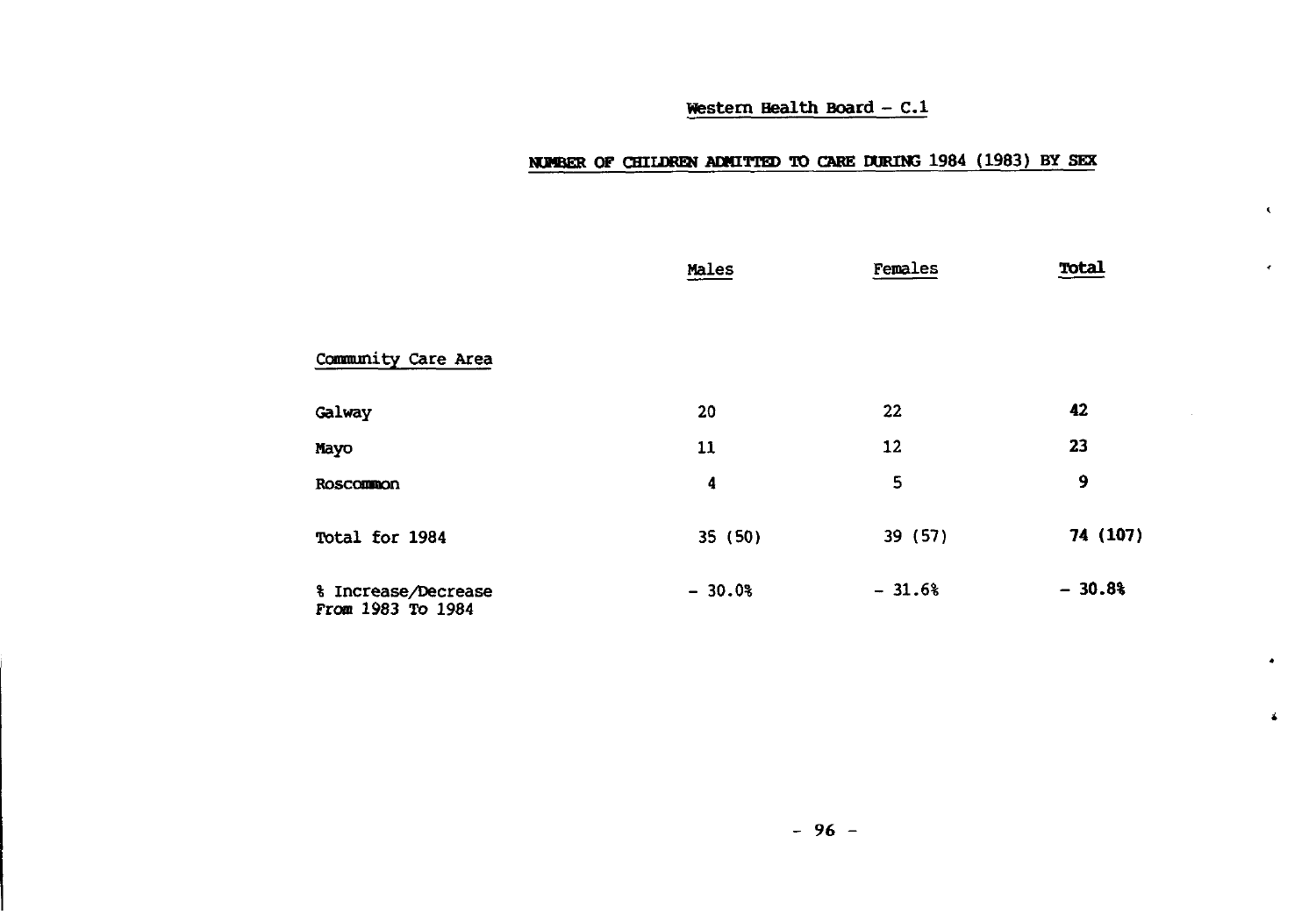## Western Health Board – C.1

### NUMBER OF CHILDREN ADMITTED TO CARE DURING 1984 (1983) BY SEX

| | Males | Females | **Total** |
|---|---|---|---|
| Community Care Area | | | |
| Galway | 20 | 22 | **42** |
| Mayo | 11 | 12 | **23** |
| Roscommon | 4 | 5 | **9** |
| Total for 1984 | 35 (50) | 39 (57) | **74 (107)** |
| % Increase/Decrease From 1983 To 1984 | – 30.0% | – 31.6% | **– 30.8%** |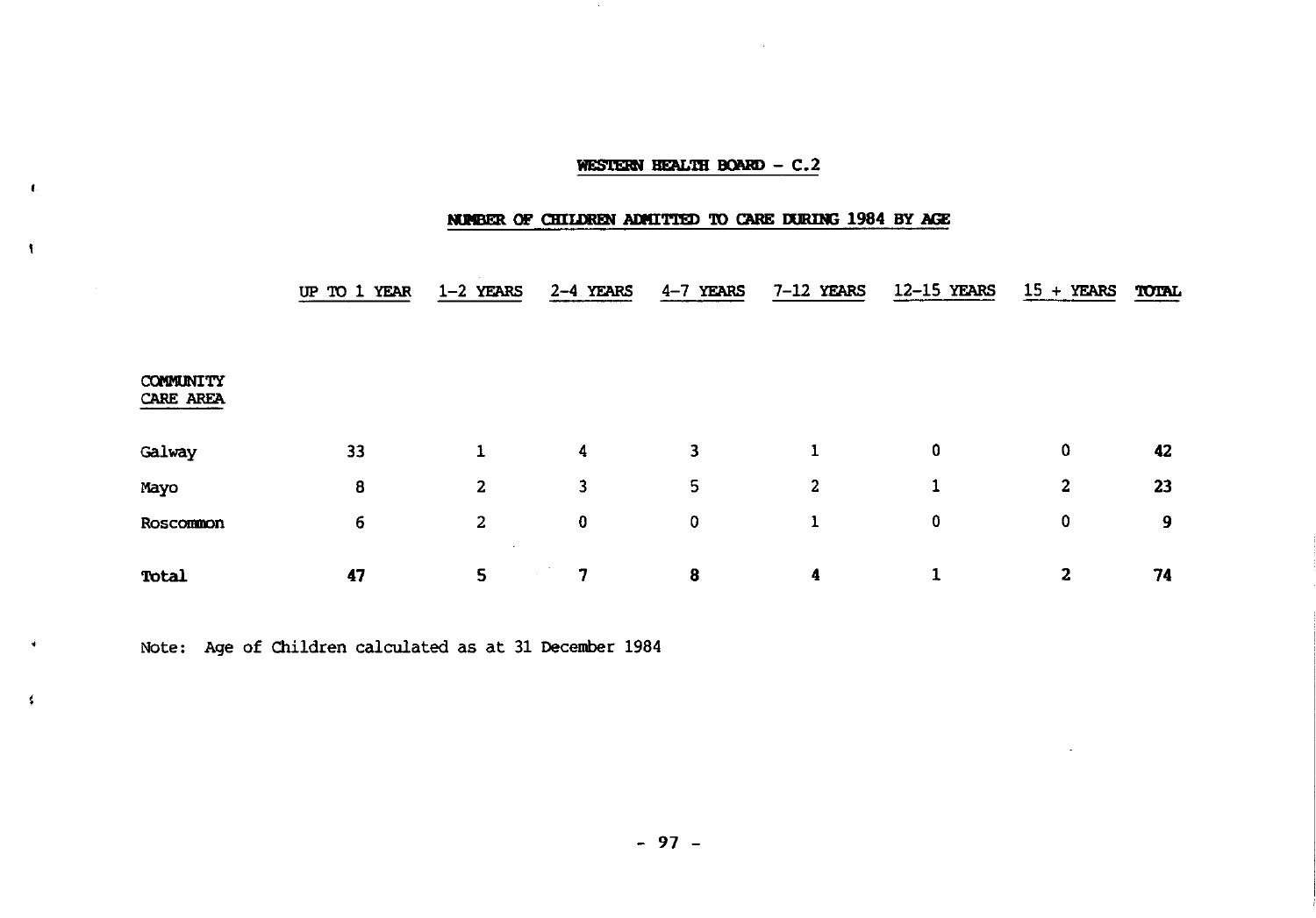## WESTERN HEALTH BOARD - C.2

### NUMBER OF CHILDREN ADMITTED TO CARE DURING 1984 BY AGE

| COMMUNITY CARE AREA | UP TO 1 YEAR | 1-2 YEARS | 2-4 YEARS | 4-7 YEARS | 7-12 YEARS | 12-15 YEARS | 15 + YEARS | TOTAL |
|---|---|---|---|---|---|---|---|---|
| Galway | 33 | 1 | 4 | 3 | 1 | 0 | 0 | **42** |
| Mayo | 8 | 2 | 3 | 5 | 2 | 1 | 2 | **23** |
| Roscommon | 6 | 2 | 0 | 0 | 1 | 0 | 0 | **9** |
| **Total** | **47** | **5** | **7** | **8** | **4** | **1** | **2** | **74** |

Note: Age of Children calculated as at 31 December 1984